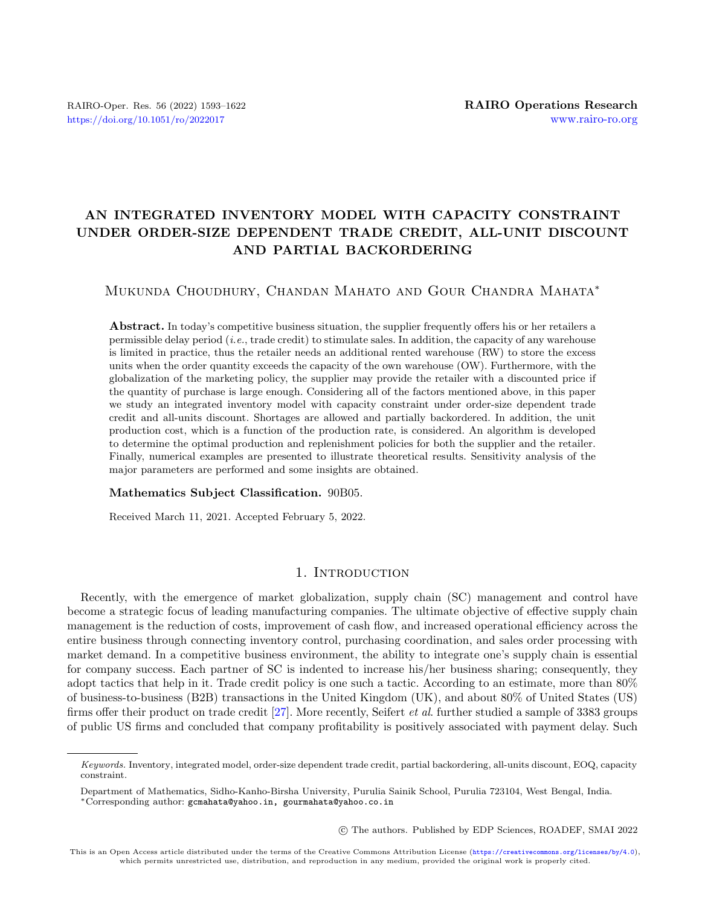# AN INTEGRATED INVENTORY MODEL WITH CAPACITY CONSTRAINT UNDER ORDER-SIZE DEPENDENT TRADE CREDIT, ALL-UNIT DISCOUNT AND PARTIAL BACKORDERING

Mukunda Choudhury, Chandan Mahato and Gour Chandra Mahata*

**Abstract.** In today's competitive business situation, the supplier frequently offers his or her retailers a permissible delay period (*i.e.*, trade credit) to stimulate sales. In addition, the capacity of any warehouse is limited in practice, thus the retailer needs an additional rented warehouse (RW) to store the excess units when the order quantity exceeds the capacity of the own warehouse (OW). Furthermore, with the globalization of the marketing policy, the supplier may provide the retailer with a discounted price if the quantity of purchase is large enough. Considering all of the factors mentioned above, in this paper we study an integrated inventory model with capacity constraint under order-size dependent trade credit and all-units discount. Shortages are allowed and partially backordered. In addition, the unit production cost, which is a function of the production rate, is considered. An algorithm is developed to determine the optimal production and replenishment policies for both the supplier and the retailer. Finally, numerical examples are presented to illustrate theoretical results. Sensitivity analysis of the major parameters are performed and some insights are obtained.

**Mathematics Subject Classification.** 90B05.

Received March 11, 2021. Accepted February 5, 2022.

## 1. Introduction

Recently, with the emergence of market globalization, supply chain (SC) management and control have become a strategic focus of leading manufacturing companies. The ultimate objective of effective supply chain management is the reduction of costs, improvement of cash flow, and increased operational efficiency across the entire business through connecting inventory control, purchasing coordination, and sales order processing with market demand. In a competitive business environment, the ability to integrate one's supply chain is essential for company success. Each partner of SC is indented to increase his/her business sharing; consequently, they adopt tactics that help in it. Trade credit policy is one such a tactic. According to an estimate, more than 80% of business-to-business (B2B) transactions in the United Kingdom (UK), and about 80% of United States (US) firms offer their product on trade credit [27]. More recently, Seifert *et al*. further studied a sample of 3383 groups of public US firms and concluded that company profitability is positively associated with payment delay. Such

---

*Keywords.* Inventory, integrated model, order-size dependent trade credit, partial backordering, all-units discount, EOQ, capacity constraint.

Department of Mathematics, Sidho-Kanho-Birsha University, Purulia Sainik School, Purulia 723104, West Bengal, India.
*Corresponding author: gcmahata@yahoo.in, gourmahata@yahoo.co.in

© The authors. Published by EDP Sciences, ROADEF, SMAI 2022

This is an Open Access article distributed under the terms of the Creative Commons Attribution License (https://creativecommons.org/licenses/by/4.0), which permits unrestricted use, distribution, and reproduction in any medium, provided the original work is properly cited.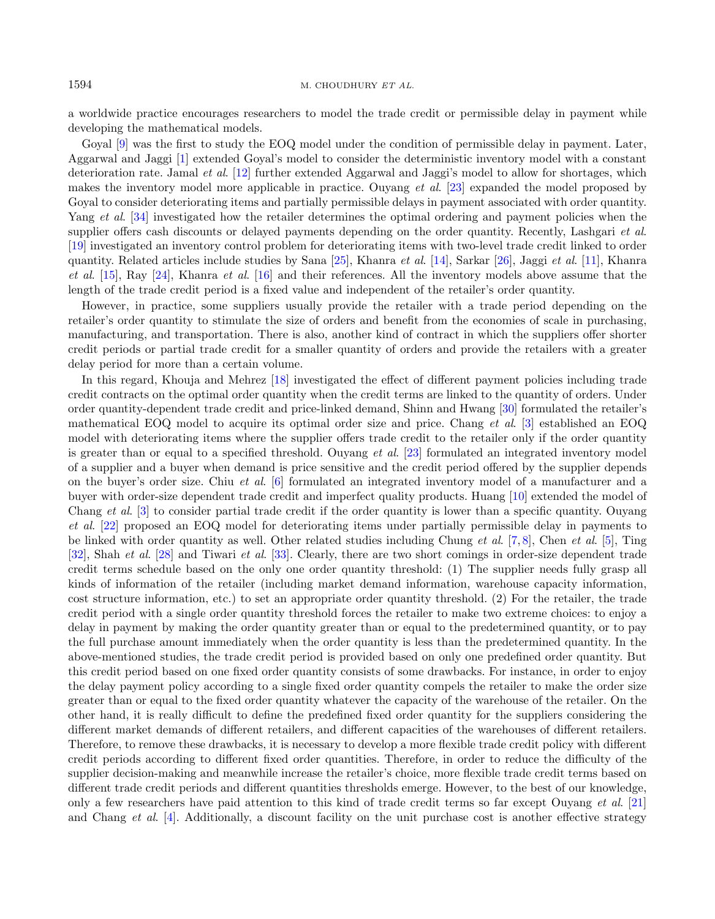a worldwide practice encourages researchers to model the trade credit or permissible delay in payment while developing the mathematical models.

Goyal [9] was the first to study the EOQ model under the condition of permissible delay in payment. Later, Aggarwal and Jaggi [1] extended Goyal's model to consider the deterministic inventory model with a constant deterioration rate. Jamal *et al.* [12] further extended Aggarwal and Jaggi's model to allow for shortages, which makes the inventory model more applicable in practice. Ouyang *et al.* [23] expanded the model proposed by Goyal to consider deteriorating items and partially permissible delays in payment associated with order quantity. Yang *et al.* [34] investigated how the retailer determines the optimal ordering and payment policies when the supplier offers cash discounts or delayed payments depending on the order quantity. Recently, Lashgari *et al.* [19] investigated an inventory control problem for deteriorating items with two-level trade credit linked to order quantity. Related articles include studies by Sana [25], Khanra *et al.* [14], Sarkar [26], Jaggi *et al.* [11], Khanra *et al.* [15], Ray [24], Khanra *et al.* [16] and their references. All the inventory models above assume that the length of the trade credit period is a fixed value and independent of the retailer's order quantity.

However, in practice, some suppliers usually provide the retailer with a trade period depending on the retailer's order quantity to stimulate the size of orders and benefit from the economies of scale in purchasing, manufacturing, and transportation. There is also, another kind of contract in which the suppliers offer shorter credit periods or partial trade credit for a smaller quantity of orders and provide the retailers with a greater delay period for more than a certain volume.

In this regard, Khouja and Mehrez [18] investigated the effect of different payment policies including trade credit contracts on the optimal order quantity when the credit terms are linked to the quantity of orders. Under order quantity-dependent trade credit and price-linked demand, Shinn and Hwang [30] formulated the retailer's mathematical EOQ model to acquire its optimal order size and price. Chang *et al.* [3] established an EOQ model with deteriorating items where the supplier offers trade credit to the retailer only if the order quantity is greater than or equal to a specified threshold. Ouyang *et al.* [23] formulated an integrated inventory model of a supplier and a buyer when demand is price sensitive and the credit period offered by the supplier depends on the buyer's order size. Chiu *et al.* [6] formulated an integrated inventory model of a manufacturer and a buyer with order-size dependent trade credit and imperfect quality products. Huang [10] extended the model of Chang *et al.* [3] to consider partial trade credit if the order quantity is lower than a specific quantity. Ouyang *et al.* [22] proposed an EOQ model for deteriorating items under partially permissible delay in payments to be linked with order quantity as well. Other related studies including Chung *et al.* [7, 8], Chen *et al.* [5], Ting [32], Shah *et al.* [28] and Tiwari *et al.* [33]. Clearly, there are two short comings in order-size dependent trade credit terms schedule based on the only one order quantity threshold: (1) The supplier needs fully grasp all kinds of information of the retailer (including market demand information, warehouse capacity information, cost structure information, etc.) to set an appropriate order quantity threshold. (2) For the retailer, the trade credit period with a single order quantity threshold forces the retailer to make two extreme choices: to enjoy a delay in payment by making the order quantity greater than or equal to the predetermined quantity, or to pay the full purchase amount immediately when the order quantity is less than the predetermined quantity. In the above-mentioned studies, the trade credit period is provided based on only one predefined order quantity. But this credit period based on one fixed order quantity consists of some drawbacks. For instance, in order to enjoy the delay payment policy according to a single fixed order quantity compels the retailer to make the order size greater than or equal to the fixed order quantity whatever the capacity of the warehouse of the retailer. On the other hand, it is really difficult to define the predefined fixed order quantity for the suppliers considering the different market demands of different retailers, and different capacities of the warehouses of different retailers. Therefore, to remove these drawbacks, it is necessary to develop a more flexible trade credit policy with different credit periods according to different fixed order quantities. Therefore, in order to reduce the difficulty of the supplier decision-making and meanwhile increase the retailer's choice, more flexible trade credit terms based on different trade credit periods and different quantities thresholds emerge. However, to the best of our knowledge, only a few researchers have paid attention to this kind of trade credit terms so far except Ouyang *et al.* [21] and Chang *et al.* [4]. Additionally, a discount facility on the unit purchase cost is another effective strategy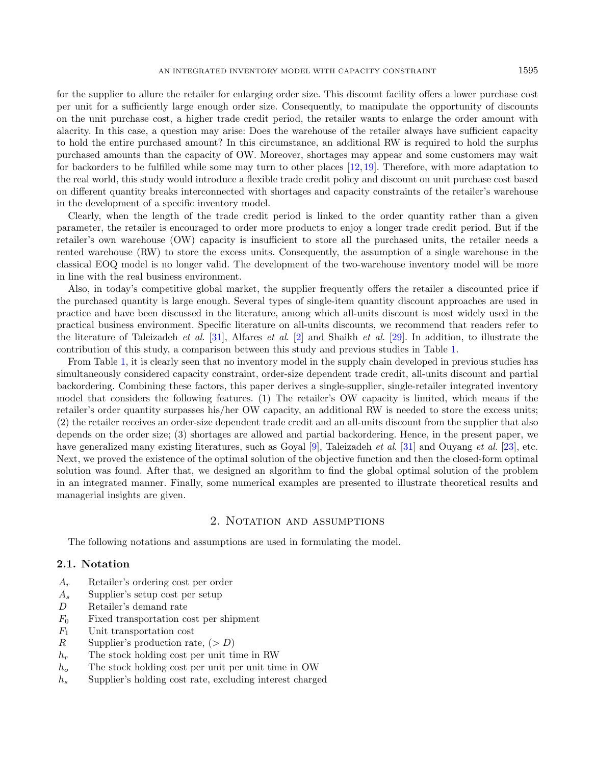for the supplier to allure the retailer for enlarging order size. This discount facility offers a lower purchase cost per unit for a sufficiently large enough order size. Consequently, to manipulate the opportunity of discounts on the unit purchase cost, a higher trade credit period, the retailer wants to enlarge the order amount with alacrity. In this case, a question may arise: Does the warehouse of the retailer always have sufficient capacity to hold the entire purchased amount? In this circumstance, an additional RW is required to hold the surplus purchased amounts than the capacity of OW. Moreover, shortages may appear and some customers may wait for backorders to be fulfilled while some may turn to other places [12, 19]. Therefore, with more adaptation to the real world, this study would introduce a flexible trade credit policy and discount on unit purchase cost based on different quantity breaks interconnected with shortages and capacity constraints of the retailer's warehouse in the development of a specific inventory model.

Clearly, when the length of the trade credit period is linked to the order quantity rather than a given parameter, the retailer is encouraged to order more products to enjoy a longer trade credit period. But if the retailer's own warehouse (OW) capacity is insufficient to store all the purchased units, the retailer needs a rented warehouse (RW) to store the excess units. Consequently, the assumption of a single warehouse in the classical EOQ model is no longer valid. The development of the two-warehouse inventory model will be more in line with the real business environment.

Also, in today's competitive global market, the supplier frequently offers the retailer a discounted price if the purchased quantity is large enough. Several types of single-item quantity discount approaches are used in practice and have been discussed in the literature, among which all-units discount is most widely used in the practical business environment. Specific literature on all-units discounts, we recommend that readers refer to the literature of Taleizadeh *et al.* [31], Alfares *et al.* [2] and Shaikh *et al.* [29]. In addition, to illustrate the contribution of this study, a comparison between this study and previous studies in Table 1.

From Table 1, it is clearly seen that no inventory model in the supply chain developed in previous studies has simultaneously considered capacity constraint, order-size dependent trade credit, all-units discount and partial backordering. Combining these factors, this paper derives a single-supplier, single-retailer integrated inventory model that considers the following features. (1) The retailer's OW capacity is limited, which means if the retailer's order quantity surpasses his/her OW capacity, an additional RW is needed to store the excess units; (2) the retailer receives an order-size dependent trade credit and an all-units discount from the supplier that also depends on the order size; (3) shortages are allowed and partial backordering. Hence, in the present paper, we have generalized many existing literatures, such as Goyal [9], Taleizadeh *et al.* [31] and Ouyang *et al.* [23], etc. Next, we proved the existence of the optimal solution of the objective function and then the closed-form optimal solution was found. After that, we designed an algorithm to find the global optimal solution of the problem in an integrated manner. Finally, some numerical examples are presented to illustrate theoretical results and managerial insights are given.

## 2. Notation and assumptions

The following notations and assumptions are used in formulating the model.

### 2.1. Notation

- $A_r$ Retailer's ordering cost per order
- $A_s$ Supplier's setup cost per setup
- $D$ Retailer's demand rate
- $F_0$ Fixed transportation cost per shipment
- $F_1$ Unit transportation cost
- $R$ Supplier's production rate, ($> D$)
- $h_r$ The stock holding cost per unit time in RW
- $h_o$ The stock holding cost per unit per unit time in OW
- $h_s$ Supplier's holding cost rate, excluding interest charged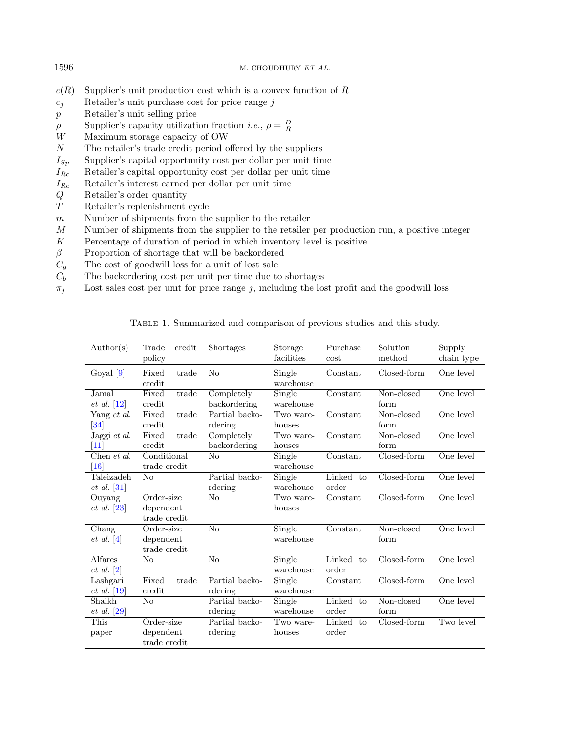$c(R)$ Supplier's unit production cost which is a convex function of $R$
$c_j$ Retailer's unit purchase cost for price range $j$
$p$ Retailer's unit selling price
$\rho$ Supplier's capacity utilization fraction *i.e.*, $\rho = \frac{D}{R}$
$W$ Maximum storage capacity of OW
$N$ The retailer's trade credit period offered by the suppliers
$I_{Sp}$ Supplier's capital opportunity cost per dollar per unit time
$I_{Rc}$ Retailer's capital opportunity cost per dollar per unit time
$I_{Re}$ Retailer's interest earned per dollar per unit time
$Q$ Retailer's order quantity
$T$ Retailer's replenishment cycle
$m$ Number of shipments from the supplier to the retailer
$M$ Number of shipments from the supplier to the retailer per production run, a positive integer
$K$ Percentage of duration of period in which inventory level is positive
$\beta$ Proportion of shortage that will be backordered
$C_g$ The cost of goodwill loss for a unit of lost sale
$C_b$ The backordering cost per unit per time due to shortages
$\pi_j$ Lost sales cost per unit for price range $j$, including the lost profit and the goodwill loss

Table 1. Summarized and comparison of previous studies and this study.

| Author(s) | Trade credit policy | Shortages | Storage facilities | Purchase cost | Solution method | Supply chain type |
|---|---|---|---|---|---|---|
| Goyal [9] | Fixed trade credit | No | Single warehouse | Constant | Closed-form | One level |
| Jamal *et al.* [12] | Fixed trade credit | Completely backordering | Single warehouse | Constant | Non-closed form | One level |
| Yang *et al.* [34] | Fixed trade credit | Partial backordering | Two warehouses | Constant | Non-closed form | One level |
| Jaggi *et al.* [11] | Fixed trade credit | Completely backordering | Two warehouses | Constant | Non-closed form | One level |
| Chen *et al.* [16] | Conditional trade credit | No | Single warehouse | Constant | Closed-form | One level |
| Taleizadeh *et al.* [31] | No | Partial backordering | Single warehouse | Linked to order | Closed-form | One level |
| Ouyang *et al.* [23] | Order-size dependent trade credit | No | Two warehouses | Constant | Closed-form | One level |
| Chang *et al.* [4] | Order-size dependent trade credit | No | Single warehouse | Constant | Non-closed form | One level |
| Alfares *et al.* [2] | No | No | Single warehouse | Linked to order | Closed-form | One level |
| Lashgari *et al.* [19] | Fixed trade credit | Partial backordering | Single warehouse | Constant | Closed-form | One level |
| Shaikh *et al.* [29] | No | Partial backordering | Single warehouse | Linked to order | Non-closed form | One level |
| This paper | Order-size dependent trade credit | Partial backordering | Two warehouses | Linked to order | Closed-form | Two level |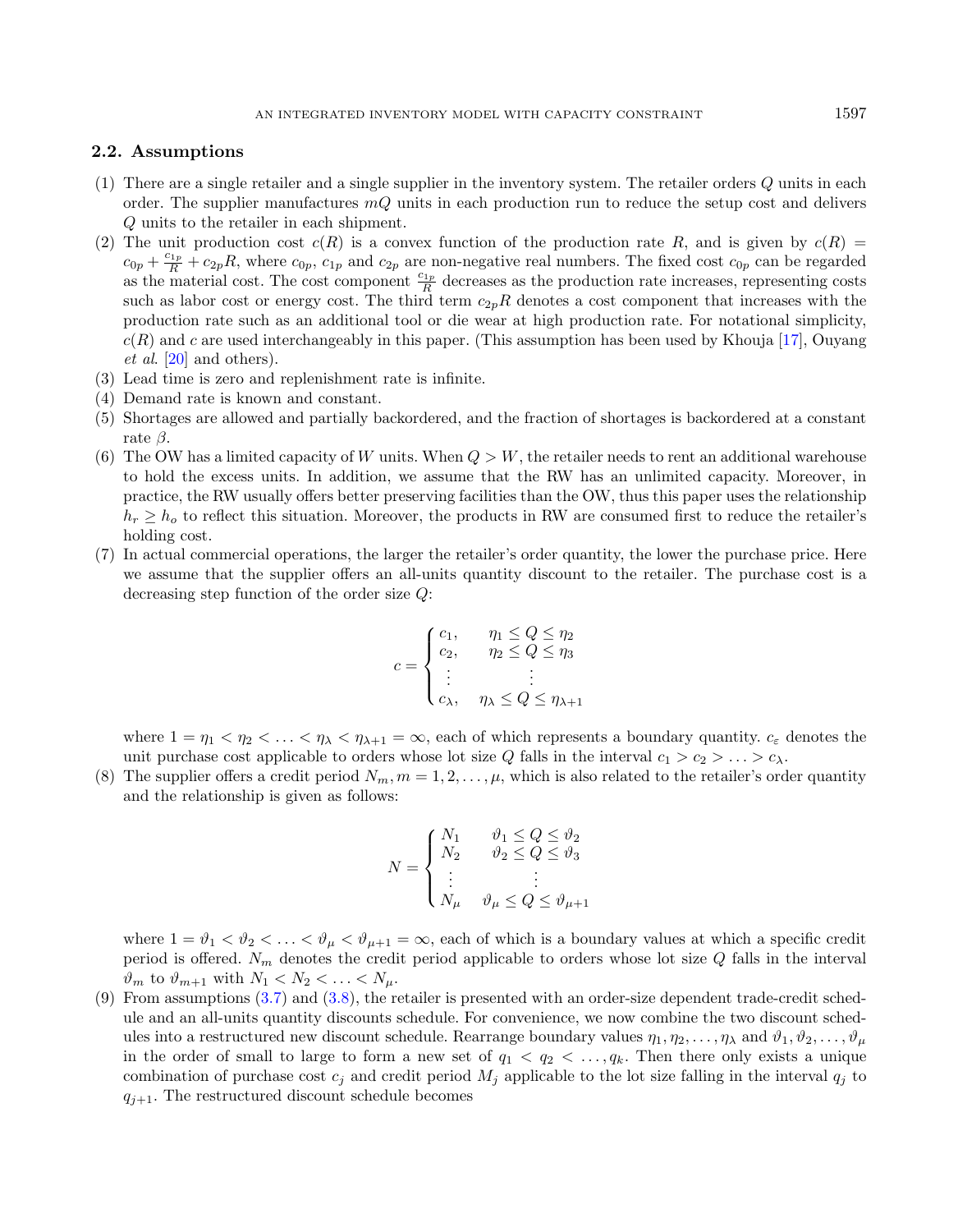### 2.2. Assumptions

(1) There are a single retailer and a single supplier in the inventory system. The retailer orders $Q$ units in each order. The supplier manufactures $mQ$ units in each production run to reduce the setup cost and delivers $Q$ units to the retailer in each shipment.

(2) The unit production cost $c(R)$ is a convex function of the production rate $R$, and is given by $c(R) = c_{0p} + \frac{c_{1p}}{R} + c_{2p}R$, where $c_{0p}$, $c_{1p}$ and $c_{2p}$ are non-negative real numbers. The fixed cost $c_{0p}$ can be regarded as the material cost. The cost component $\frac{c_{1p}}{R}$ decreases as the production rate increases, representing costs such as labor cost or energy cost. The third term $c_{2p}R$ denotes a cost component that increases with the production rate such as an additional tool or die wear at high production rate. For notational simplicity, $c(R)$ and $c$ are used interchangeably in this paper. (This assumption has been used by Khouja [17], Ouyang *et al.* [20] and others).

(3) Lead time is zero and replenishment rate is infinite.

(4) Demand rate is known and constant.

(5) Shortages are allowed and partially backordered, and the fraction of shortages is backordered at a constant rate $\beta$.

(6) The OW has a limited capacity of $W$ units. When $Q > W$, the retailer needs to rent an additional warehouse to hold the excess units. In addition, we assume that the RW has an unlimited capacity. Moreover, in practice, the RW usually offers better preserving facilities than the OW, thus this paper uses the relationship $h_r \geq h_o$ to reflect this situation. Moreover, the products in RW are consumed first to reduce the retailer's holding cost.

(7) In actual commercial operations, the larger the retailer's order quantity, the lower the purchase price. Here we assume that the supplier offers an all-units quantity discount to the retailer. The purchase cost is a decreasing step function of the order size $Q$:

$$c = \begin{cases} c_1, & \eta_1 \leq Q \leq \eta_2 \\ c_2, & \eta_2 \leq Q \leq \eta_3 \\ \vdots & \vdots \\ c_\lambda, & \eta_\lambda \leq Q \leq \eta_{\lambda+1} \end{cases}$$

where $1 = \eta_1 < \eta_2 < \ldots < \eta_\lambda < \eta_{\lambda+1} = \infty$, each of which represents a boundary quantity. $c_\varepsilon$ denotes the unit purchase cost applicable to orders whose lot size $Q$ falls in the interval $c_1 > c_2 > \ldots > c_\lambda$.

(8) The supplier offers a credit period $N_m, m = 1, 2, \ldots, \mu$, which is also related to the retailer's order quantity and the relationship is given as follows:

$$N = \begin{cases} N_1 & \vartheta_1 \leq Q \leq \vartheta_2 \\ N_2 & \vartheta_2 \leq Q \leq \vartheta_3 \\ \vdots & \vdots \\ N_\mu & \vartheta_\mu \leq Q \leq \vartheta_{\mu+1} \end{cases}$$

where $1 = \vartheta_1 < \vartheta_2 < \ldots < \vartheta_\mu < \vartheta_{\mu+1} = \infty$, each of which is a boundary values at which a specific credit period is offered. $N_m$ denotes the credit period applicable to orders whose lot size $Q$ falls in the interval $\vartheta_m$ to $\vartheta_{m+1}$ with $N_1 < N_2 < \ldots < N_\mu$.

(9) From assumptions (3.7) and (3.8), the retailer is presented with an order-size dependent trade-credit schedule and an all-units quantity discounts schedule. For convenience, we now combine the two discount schedules into a restructured new discount schedule. Rearrange boundary values $\eta_1, \eta_2, \ldots, \eta_\lambda$ and $\vartheta_1, \vartheta_2, \ldots, \vartheta_\mu$ in the order of small to large to form a new set of $q_1 < q_2 < \ldots, q_k$. Then there only exists a unique combination of purchase cost $c_j$ and credit period $M_j$ applicable to the lot size falling in the interval $q_j$ to $q_{j+1}$. The restructured discount schedule becomes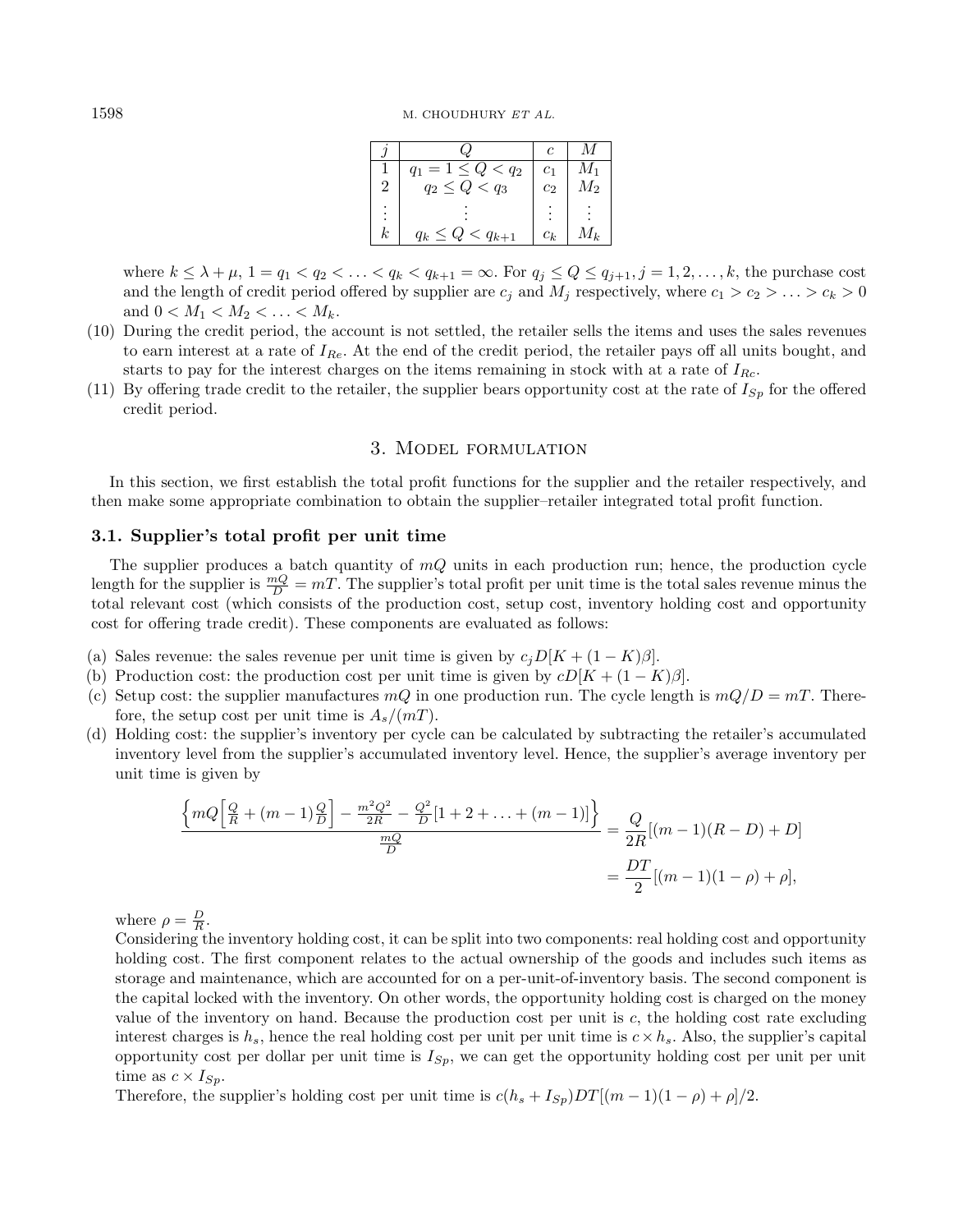| $j$ | $Q$ | $c$ | $M$ |
|---|---|---|---|
| 1 | $q_1 = 1 \leq Q < q_2$ | $c_1$ | $M_1$ |
| 2 | $q_2 \leq Q < q_3$ | $c_2$ | $M_2$ |
| $\vdots$ | $\vdots$ | $\vdots$ | $\vdots$ |
| $k$ | $q_k \leq Q < q_{k+1}$ | $c_k$ | $M_k$ |

where $k \leq \lambda + \mu$, $1 = q_1 < q_2 < \ldots < q_k < q_{k+1} = \infty$. For $q_j \leq Q \leq q_{j+1}, j = 1, 2, \ldots, k$, the purchase cost and the length of credit period offered by supplier are $c_j$ and $M_j$ respectively, where $c_1 > c_2 > \ldots > c_k > 0$ and $0 < M_1 < M_2 < \ldots < M_k$.

(10) During the credit period, the account is not settled, the retailer sells the items and uses the sales revenues to earn interest at a rate of $I_{Re}$. At the end of the credit period, the retailer pays off all units bought, and starts to pay for the interest charges on the items remaining in stock with at a rate of $I_{Rc}$.

(11) By offering trade credit to the retailer, the supplier bears opportunity cost at the rate of $I_{Sp}$ for the offered credit period.

## 3. Model formulation

In this section, we first establish the total profit functions for the supplier and the retailer respectively, and then make some appropriate combination to obtain the supplier–retailer integrated total profit function.

### 3.1. Supplier's total profit per unit time

The supplier produces a batch quantity of $mQ$ units in each production run; hence, the production cycle length for the supplier is $\frac{mQ}{D} = mT$. The supplier's total profit per unit time is the total sales revenue minus the total relevant cost (which consists of the production cost, setup cost, inventory holding cost and opportunity cost for offering trade credit). These components are evaluated as follows:

(a) Sales revenue: the sales revenue per unit time is given by $c_j D[K + (1 - K)\beta]$.

(b) Production cost: the production cost per unit time is given by $cD[K + (1 - K)\beta]$.

(c) Setup cost: the supplier manufactures $mQ$ in one production run. The cycle length is $mQ/D = mT$. Therefore, the setup cost per unit time is $A_s/(mT)$.

(d) Holding cost: the supplier's inventory per cycle can be calculated by subtracting the retailer's accumulated inventory level from the supplier's accumulated inventory level. Hence, the supplier's average inventory per unit time is given by

$$\frac{\left\{mQ\left[\frac{Q}{R} + (m-1)\frac{Q}{D}\right] - \frac{m^2Q^2}{2R} - \frac{Q^2}{D}[1 + 2 + \ldots + (m-1)]\right\}}{\frac{mQ}{D}} = \frac{Q}{2R}[(m-1)(R-D) + D]$$
$$= \frac{DT}{2}[(m-1)(1-\rho) + \rho],$$

where $\rho = \frac{D}{R}$.

Considering the inventory holding cost, it can be split into two components: real holding cost and opportunity holding cost. The first component relates to the actual ownership of the goods and includes such items as storage and maintenance, which are accounted for on a per-unit-of-inventory basis. The second component is the capital locked with the inventory. On other words, the opportunity holding cost is charged on the money value of the inventory on hand. Because the production cost per unit is $c$, the holding cost rate excluding interest charges is $h_s$, hence the real holding cost per unit per unit time is $c \times h_s$. Also, the supplier's capital opportunity cost per dollar per unit time is $I_{Sp}$, we can get the opportunity holding cost per unit per unit time as $c \times I_{Sp}$.

Therefore, the supplier's holding cost per unit time is $c(h_s + I_{Sp})DT[(m-1)(1-\rho) + \rho]/2$.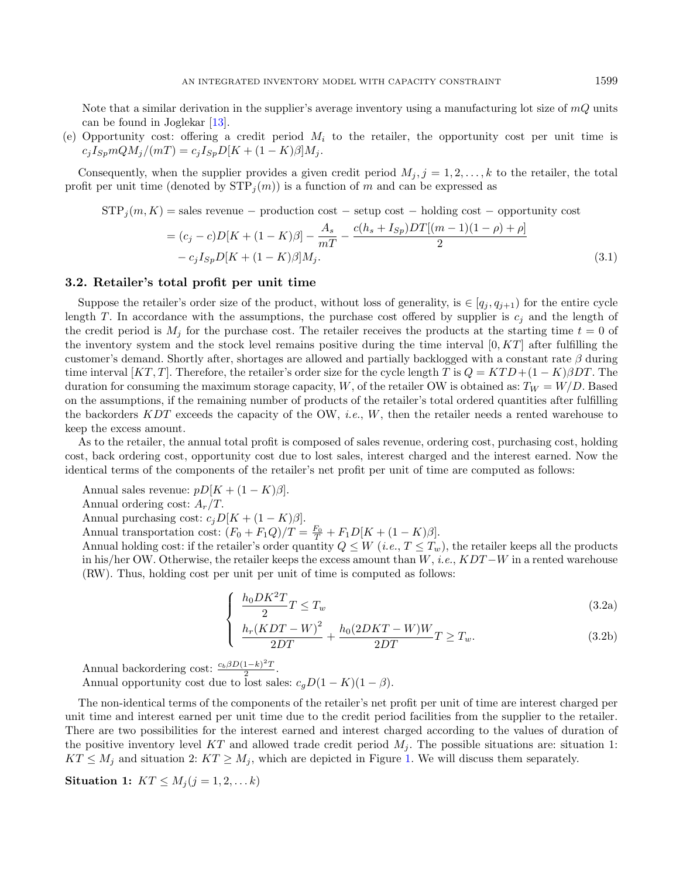Note that a similar derivation in the supplier's average inventory using a manufacturing lot size of $mQ$ units can be found in Joglekar [13].

(e) Opportunity cost: offering a credit period $M_i$ to the retailer, the opportunity cost per unit time is $c_j I_{Sp} mQM_j/(mT) = c_j I_{Sp} D[K + (1-K)\beta]M_j$.

Consequently, when the supplier provides a given credit period $M_j, j = 1, 2, \ldots, k$ to the retailer, the total profit per unit time (denoted by $\text{STP}_j(m)$) is a function of $m$ and can be expressed as

$$\begin{aligned}
\text{STP}_j(m, K) &= \text{sales revenue} - \text{production cost} - \text{setup cost} - \text{holding cost} - \text{opportunity cost} \\
&= (c_j - c)D[K + (1-K)\beta] - \frac{A_s}{mT} - \frac{c(h_s + I_{Sp})DT[(m-1)(1-\rho) + \rho]}{2} \\
&\quad - c_j I_{Sp} D[K + (1-K)\beta]M_j.
\end{aligned} \tag{3.1}$$

### 3.2. Retailer's total profit per unit time

Suppose the retailer's order size of the product, without loss of generality, is $\in [q_j, q_{j+1})$ for the entire cycle length $T$. In accordance with the assumptions, the purchase cost offered by supplier is $c_j$ and the length of the credit period is $M_j$ for the purchase cost. The retailer receives the products at the starting time $t = 0$ of the inventory system and the stock level remains positive during the time interval $[0, KT]$ after fulfilling the customer's demand. Shortly after, shortages are allowed and partially backlogged with a constant rate $\beta$ during time interval $[KT, T]$. Therefore, the retailer's order size for the cycle length $T$ is $Q = KTD + (1-K)\beta DT$. The duration for consuming the maximum storage capacity, $W$, of the retailer OW is obtained as: $T_W = W/D$. Based on the assumptions, if the remaining number of products of the retailer's total ordered quantities after fulfilling the backorders $KDT$ exceeds the capacity of the OW, *i.e.*, $W$, then the retailer needs a rented warehouse to keep the excess amount.

As to the retailer, the annual total profit is composed of sales revenue, ordering cost, purchasing cost, holding cost, back ordering cost, opportunity cost due to lost sales, interest charged and the interest earned. Now the identical terms of the components of the retailer's net profit per unit of time are computed as follows:

Annual sales revenue: $pD[K + (1-K)\beta]$.
Annual ordering cost: $A_r/T$.
Annual purchasing cost: $c_j D[K + (1-K)\beta]$.
Annual transportation cost: $(F_0 + F_1 Q)/T = \frac{F_0}{T} + F_1 D[K + (1-K)\beta]$.
Annual holding cost: if the retailer's order quantity $Q \le W$ (*i.e.*, $T \le T_w$), the retailer keeps all the products in his/her OW. Otherwise, the retailer keeps the excess amount than $W$, *i.e.*, $KDT - W$ in a rented warehouse (RW). Thus, holding cost per unit per unit of time is computed as follows:

$$\begin{cases}
\dfrac{h_0 DK^2 T}{2} T \le T_w & (3.2\text{a}) \\[2ex]
\dfrac{h_r(KDT - W)^2}{2DT} + \dfrac{h_0(2DKT - W)W}{2DT} T \ge T_w. & (3.2\text{b})
\end{cases}$$

Annual backordering cost: $\frac{c_b \beta D(1-k)^2 T}{2}$.
Annual opportunity cost due to lost sales: $c_g D(1-K)(1-\beta)$.

The non-identical terms of the components of the retailer's net profit per unit of time are interest charged per unit time and interest earned per unit time due to the credit period facilities from the supplier to the retailer. There are two possibilities for the interest earned and interest charged according to the values of duration of the positive inventory level $KT$ and allowed trade credit period $M_j$. The possible situations are: situation 1: $KT \le M_j$ and situation 2: $KT \ge M_j$, which are depicted in Figure 1. We will discuss them separately.

**Situation 1:** $KT \le M_j (j = 1, 2, \ldots k)$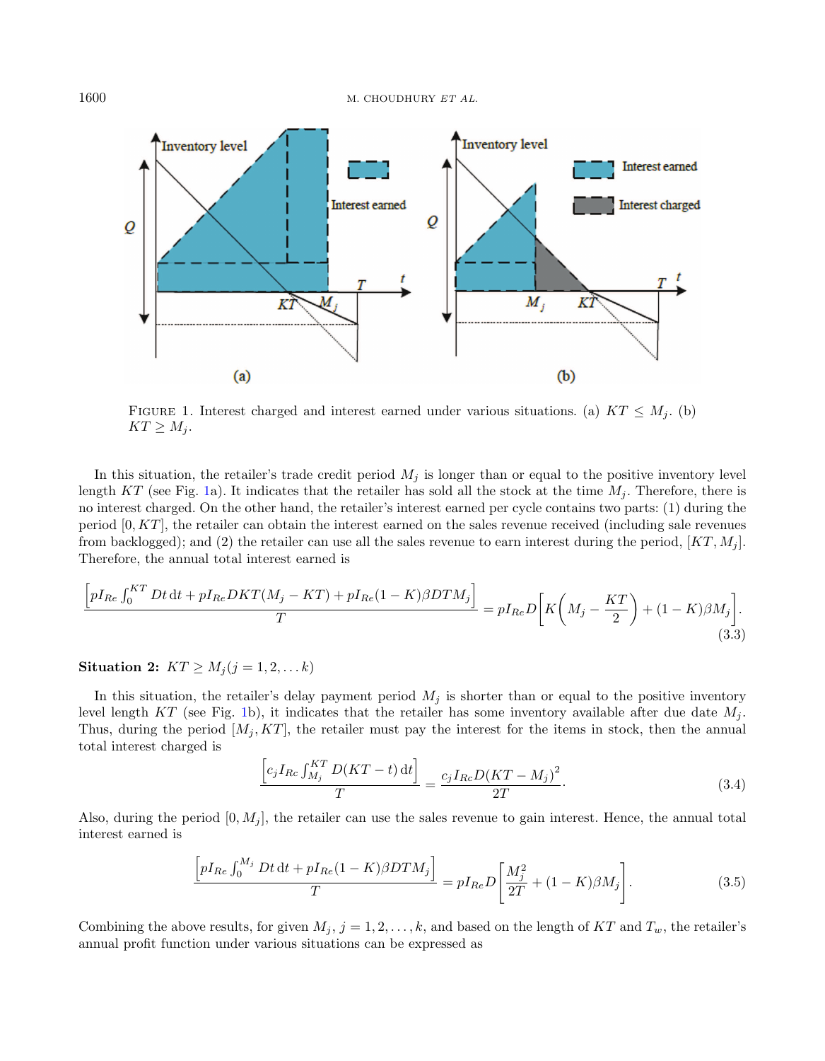FIGURE 1. Interest charged and interest earned under various situations. (a) $KT \leq M_j$. (b) $KT \geq M_j$.

In this situation, the retailer's trade credit period $M_j$ is longer than or equal to the positive inventory level length $KT$ (see Fig. 1a). It indicates that the retailer has sold all the stock at the time $M_j$. Therefore, there is no interest charged. On the other hand, the retailer's interest earned per cycle contains two parts: (1) during the period $[0, KT]$, the retailer can obtain the interest earned on the sales revenue received (including sale revenues from backlogged); and (2) the retailer can use all the sales revenue to earn interest during the period, $[KT, M_j]$. Therefore, the annual total interest earned is

$$\frac{\left[pI_{Re}\int_0^{KT} Dt\,\mathrm{d}t + pI_{Re}DKT(M_j - KT) + pI_{Re}(1-K)\beta DTM_j\right]}{T} = pI_{Re}D\left[K\left(M_j - \frac{KT}{2}\right) + (1-K)\beta M_j\right]. \tag{3.3}$$

**Situation 2:** $KT \geq M_j (j = 1, 2, \ldots k)$

In this situation, the retailer's delay payment period $M_j$ is shorter than or equal to the positive inventory level length $KT$ (see Fig. 1b), it indicates that the retailer has some inventory available after due date $M_j$. Thus, during the period $[M_j, KT]$, the retailer must pay the interest for the items in stock, then the annual total interest charged is

$$\frac{\left[c_j I_{Rc}\int_{M_j}^{KT} D(KT - t)\,\mathrm{d}t\right]}{T} = \frac{c_j I_{Rc} D(KT - M_j)^2}{2T}. \tag{3.4}$$

Also, during the period $[0, M_j]$, the retailer can use the sales revenue to gain interest. Hence, the annual total interest earned is

$$\frac{\left[pI_{Re}\int_0^{M_j} Dt\,\mathrm{d}t + pI_{Re}(1-K)\beta DTM_j\right]}{T} = pI_{Re}D\left[\frac{M_j^2}{2T} + (1-K)\beta M_j\right]. \tag{3.5}$$

Combining the above results, for given $M_j$, $j = 1, 2, \ldots, k$, and based on the length of $KT$ and $T_w$, the retailer's annual profit function under various situations can be expressed as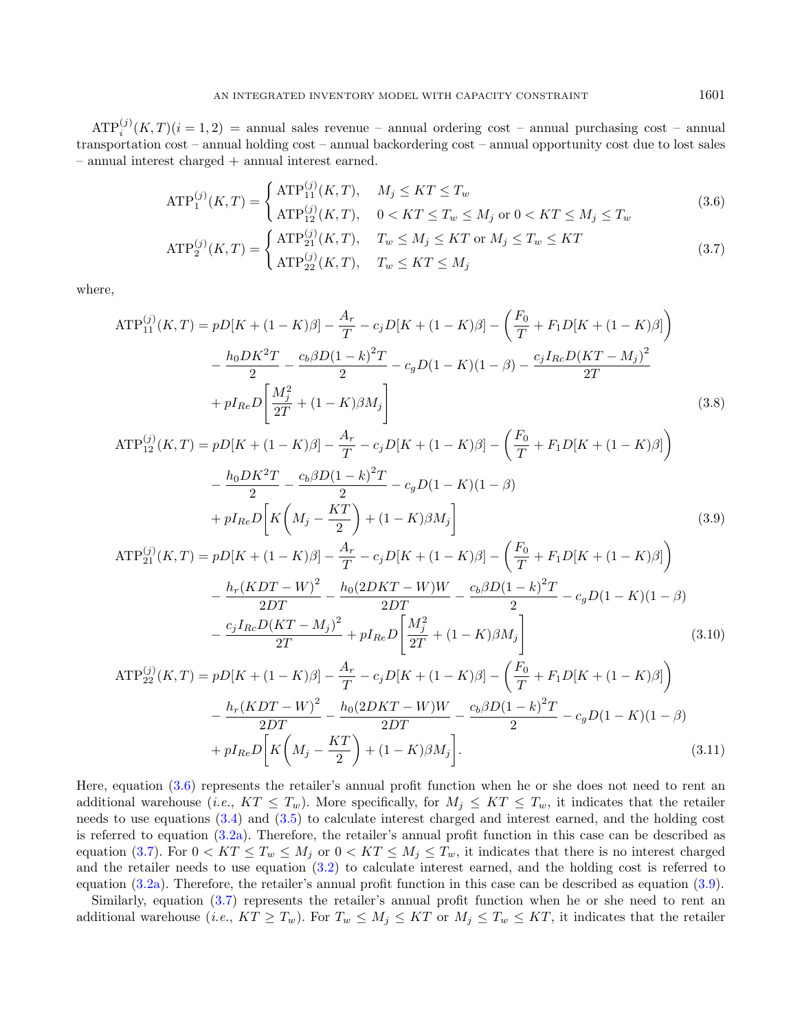$\text{ATP}_i^{(j)}(K,T)(i=1,2)$ = annual sales revenue – annual ordering cost – annual purchasing cost – annual transportation cost – annual holding cost – annual backordering cost – annual opportunity cost due to lost sales – annual interest charged + annual interest earned.

$$\text{ATP}_1^{(j)}(K,T) = \begin{cases} \text{ATP}_{11}^{(j)}(K,T), & M_j \leq KT \leq T_w \\ \text{ATP}_{12}^{(j)}(K,T), & 0 < KT \leq T_w \leq M_j \text{ or } 0 < KT \leq M_j \leq T_w \end{cases} \tag{3.6}$$

$$\text{ATP}_2^{(j)}(K,T) = \begin{cases} \text{ATP}_{21}^{(j)}(K,T), & T_w \leq M_j \leq KT \text{ or } M_j \leq T_w \leq KT \\ \text{ATP}_{22}^{(j)}(K,T), & T_w \leq KT \leq M_j \end{cases} \tag{3.7}$$

where,

$$\begin{aligned} \text{ATP}_{11}^{(j)}(K,T) = {} & pD[K+(1-K)\beta] - \frac{A_r}{T} - c_j D[K+(1-K)\beta] - \left(\frac{F_0}{T} + F_1 D[K+(1-K)\beta]\right) \\ & - \frac{h_0 D K^2 T}{2} - \frac{c_b \beta D(1-k)^2 T}{2} - c_g D(1-K)(1-\beta) - \frac{c_j I_{Rc} D(KT-M_j)^2}{2T} \\ & + pI_{Re} D\left[\frac{M_j^2}{2T} + (1-K)\beta M_j\right] \end{aligned} \tag{3.8}$$

$$\begin{aligned} \text{ATP}_{12}^{(j)}(K,T) = {} & pD[K+(1-K)\beta] - \frac{A_r}{T} - c_j D[K+(1-K)\beta] - \left(\frac{F_0}{T} + F_1 D[K+(1-K)\beta]\right) \\ & - \frac{h_0 D K^2 T}{2} - \frac{c_b \beta D(1-k)^2 T}{2} - c_g D(1-K)(1-\beta) \\ & + pI_{Re} D\left[K\left(M_j - \frac{KT}{2}\right) + (1-K)\beta M_j\right] \end{aligned} \tag{3.9}$$

$$\begin{aligned} \text{ATP}_{21}^{(j)}(K,T) = {} & pD[K+(1-K)\beta] - \frac{A_r}{T} - c_j D[K+(1-K)\beta] - \left(\frac{F_0}{T} + F_1 D[K+(1-K)\beta]\right) \\ & - \frac{h_r(KDT-W)^2}{2DT} - \frac{h_0(2DKT-W)W}{2DT} - \frac{c_b \beta D(1-k)^2 T}{2} - c_g D(1-K)(1-\beta) \\ & - \frac{c_j I_{Rc} D(KT-M_j)^2}{2T} + pI_{Re} D\left[\frac{M_j^2}{2T} + (1-K)\beta M_j\right] \end{aligned} \tag{3.10}$$

$$\begin{aligned} \text{ATP}_{22}^{(j)}(K,T) = {} & pD[K+(1-K)\beta] - \frac{A_r}{T} - c_j D[K+(1-K)\beta] - \left(\frac{F_0}{T} + F_1 D[K+(1-K)\beta]\right) \\ & - \frac{h_r(KDT-W)^2}{2DT} - \frac{h_0(2DKT-W)W}{2DT} - \frac{c_b \beta D(1-k)^2 T}{2} - c_g D(1-K)(1-\beta) \\ & + pI_{Re} D\left[K\left(M_j - \frac{KT}{2}\right) + (1-K)\beta M_j\right]. \end{aligned} \tag{3.11}$$

Here, equation (3.6) represents the retailer's annual profit function when he or she does not need to rent an additional warehouse (*i.e.*, $KT \leq T_w$). More specifically, for $M_j \leq KT \leq T_w$, it indicates that the retailer needs to use equations (3.4) and (3.5) to calculate interest charged and interest earned, and the holding cost is referred to equation (3.2a). Therefore, the retailer's annual profit function in this case can be described as equation (3.7). For $0 < KT \leq T_w \leq M_j$ or $0 < KT \leq M_j \leq T_w$, it indicates that there is no interest charged and the retailer needs to use equation (3.2) to calculate interest earned, and the holding cost is referred to equation (3.2a). Therefore, the retailer's annual profit function in this case can be described as equation (3.9).

Similarly, equation (3.7) represents the retailer's annual profit function when he or she need to rent an additional warehouse (*i.e.*, $KT \geq T_w$). For $T_w \leq M_j \leq KT$ or $M_j \leq T_w \leq KT$, it indicates that the retailer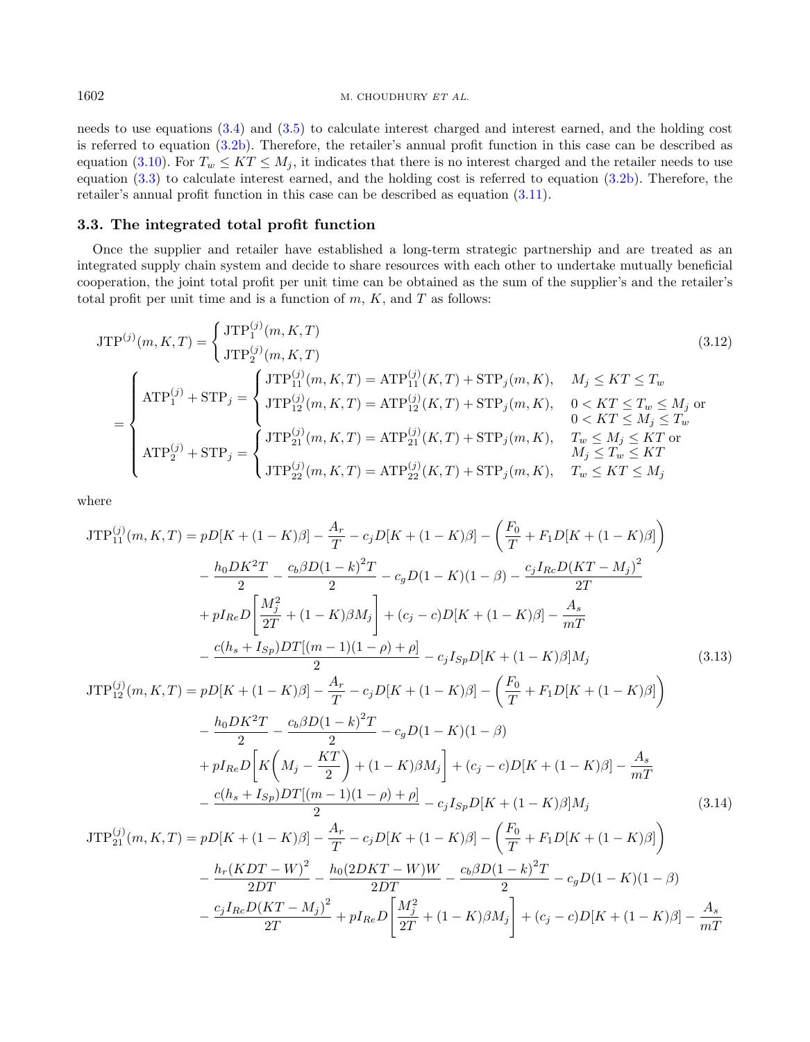needs to use equations (3.4) and (3.5) to calculate interest charged and interest earned, and the holding cost is referred to equation (3.2b). Therefore, the retailer's annual profit function in this case can be described as equation (3.10). For $T_w \leq KT \leq M_j$, it indicates that there is no interest charged and the retailer needs to use equation (3.3) to calculate interest earned, and the holding cost is referred to equation (3.2b). Therefore, the retailer's annual profit function in this case can be described as equation (3.11).

### 3.3. The integrated total profit function

Once the supplier and retailer have established a long-term strategic partnership and are treated as an integrated supply chain system and decide to share resources with each other to undertake mutually beneficial cooperation, the joint total profit per unit time can be obtained as the sum of the supplier's and the retailer's total profit per unit time and is a function of $m$, $K$, and $T$ as follows:

$$
\mathrm{JTP}^{(j)}(m,K,T) = \begin{cases} \mathrm{JTP}_1^{(j)}(m,K,T) \\ \mathrm{JTP}_2^{(j)}(m,K,T) \end{cases} \tag{3.12}
$$

$$
= \begin{cases} \mathrm{ATP}_1^{(j)} + \mathrm{STP}_j = \begin{cases} \mathrm{JTP}_{11}^{(j)}(m,K,T) = \mathrm{ATP}_{11}^{(j)}(K,T) + \mathrm{STP}_j(m,K), & M_j \leq KT \leq T_w \\ \mathrm{JTP}_{12}^{(j)}(m,K,T) = \mathrm{ATP}_{12}^{(j)}(K,T) + \mathrm{STP}_j(m,K), & 0 < KT \leq T_w \leq M_j \text{ or } \\ & 0 < KT \leq M_j \leq T_w \end{cases} \\ \mathrm{ATP}_2^{(j)} + \mathrm{STP}_j = \begin{cases} \mathrm{JTP}_{21}^{(j)}(m,K,T) = \mathrm{ATP}_{21}^{(j)}(K,T) + \mathrm{STP}_j(m,K), & T_w \leq M_j \leq KT \text{ or } \\ & M_j \leq T_w \leq KT \\ \mathrm{JTP}_{22}^{(j)}(m,K,T) = \mathrm{ATP}_{22}^{(j)}(K,T) + \mathrm{STP}_j(m,K), & T_w \leq KT \leq M_j \end{cases} \end{cases}
$$

where

$$
\begin{aligned}
\mathrm{JTP}_{11}^{(j)}(m,K,T) = {} & pD[K+(1-K)\beta] - \frac{A_r}{T} - c_j D[K+(1-K)\beta] - \left(\frac{F_0}{T} + F_1 D[K+(1-K)\beta]\right) \\
& - \frac{h_0 D K^2 T}{2} - \frac{c_b \beta D (1-k)^2 T}{2} - c_g D(1-K)(1-\beta) - \frac{c_j I_{Rc} D (KT - M_j)^2}{2T} \\
& + p I_{Re} D\left[\frac{M_j^2}{2T} + (1-K)\beta M_j\right] + (c_j - c) D[K+(1-K)\beta] - \frac{A_s}{mT} \\
& - \frac{c(h_s + I_{Sp}) D T[(m-1)(1-\rho)+\rho]}{2} - c_j I_{Sp} D[K+(1-K)\beta] M_j
\end{aligned} \tag{3.13}
$$

$$
\begin{aligned}
\mathrm{JTP}_{12}^{(j)}(m,K,T) = {} & pD[K+(1-K)\beta] - \frac{A_r}{T} - c_j D[K+(1-K)\beta] - \left(\frac{F_0}{T} + F_1 D[K+(1-K)\beta]\right) \\
& - \frac{h_0 D K^2 T}{2} - \frac{c_b \beta D (1-k)^2 T}{2} - c_g D(1-K)(1-\beta) \\
& + p I_{Re} D\left[K\left(M_j - \frac{KT}{2}\right) + (1-K)\beta M_j\right] + (c_j - c) D[K+(1-K)\beta] - \frac{A_s}{mT} \\
& - \frac{c(h_s + I_{Sp}) D T[(m-1)(1-\rho)+\rho]}{2} - c_j I_{Sp} D[K+(1-K)\beta] M_j
\end{aligned} \tag{3.14}
$$

$$
\begin{aligned}
\mathrm{JTP}_{21}^{(j)}(m,K,T) = {} & pD[K+(1-K)\beta] - \frac{A_r}{T} - c_j D[K+(1-K)\beta] - \left(\frac{F_0}{T} + F_1 D[K+(1-K)\beta]\right) \\
& - \frac{h_r (KDT - W)^2}{2DT} - \frac{h_0 (2DKT - W) W}{2DT} - \frac{c_b \beta D (1-k)^2 T}{2} - c_g D(1-K)(1-\beta) \\
& - \frac{c_j I_{Rc} D (KT - M_j)^2}{2T} + p I_{Re} D\left[\frac{M_j^2}{2T} + (1-K)\beta M_j\right] + (c_j - c) D[K+(1-K)\beta] - \frac{A_s}{mT}
\end{aligned}
$$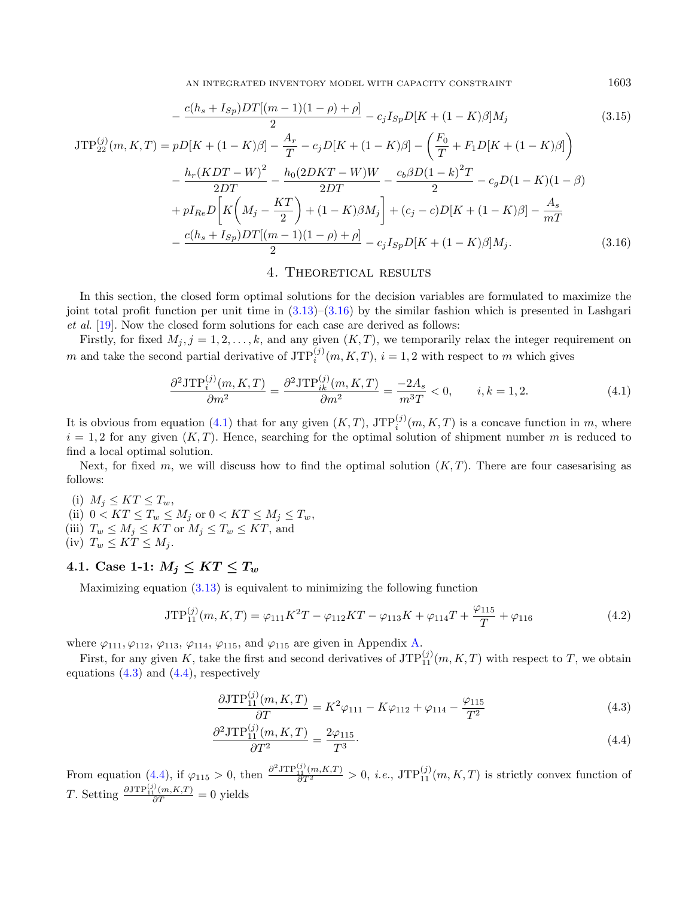$$
-\frac{c(h_s+I_{Sp})DT[(m-1)(1-\rho)+\rho]}{2}-c_jI_{Sp}D[K+(1-K)\beta]M_j \tag{3.15}
$$

$$
\begin{aligned}
\mathrm{JTP}_{22}^{(j)}(m,K,T) &= pD[K+(1-K)\beta]-\frac{A_r}{T}-c_jD[K+(1-K)\beta]-\left(\frac{F_0}{T}+F_1D[K+(1-K)\beta]\right)\\
&-\frac{h_r(KDT-W)^2}{2DT}-\frac{h_0(2DKT-W)W}{2DT}-\frac{c_b\beta D(1-k)^2T}{2}-c_gD(1-K)(1-\beta)\\
&+pI_{Re}D\left[K\left(M_j-\frac{KT}{2}\right)+(1-K)\beta M_j\right]+(c_j-c)D[K+(1-K)\beta]-\frac{A_s}{mT}\\
&-\frac{c(h_s+I_{Sp})DT[(m-1)(1-\rho)+\rho]}{2}-c_jI_{Sp}D[K+(1-K)\beta]M_j.
\end{aligned} \tag{3.16}
$$

## 4. Theoretical results

In this section, the closed form optimal solutions for the decision variables are formulated to maximize the joint total profit function per unit time in (3.13)–(3.16) by the similar fashion which is presented in Lashgari *et al*. [19]. Now the closed form solutions for each case are derived as follows:

Firstly, for fixed $M_j, j=1,2,\ldots,k$, and any given $(K,T)$, we temporarily relax the integer requirement on $m$ and take the second partial derivative of $\mathrm{JTP}_i^{(j)}(m,K,T)$, $i=1,2$ with respect to $m$ which gives

$$
\frac{\partial^2\mathrm{JTP}_i^{(j)}(m,K,T)}{\partial m^2}=\frac{\partial^2\mathrm{JTP}_{ik}^{(j)}(m,K,T)}{\partial m^2}=\frac{-2A_s}{m^3T}<0,\qquad i,k=1,2. \tag{4.1}
$$

It is obvious from equation (4.1) that for any given $(K,T)$, $\mathrm{JTP}_i^{(j)}(m,K,T)$ is a concave function in $m$, where $i=1,2$ for any given $(K,T)$. Hence, searching for the optimal solution of shipment number $m$ is reduced to find a local optimal solution.

Next, for fixed $m$, we will discuss how to find the optimal solution $(K,T)$. There are four casesarising as follows:

(i) $M_j \le KT \le T_w$,
(ii) $0<KT\le T_w\le M_j$ or $0<KT\le M_j\le T_w$,
(iii) $T_w\le M_j\le KT$ or $M_j\le T_w\le KT$, and
(iv) $T_w\le KT\le M_j$.

### 4.1. Case 1-1: $M_j \le KT \le T_w$

Maximizing equation (3.13) is equivalent to minimizing the following function

$$
\mathrm{JTP}_{11}^{(j)}(m,K,T)=\varphi_{111}K^2T-\varphi_{112}KT-\varphi_{113}K+\varphi_{114}T+\frac{\varphi_{115}}{T}+\varphi_{116} \tag{4.2}
$$

where $\varphi_{111},\varphi_{112}$, $\varphi_{113}$, $\varphi_{114}$, $\varphi_{115}$, and $\varphi_{115}$ are given in Appendix A.

First, for any given $K$, take the first and second derivatives of $\mathrm{JTP}_{11}^{(j)}(m,K,T)$ with respect to $T$, we obtain equations (4.3) and (4.4), respectively

$$
\frac{\partial\mathrm{JTP}_{11}^{(j)}(m,K,T)}{\partial T}=K^2\varphi_{111}-K\varphi_{112}+\varphi_{114}-\frac{\varphi_{115}}{T^2} \tag{4.3}
$$

$$
\frac{\partial^2\mathrm{JTP}_{11}^{(j)}(m,K,T)}{\partial T^2}=\frac{2\varphi_{115}}{T^3}. \tag{4.4}
$$

From equation (4.4), if $\varphi_{115}>0$, then $\frac{\partial^2\mathrm{JTP}_{11}^{(j)}(m,K,T)}{\partial T^2}>0$, *i.e.*, $\mathrm{JTP}_{11}^{(j)}(m,K,T)$ is strictly convex function of $T$. Setting $\frac{\partial\mathrm{JTP}_{11}^{(j)}(m,K,T)}{\partial T}=0$ yields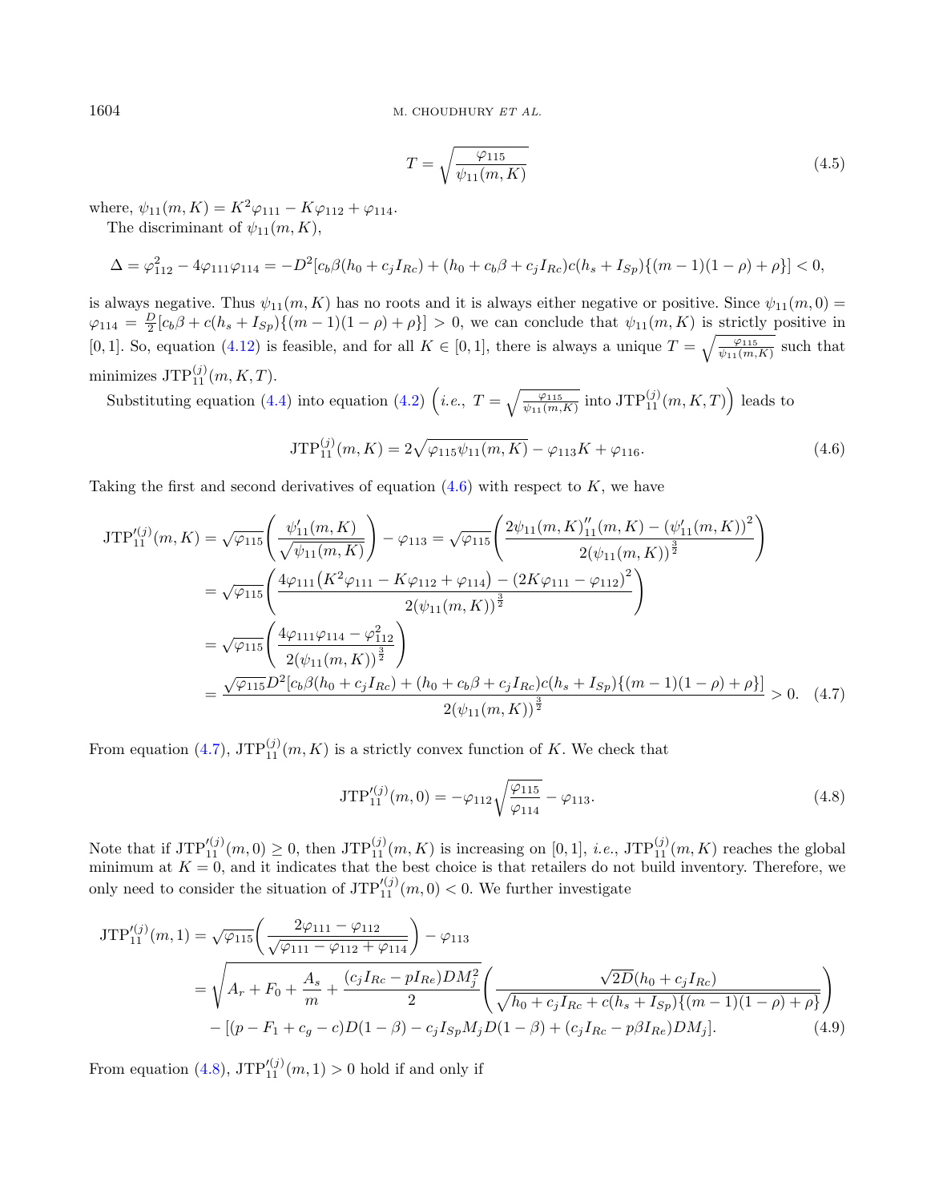$$T = \sqrt{\frac{\varphi_{115}}{\psi_{11}(m,K)}} \tag{4.5}$$

where, $\psi_{11}(m,K) = K^2\varphi_{111} - K\varphi_{112} + \varphi_{114}$.

The discriminant of $\psi_{11}(m,K)$,

$$\Delta = \varphi_{112}^2 - 4\varphi_{111}\varphi_{114} = -D^2[c_b\beta(h_0 + c_jI_{Rc}) + (h_0 + c_b\beta + c_jI_{Rc})c(h_s + I_{Sp})\{(m-1)(1-\rho)+\rho\}] < 0,$$

is always negative. Thus $\psi_{11}(m,K)$ has no roots and it is always either negative or positive. Since $\psi_{11}(m,0) = \varphi_{114} = \frac{D}{2}[c_b\beta + c(h_s + I_{Sp})\{(m-1)(1-\rho)+\rho\}] > 0$, we can conclude that $\psi_{11}(m,K)$ is strictly positive in $[0,1]$. So, equation (4.12) is feasible, and for all $K \in [0,1]$, there is always a unique $T = \sqrt{\frac{\varphi_{115}}{\psi_{11}(m,K)}}$ such that minimizes $\mathrm{JTP}_{11}^{(j)}(m,K,T)$.

Substituting equation (4.4) into equation (4.2) $\left(i.e.,\ T = \sqrt{\frac{\varphi_{115}}{\psi_{11}(m,K)}} \text{ into } \mathrm{JTP}_{11}^{(j)}(m,K,T)\right)$ leads to

$$\mathrm{JTP}_{11}^{(j)}(m,K) = 2\sqrt{\varphi_{115}\psi_{11}(m,K)} - \varphi_{113}K + \varphi_{116}. \tag{4.6}$$

Taking the first and second derivatives of equation (4.6) with respect to $K$, we have

$$\begin{aligned}
\mathrm{JTP}_{11}^{\prime(j)}(m,K) &= \sqrt{\varphi_{115}}\left(\frac{\psi_{11}'(m,K)}{\sqrt{\psi_{11}(m,K)}}\right) - \varphi_{113} = \sqrt{\varphi_{115}}\left(\frac{2\psi_{11}(m,K)_{11}''(m,K) - (\psi_{11}'(m,K))^2}{2(\psi_{11}(m,K))^{\frac{3}{2}}}\right) \\
&= \sqrt{\varphi_{115}}\left(\frac{4\varphi_{111}\left(K^2\varphi_{111} - K\varphi_{112} + \varphi_{114}\right) - (2K\varphi_{111} - \varphi_{112})^2}{2(\psi_{11}(m,K))^{\frac{3}{2}}}\right) \\
&= \sqrt{\varphi_{115}}\left(\frac{4\varphi_{111}\varphi_{114} - \varphi_{112}^2}{2(\psi_{11}(m,K))^{\frac{3}{2}}}\right) \\
&= \frac{\sqrt{\varphi_{115}}D^2[c_b\beta(h_0 + c_jI_{Rc}) + (h_0 + c_b\beta + c_jI_{Rc})c(h_s + I_{Sp})\{(m-1)(1-\rho)+\rho\}]}{2(\psi_{11}(m,K))^{\frac{3}{2}}} > 0.
\end{aligned} \tag{4.7}$$

From equation (4.7), $\mathrm{JTP}_{11}^{(j)}(m,K)$ is a strictly convex function of $K$. We check that

$$\mathrm{JTP}_{11}^{\prime(j)}(m,0) = -\varphi_{112}\sqrt{\frac{\varphi_{115}}{\varphi_{114}}} - \varphi_{113}. \tag{4.8}$$

Note that if $\mathrm{JTP}_{11}^{\prime(j)}(m,0) \geq 0$, then $\mathrm{JTP}_{11}^{(j)}(m,K)$ is increasing on $[0,1]$, *i.e.*, $\mathrm{JTP}_{11}^{(j)}(m,K)$ reaches the global minimum at $K = 0$, and it indicates that the best choice is that retailers do not build inventory. Therefore, we only need to consider the situation of $\mathrm{JTP}_{11}^{\prime(j)}(m,0) < 0$. We further investigate

$$\begin{aligned}
\mathrm{JTP}_{11}^{\prime(j)}(m,1) &= \sqrt{\varphi_{115}}\left(\frac{2\varphi_{111} - \varphi_{112}}{\sqrt{\varphi_{111} - \varphi_{112} + \varphi_{114}}}\right) - \varphi_{113} \\
&= \sqrt{A_r + F_0 + \frac{A_s}{m} + \frac{(c_jI_{Rc} - pI_{Re})DM_j^2}{2}}\left(\frac{\sqrt{2D}(h_0 + c_jI_{Rc})}{\sqrt{h_0 + c_jI_{Rc} + c(h_s + I_{Sp})\{(m-1)(1-\rho)+\rho\}}}\right) \\
&\quad - [(p - F_1 + c_g - c)D(1-\beta) - c_jI_{Sp}M_jD(1-\beta) + (c_jI_{Rc} - p\beta I_{Re})DM_j].
\end{aligned} \tag{4.9}$$

From equation (4.8), $\mathrm{JTP}_{11}^{\prime(j)}(m,1) > 0$ hold if and only if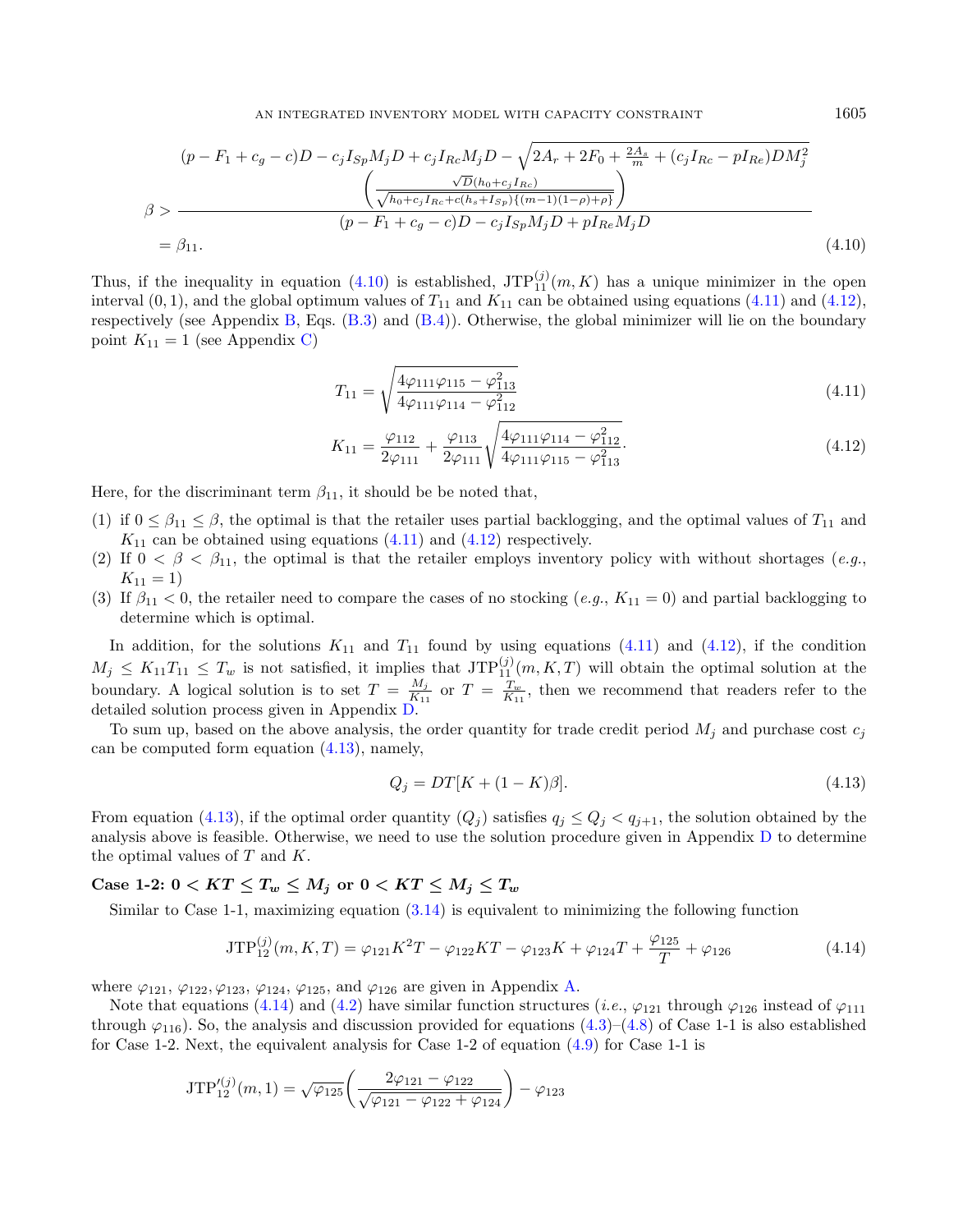$$
\beta > \frac{(p - F_1 + c_g - c)D - c_j I_{Sp} M_j D + c_j I_{Rc} M_j D - \sqrt{2A_r + 2F_0 + \frac{2A_s}{m} + (c_j I_{Rc} - pI_{Re}) D M_j^2} \left( \frac{\sqrt{D}(h_0 + c_j I_{Rc})}{\sqrt{h_0 + c_j I_{Rc} + c(h_s + I_{Sp})\{(m-1)(1-\rho)+\rho\}}} \right)}{(p - F_1 + c_g - c)D - c_j I_{Sp} M_j D + pI_{Re} M_j D}
$$

$$
= \beta_{11}. \tag{4.10}
$$

Thus, if the inequality in equation (4.10) is established, $\mathrm{JTP}_{11}^{(j)}(m, K)$ has a unique minimizer in the open interval $(0, 1)$, and the global optimum values of $T_{11}$ and $K_{11}$ can be obtained using equations (4.11) and (4.12), respectively (see Appendix B, Eqs. (B.3) and (B.4)). Otherwise, the global minimizer will lie on the boundary point $K_{11} = 1$ (see Appendix C)

$$
T_{11} = \sqrt{\frac{4\varphi_{111}\varphi_{115} - \varphi_{113}^2}{4\varphi_{111}\varphi_{114} - \varphi_{112}^2}} \tag{4.11}
$$

$$
K_{11} = \frac{\varphi_{112}}{2\varphi_{111}} + \frac{\varphi_{113}}{2\varphi_{111}} \sqrt{\frac{4\varphi_{111}\varphi_{114} - \varphi_{112}^2}{4\varphi_{111}\varphi_{115} - \varphi_{113}^2}}. \tag{4.12}
$$

Here, for the discriminant term $\beta_{11}$, it should be be noted that,

(1) if $0 \le \beta_{11} \le \beta$, the optimal is that the retailer uses partial backlogging, and the optimal values of $T_{11}$ and $K_{11}$ can be obtained using equations (4.11) and (4.12) respectively.
(2) If $0 < \beta < \beta_{11}$, the optimal is that the retailer employs inventory policy with without shortages (*e.g.*, $K_{11} = 1$)
(3) If $\beta_{11} < 0$, the retailer need to compare the cases of no stocking (*e.g.*, $K_{11} = 0$) and partial backlogging to determine which is optimal.

In addition, for the solutions $K_{11}$ and $T_{11}$ found by using equations (4.11) and (4.12), if the condition $M_j \le K_{11}T_{11} \le T_w$ is not satisfied, it implies that $\mathrm{JTP}_{11}^{(j)}(m, K, T)$ will obtain the optimal solution at the boundary. A logical solution is to set $T = \frac{M_j}{K_{11}}$ or $T = \frac{T_w}{K_{11}}$, then we recommend that readers refer to the detailed solution process given in Appendix D.

To sum up, based on the above analysis, the order quantity for trade credit period $M_j$ and purchase cost $c_j$ can be computed form equation (4.13), namely,

$$
Q_j = DT[K + (1 - K)\beta]. \tag{4.13}
$$

From equation (4.13), if the optimal order quantity $(Q_j)$ satisfies $q_j \le Q_j < q_{j+1}$, the solution obtained by the analysis above is feasible. Otherwise, we need to use the solution procedure given in Appendix D to determine the optimal values of $T$ and $K$.

### Case 1-2: $0 < KT \le T_w \le M_j$ or $0 < KT \le M_j \le T_w$

Similar to Case 1-1, maximizing equation (3.14) is equivalent to minimizing the following function

$$
\mathrm{JTP}_{12}^{(j)}(m, K, T) = \varphi_{121}K^2T - \varphi_{122}KT - \varphi_{123}K + \varphi_{124}T + \frac{\varphi_{125}}{T} + \varphi_{126} \tag{4.14}
$$

where $\varphi_{121}$, $\varphi_{122}$, $\varphi_{123}$, $\varphi_{124}$, $\varphi_{125}$, and $\varphi_{126}$ are given in Appendix A.

Note that equations (4.14) and (4.2) have similar function structures (*i.e.*, $\varphi_{121}$ through $\varphi_{126}$ instead of $\varphi_{111}$ through $\varphi_{116}$). So, the analysis and discussion provided for equations (4.3)–(4.8) of Case 1-1 is also established for Case 1-2. Next, the equivalent analysis for Case 1-2 of equation (4.9) for Case 1-1 is

$$
\mathrm{JTP}_{12}^{\prime(j)}(m, 1) = \sqrt{\varphi_{125}} \left( \frac{2\varphi_{121} - \varphi_{122}}{\sqrt{\varphi_{121} - \varphi_{122} + \varphi_{124}}} \right) - \varphi_{123}
$$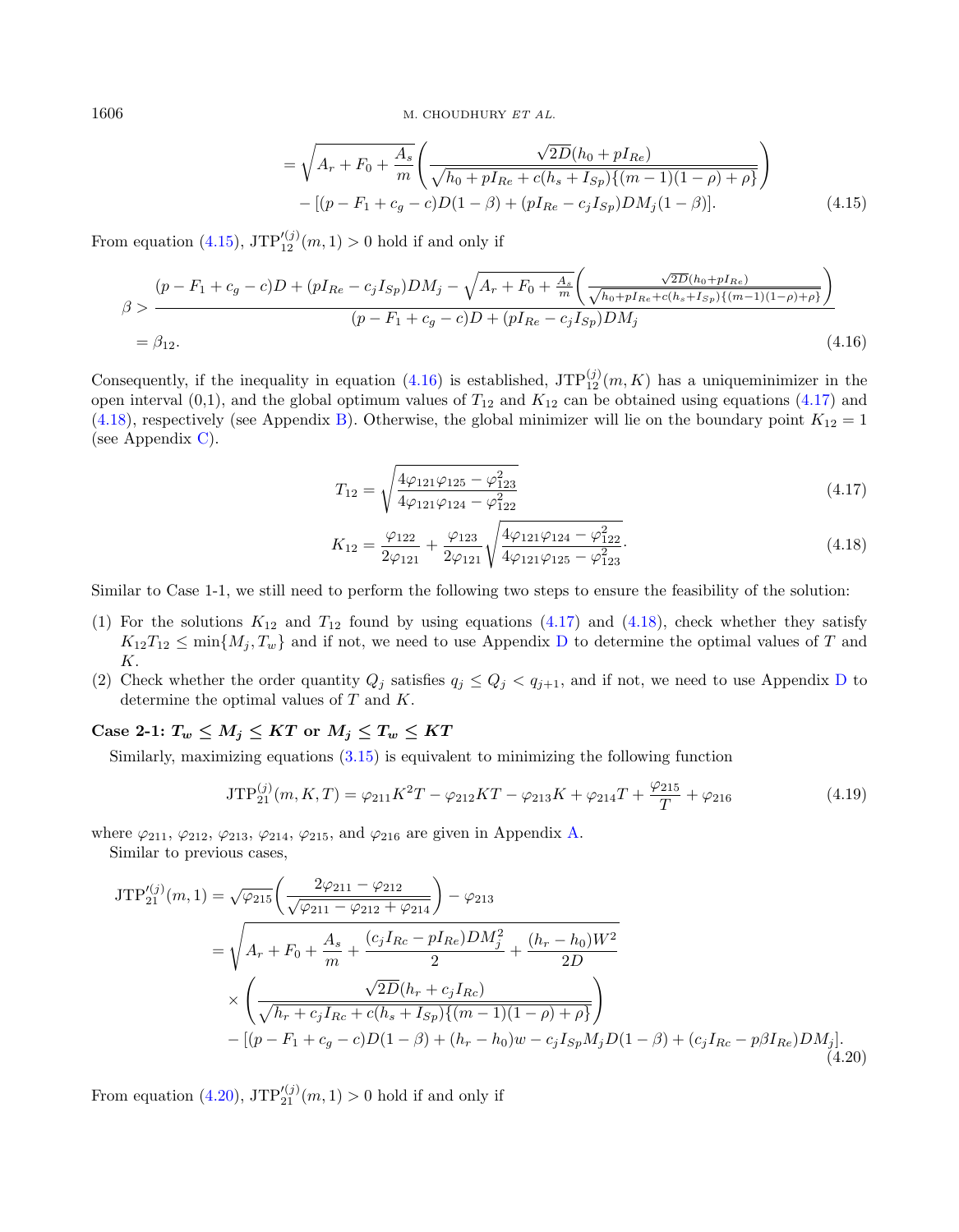$$
\begin{aligned}
&= \sqrt{A_r + F_0 + \frac{A_s}{m}} \left( \frac{\sqrt{2D}(h_0 + pI_{Re})}{\sqrt{h_0 + pI_{Re} + c(h_s + I_{Sp})\{(m-1)(1-\rho)+\rho\}}} \right) \\
&\quad - [(p - F_1 + c_g - c)D(1-\beta) + (pI_{Re} - c_j I_{Sp})DM_j(1-\beta)]. \qquad (4.15)
\end{aligned}
$$

From equation (4.15), $\mathrm{JTP}'^{(j)}_{12}(m,1) > 0$ hold if and only if

$$
\begin{aligned}
\beta &> \frac{(p - F_1 + c_g - c)D + (pI_{Re} - c_j I_{Sp})DM_j - \sqrt{A_r + F_0 + \frac{A_s}{m}} \left( \frac{\sqrt{2D}(h_0 + pI_{Re})}{\sqrt{h_0 + pI_{Re} + c(h_s + I_{Sp})\{(m-1)(1-\rho)+\rho\}}} \right)}{(p - F_1 + c_g - c)D + (pI_{Re} - c_j I_{Sp})DM_j} \\
&= \beta_{12}. \qquad (4.16)
\end{aligned}
$$

Consequently, if the inequality in equation (4.16) is established, $\mathrm{JTP}^{(j)}_{12}(m,K)$ has a uniqueminimizer in the open interval (0,1), and the global optimum values of $T_{12}$ and $K_{12}$ can be obtained using equations (4.17) and (4.18), respectively (see Appendix B). Otherwise, the global minimizer will lie on the boundary point $K_{12} = 1$ (see Appendix C).

$$
T_{12} = \sqrt{\frac{4\varphi_{121}\varphi_{125} - \varphi_{123}^2}{4\varphi_{121}\varphi_{124} - \varphi_{122}^2}} \qquad (4.17)
$$

$$
K_{12} = \frac{\varphi_{122}}{2\varphi_{121}} + \frac{\varphi_{123}}{2\varphi_{121}} \sqrt{\frac{4\varphi_{121}\varphi_{124} - \varphi_{122}^2}{4\varphi_{121}\varphi_{125} - \varphi_{123}^2}}. \qquad (4.18)
$$

Similar to Case 1-1, we still need to perform the following two steps to ensure the feasibility of the solution:

1. For the solutions $K_{12}$ and $T_{12}$ found by using equations (4.17) and (4.18), check whether they satisfy $K_{12}T_{12} \leq \min\{M_j, T_w\}$ and if not, we need to use Appendix D to determine the optimal values of $T$ and $K$.
2. Check whether the order quantity $Q_j$ satisfies $q_j \leq Q_j < q_{j+1}$, and if not, we need to use Appendix D to determine the optimal values of $T$ and $K$.

**Case 2-1: $T_w \leq M_j \leq KT$ or $M_j \leq T_w \leq KT$**

Similarly, maximizing equations (3.15) is equivalent to minimizing the following function

$$
\mathrm{JTP}^{(j)}_{21}(m,K,T) = \varphi_{211}K^2T - \varphi_{212}KT - \varphi_{213}K + \varphi_{214}T + \frac{\varphi_{215}}{T} + \varphi_{216} \qquad (4.19)
$$

where $\varphi_{211}$, $\varphi_{212}$, $\varphi_{213}$, $\varphi_{214}$, $\varphi_{215}$, and $\varphi_{216}$ are given in Appendix A.

Similar to previous cases,

$$
\begin{aligned}
\mathrm{JTP}'^{(j)}_{21}(m,1) &= \sqrt{\varphi_{215}} \left( \frac{2\varphi_{211} - \varphi_{212}}{\sqrt{\varphi_{211} - \varphi_{212} + \varphi_{214}}} \right) - \varphi_{213} \\
&= \sqrt{A_r + F_0 + \frac{A_s}{m} + \frac{(c_j I_{Rc} - pI_{Re})DM_j^2}{2} + \frac{(h_r - h_0)W^2}{2D}} \\
&\quad \times \left( \frac{\sqrt{2D}(h_r + c_j I_{Rc})}{\sqrt{h_r + c_j I_{Rc} + c(h_s + I_{Sp})\{(m-1)(1-\rho)+\rho\}}} \right) \\
&\quad - [(p - F_1 + c_g - c)D(1-\beta) + (h_r - h_0)w - c_j I_{Sp} M_j D(1-\beta) + (c_j I_{Rc} - p\beta I_{Re})DM_j]. \qquad (4.20)
\end{aligned}
$$

From equation (4.20), $\mathrm{JTP}'^{(j)}_{21}(m,1) > 0$ hold if and only if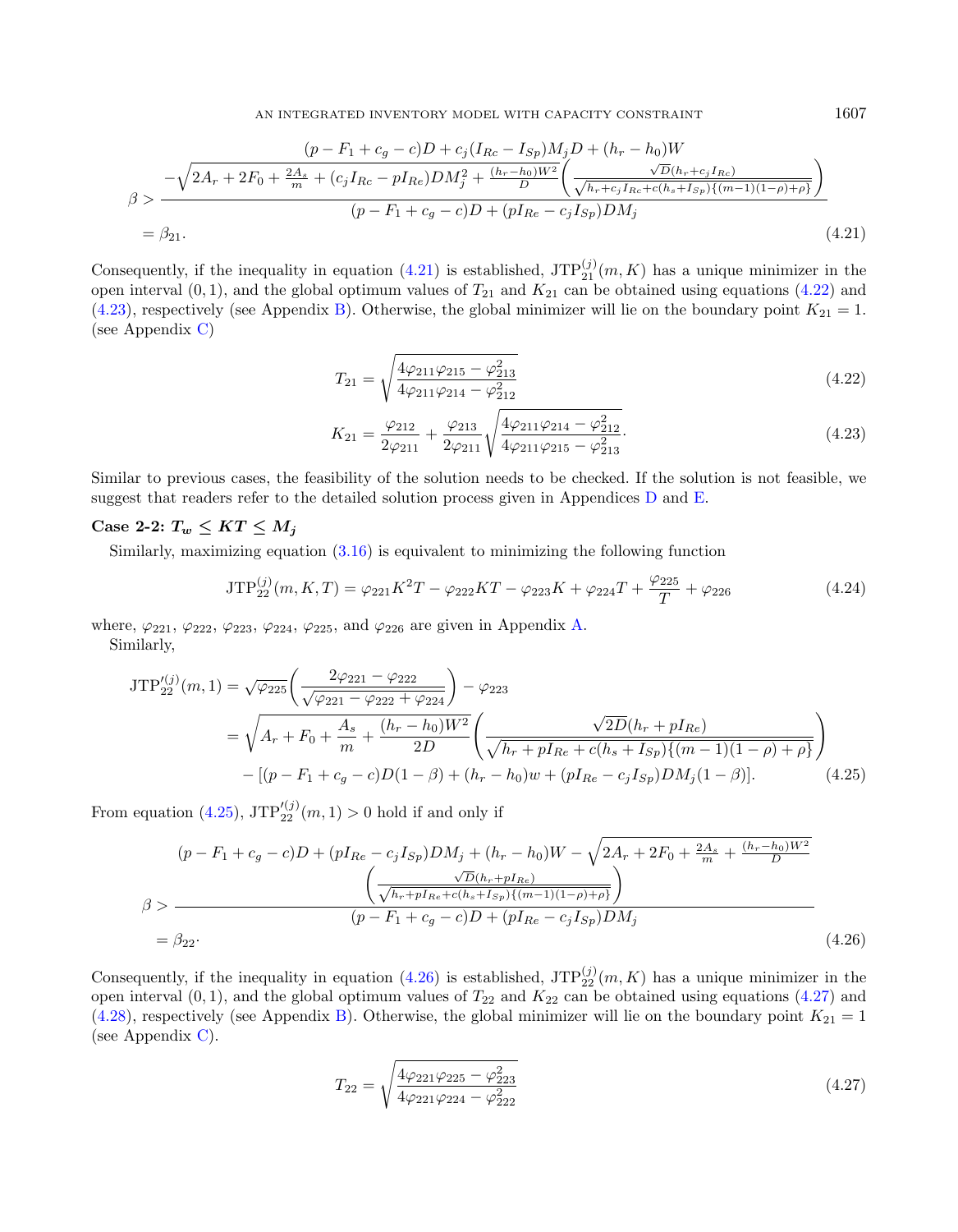$$\beta > \frac{\begin{array}{c}(p - F_1 + c_g - c)D + c_j(I_{Rc} - I_{Sp})M_jD + (h_r - h_0)W \\ -\sqrt{2A_r + 2F_0 + \frac{2A_s}{m} + (c_jI_{Rc} - pI_{Re})DM_j^2 + \frac{(h_r-h_0)W^2}{D}}\left(\frac{\sqrt{D}(h_r + c_jI_{Rc})}{\sqrt{h_r + c_jI_{Rc} + c(h_s + I_{Sp})\{(m-1)(1-\rho)+\rho\}}}\right)\end{array}}{(p - F_1 + c_g - c)D + (pI_{Re} - c_jI_{Sp})DM_j}$$
$$= \beta_{21}. \tag{4.21}$$

Consequently, if the inequality in equation (4.21) is established, $\mathrm{JTP}_{21}^{(j)}(m, K)$ has a unique minimizer in the open interval $(0, 1)$, and the global optimum values of $T_{21}$ and $K_{21}$ can be obtained using equations (4.22) and (4.23), respectively (see Appendix B). Otherwise, the global minimizer will lie on the boundary point $K_{21} = 1$. (see Appendix C)

$$T_{21} = \sqrt{\frac{4\varphi_{211}\varphi_{215} - \varphi_{213}^2}{4\varphi_{211}\varphi_{214} - \varphi_{212}^2}} \tag{4.22}$$

$$K_{21} = \frac{\varphi_{212}}{2\varphi_{211}} + \frac{\varphi_{213}}{2\varphi_{211}}\sqrt{\frac{4\varphi_{211}\varphi_{214} - \varphi_{212}^2}{4\varphi_{211}\varphi_{215} - \varphi_{213}^2}}. \tag{4.23}$$

Similar to previous cases, the feasibility of the solution needs to be checked. If the solution is not feasible, we suggest that readers refer to the detailed solution process given in Appendices D and E.

**Case 2-2: $T_w \le KT \le M_j$**

Similarly, maximizing equation (3.16) is equivalent to minimizing the following function

$$\mathrm{JTP}_{22}^{(j)}(m, K, T) = \varphi_{221}K^2T - \varphi_{222}KT - \varphi_{223}K + \varphi_{224}T + \frac{\varphi_{225}}{T} + \varphi_{226} \tag{4.24}$$

where, $\varphi_{221}$, $\varphi_{222}$, $\varphi_{223}$, $\varphi_{224}$, $\varphi_{225}$, and $\varphi_{226}$ are given in Appendix A.

Similarly,

$$\begin{aligned}\mathrm{JTP}_{22}^{\prime(j)}(m, 1) &= \sqrt{\varphi_{225}}\left(\frac{2\varphi_{221} - \varphi_{222}}{\sqrt{\varphi_{221} - \varphi_{222} + \varphi_{224}}}\right) - \varphi_{223} \\ &= \sqrt{A_r + F_0 + \frac{A_s}{m} + \frac{(h_r - h_0)W^2}{2D}}\left(\frac{\sqrt{2D}(h_r + pI_{Re})}{\sqrt{h_r + pI_{Re} + c(h_s + I_{Sp})\{(m-1)(1-\rho) + \rho\}}}\right) \\ &\quad - [(p - F_1 + c_g - c)D(1 - \beta) + (h_r - h_0)w + (pI_{Re} - c_jI_{Sp})DM_j(1 - \beta)].\end{aligned} \tag{4.25}$$

From equation (4.25), $\mathrm{JTP}_{22}^{\prime(j)}(m, 1) > 0$ hold if and only if

$$\beta > \frac{\begin{array}{c}(p - F_1 + c_g - c)D + (pI_{Re} - c_jI_{Sp})DM_j + (h_r - h_0)W - \sqrt{2A_r + 2F_0 + \frac{2A_s}{m} + \frac{(h_r-h_0)W^2}{D}} \\ \left(\frac{\sqrt{D}(h_r + pI_{Re})}{\sqrt{h_r + pI_{Re} + c(h_s + I_{Sp})\{(m-1)(1-\rho)+\rho\}}}\right)\end{array}}{(p - F_1 + c_g - c)D + (pI_{Re} - c_jI_{Sp})DM_j}$$
$$= \beta_{22}. \tag{4.26}$$

Consequently, if the inequality in equation (4.26) is established, $\mathrm{JTP}_{22}^{(j)}(m, K)$ has a unique minimizer in the open interval $(0, 1)$, and the global optimum values of $T_{22}$ and $K_{22}$ can be obtained using equations (4.27) and (4.28), respectively (see Appendix B). Otherwise, the global minimizer will lie on the boundary point $K_{21} = 1$ (see Appendix C).

$$T_{22} = \sqrt{\frac{4\varphi_{221}\varphi_{225} - \varphi_{223}^2}{4\varphi_{221}\varphi_{224} - \varphi_{222}^2}} \tag{4.27}$$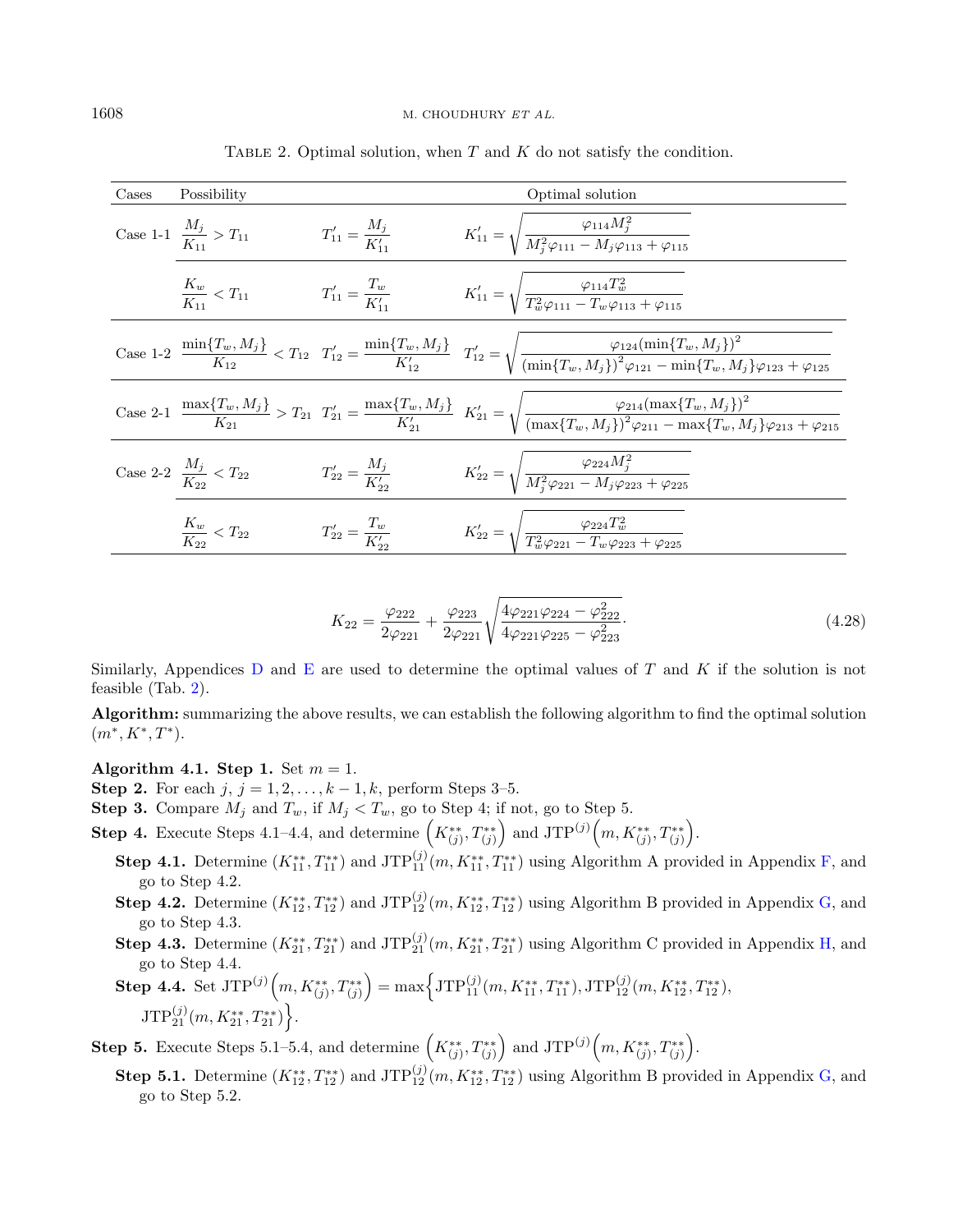TABLE 2. Optimal solution, when $T$ and $K$ do not satisfy the condition.

| Cases | Possibility | Optimal solution | |
|---|---|---|---|
| Case 1-1 | $\frac{M_j}{K_{11}} > T_{11}$ | $T'_{11} = \frac{M_j}{K'_{11}}$ | $K'_{11} = \sqrt{\frac{\varphi_{114} M_j^2}{M_j^2 \varphi_{111} - M_j \varphi_{113} + \varphi_{115}}}$ |
| | $\frac{K_w}{K_{11}} < T_{11}$ | $T'_{11} = \frac{T_w}{K'_{11}}$ | $K'_{11} = \sqrt{\frac{\varphi_{114} T_w^2}{T_w^2 \varphi_{111} - T_w \varphi_{113} + \varphi_{115}}}$ |
| Case 1-2 | $\frac{\min\{T_w, M_j\}}{K_{12}} < T_{12}$ | $T'_{12} = \frac{\min\{T_w, M_j\}}{K'_{12}}$ | $T'_{12} = \sqrt{\frac{\varphi_{124} (\min\{T_w, M_j\})^2}{(\min\{T_w, M_j\})^2 \varphi_{121} - \min\{T_w, M_j\} \varphi_{123} + \varphi_{125}}}$ |
| Case 2-1 | $\frac{\max\{T_w, M_j\}}{K_{21}} > T_{21}$ | $T'_{21} = \frac{\max\{T_w, M_j\}}{K'_{21}}$ | $K'_{21} = \sqrt{\frac{\varphi_{214} (\max\{T_w, M_j\})^2}{(\max\{T_w, M_j\})^2 \varphi_{211} - \max\{T_w, M_j\} \varphi_{213} + \varphi_{215}}}$ |
| Case 2-2 | $\frac{M_j}{K_{22}} < T_{22}$ | $T'_{22} = \frac{M_j}{K'_{22}}$ | $K'_{22} = \sqrt{\frac{\varphi_{224} M_j^2}{M_j^2 \varphi_{221} - M_j \varphi_{223} + \varphi_{225}}}$ |
| | $\frac{K_w}{K_{22}} < T_{22}$ | $T'_{22} = \frac{T_w}{K'_{22}}$ | $K'_{22} = \sqrt{\frac{\varphi_{224} T_w^2}{T_w^2 \varphi_{221} - T_w \varphi_{223} + \varphi_{225}}}$ |

$$K_{22} = \frac{\varphi_{222}}{2\varphi_{221}} + \frac{\varphi_{223}}{2\varphi_{221}} \sqrt{\frac{4\varphi_{221}\varphi_{224} - \varphi_{222}^2}{4\varphi_{221}\varphi_{225} - \varphi_{223}^2}}. \tag{4.28}$$

Similarly, Appendices D and E are used to determine the optimal values of $T$ and $K$ if the solution is not feasible (Tab. 2).

**Algorithm:** summarizing the above results, we can establish the following algorithm to find the optimal solution $(m^*, K^*, T^*)$.

**Algorithm 4.1. Step 1.** Set $m = 1$.

**Step 2.** For each $j$, $j = 1, 2, \ldots, k-1, k$, perform Steps 3–5.

**Step 3.** Compare $M_j$ and $T_w$, if $M_j < T_w$, go to Step 4; if not, go to Step 5.

**Step 4.** Execute Steps 4.1–4.4, and determine $\left(K_{(j)}^{**}, T_{(j)}^{**}\right)$ and $\text{JTP}^{(j)}\left(m, K_{(j)}^{**}, T_{(j)}^{**}\right)$.

- **Step 4.1.** Determine $(K_{11}^{**}, T_{11}^{**})$ and $\text{JTP}_{11}^{(j)}(m, K_{11}^{**}, T_{11}^{**})$ using Algorithm A provided in Appendix F, and go to Step 4.2.
- **Step 4.2.** Determine $(K_{12}^{**}, T_{12}^{**})$ and $\text{JTP}_{12}^{(j)}(m, K_{12}^{**}, T_{12}^{**})$ using Algorithm B provided in Appendix G, and go to Step 4.3.
- **Step 4.3.** Determine $(K_{21}^{**}, T_{21}^{**})$ and $\text{JTP}_{21}^{(j)}(m, K_{21}^{**}, T_{21}^{**})$ using Algorithm C provided in Appendix H, and go to Step 4.4.
- **Step 4.4.** Set $\text{JTP}^{(j)}\left(m, K_{(j)}^{**}, T_{(j)}^{**}\right) = \max\left\{\text{JTP}_{11}^{(j)}(m, K_{11}^{**}, T_{11}^{**}), \text{JTP}_{12}^{(j)}(m, K_{12}^{**}, T_{12}^{**}), \text{JTP}_{21}^{(j)}(m, K_{21}^{**}, T_{21}^{**})\right\}$.

**Step 5.** Execute Steps 5.1–5.4, and determine $\left(K_{(j)}^{**}, T_{(j)}^{**}\right)$ and $\text{JTP}^{(j)}\left(m, K_{(j)}^{**}, T_{(j)}^{**}\right)$.

- **Step 5.1.** Determine $(K_{12}^{**}, T_{12}^{**})$ and $\text{JTP}_{12}^{(j)}(m, K_{12}^{**}, T_{12}^{**})$ using Algorithm B provided in Appendix G, and go to Step 5.2.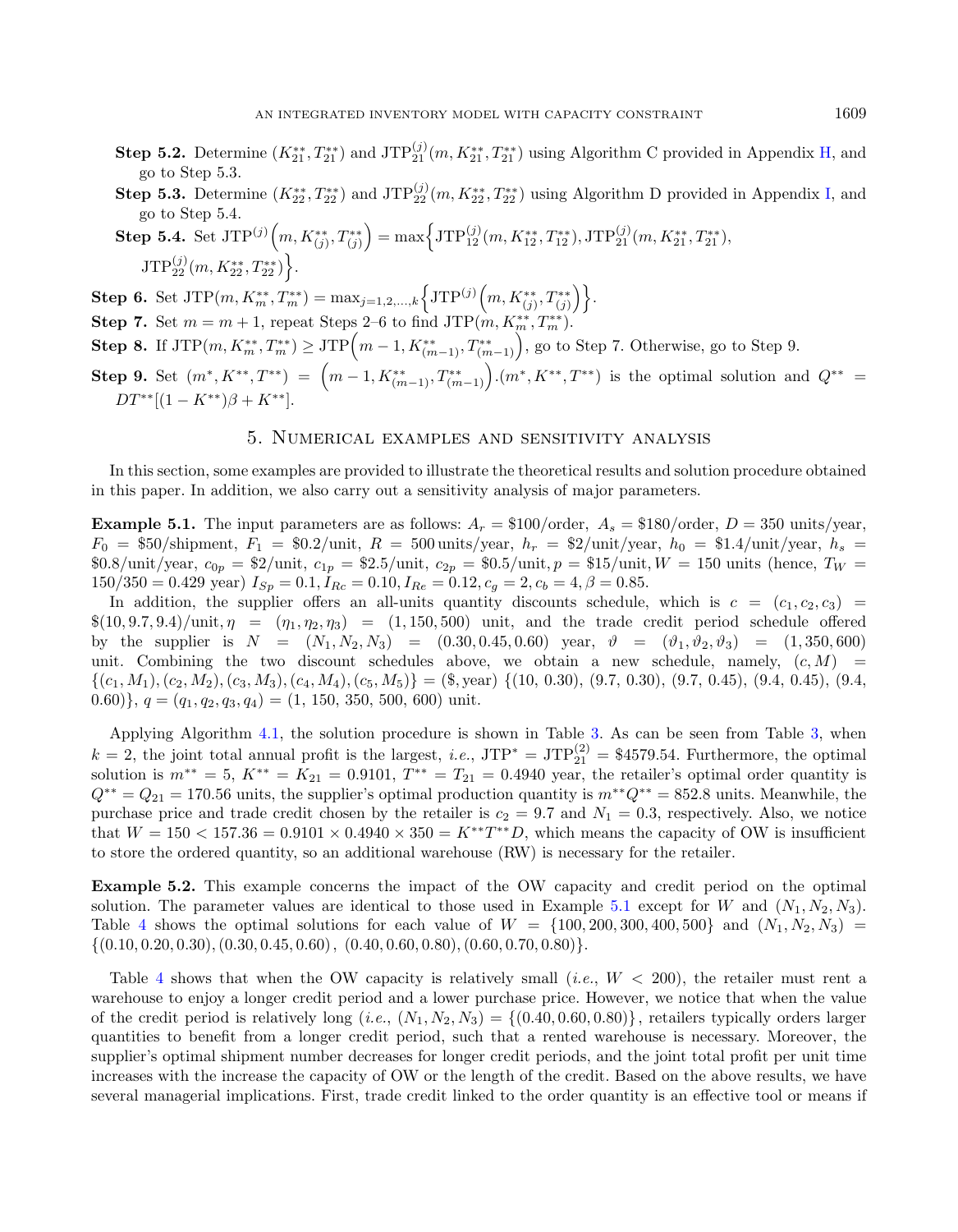**Step 5.2.** Determine $(K_{21}^{**}, T_{21}^{**})$ and $\text{JTP}_{21}^{(j)}(m, K_{21}^{**}, T_{21}^{**})$ using Algorithm C provided in Appendix H, and go to Step 5.3.

**Step 5.3.** Determine $(K_{22}^{**}, T_{22}^{**})$ and $\text{JTP}_{22}^{(j)}(m, K_{22}^{**}, T_{22}^{**})$ using Algorithm D provided in Appendix I, and go to Step 5.4.

**Step 5.4.** Set $\text{JTP}^{(j)}\left(m, K_{(j)}^{**}, T_{(j)}^{**}\right) = \max\left\{\text{JTP}_{12}^{(j)}(m, K_{12}^{**}, T_{12}^{**}), \text{JTP}_{21}^{(j)}(m, K_{21}^{**}, T_{21}^{**}), \text{JTP}_{22}^{(j)}(m, K_{22}^{**}, T_{22}^{**})\right\}$.

**Step 6.** Set $\text{JTP}(m, K_m^{**}, T_m^{**}) = \max_{j=1,2,\ldots,k}\left\{\text{JTP}^{(j)}\left(m, K_{(j)}^{**}, T_{(j)}^{**}\right)\right\}$.

**Step 7.** Set $m = m + 1$, repeat Steps 2–6 to find $\text{JTP}(m, K_m^{**}, T_m^{**})$.

**Step 8.** If $\text{JTP}(m, K_m^{**}, T_m^{**}) \geq \text{JTP}\left(m-1, K_{(m-1)}^{**}, T_{(m-1)}^{**}\right)$, go to Step 7. Otherwise, go to Step 9.

**Step 9.** Set $(m^*, K^{**}, T^{**}) = \left(m-1, K_{(m-1)}^{**}, T_{(m-1)}^{**}\right)$. $(m^*, K^{**}, T^{**})$ is the optimal solution and $Q^{**} = DT^{**}[(1-K^{**})\beta + K^{**}]$.

## 5. Numerical examples and sensitivity analysis

In this section, some examples are provided to illustrate the theoretical results and solution procedure obtained in this paper. In addition, we also carry out a sensitivity analysis of major parameters.

**Example 5.1.** The input parameters are as follows: $A_r$ = \$100/order, $A_s$ = \$180/order, $D = 350$ units/year, $F_0$ = \$50/shipment, $F_1$ = \$0.2/unit, $R = 500$ units/year, $h_r$ = \$2/unit/year, $h_0$ = \$1.4/unit/year, $h_s$ = \$0.8/unit/year, $c_{0p}$ = \$2/unit, $c_{1p}$ = \$2.5/unit, $c_{2p}$ = \$0.5/unit, $p$ = \$15/unit, $W = 150$ units (hence, $T_W = 150/350 = 0.429$ year) $I_{Sp} = 0.1, I_{Rc} = 0.10, I_{Re} = 0.12, c_g = 2, c_b = 4, \beta = 0.85$.

In addition, the supplier offers an all-units quantity discounts schedule, which is $c = (c_1, c_2, c_3)$ = \$(10, 9.7, 9.4)/unit, $\eta = (\eta_1, \eta_2, \eta_3) = (1, 150, 500)$ unit, and the trade credit period schedule offered by the supplier is $N = (N_1, N_2, N_3) = (0.30, 0.45, 0.60)$ year, $\vartheta = (\vartheta_1, \vartheta_2, \vartheta_3) = (1, 350, 600)$ unit. Combining the two discount schedules above, we obtain a new schedule, namely, $(c, M) = \{(c_1, M_1), (c_2, M_2), (c_3, M_3), (c_4, M_4), (c_5, M_5)\}$ = (\$, year) $\{(10, 0.30), (9.7, 0.30), (9.7, 0.45), (9.4, 0.45), (9.4, 0.60)\}$, $q = (q_1, q_2, q_3, q_4) = (1, 150, 350, 500, 600)$ unit.

Applying Algorithm 4.1, the solution procedure is shown in Table 3. As can be seen from Table 3, when $k = 2$, the joint total annual profit is the largest, *i.e.*, $\text{JTP}^* = \text{JTP}_{21}^{(2)}$ = \$4579.54. Furthermore, the optimal solution is $m^{**} = 5$, $K^{**} = K_{21} = 0.9101$, $T^{**} = T_{21} = 0.4940$ year, the retailer's optimal order quantity is $Q^{**} = Q_{21} = 170.56$ units, the supplier's optimal production quantity is $m^{**}Q^{**} = 852.8$ units. Meanwhile, the purchase price and trade credit chosen by the retailer is $c_2 = 9.7$ and $N_1 = 0.3$, respectively. Also, we notice that $W = 150 < 157.36 = 0.9101 \times 0.4940 \times 350 = K^{**}T^{**}D$, which means the capacity of OW is insufficient to store the ordered quantity, so an additional warehouse (RW) is necessary for the retailer.

**Example 5.2.** This example concerns the impact of the OW capacity and credit period on the optimal solution. The parameter values are identical to those used in Example 5.1 except for $W$ and $(N_1, N_2, N_3)$. Table 4 shows the optimal solutions for each value of $W = \{100, 200, 300, 400, 500\}$ and $(N_1, N_2, N_3) = \{(0.10, 0.20, 0.30), (0.30, 0.45, 0.60), (0.40, 0.60, 0.80), (0.60, 0.70, 0.80)\}$.

Table 4 shows that when the OW capacity is relatively small (*i.e.*, $W < 200$), the retailer must rent a warehouse to enjoy a longer credit period and a lower purchase price. However, we notice that when the value of the credit period is relatively long (*i.e.*, $(N_1, N_2, N_3) = \{(0.40, 0.60, 0.80)\}$, retailers typically orders larger quantities to benefit from a longer credit period, such that a rented warehouse is necessary. Moreover, the supplier's optimal shipment number decreases for longer credit periods, and the joint total profit per unit time increases with the increase the capacity of OW or the length of the credit. Based on the above results, we have several managerial implications. First, trade credit linked to the order quantity is an effective tool or means if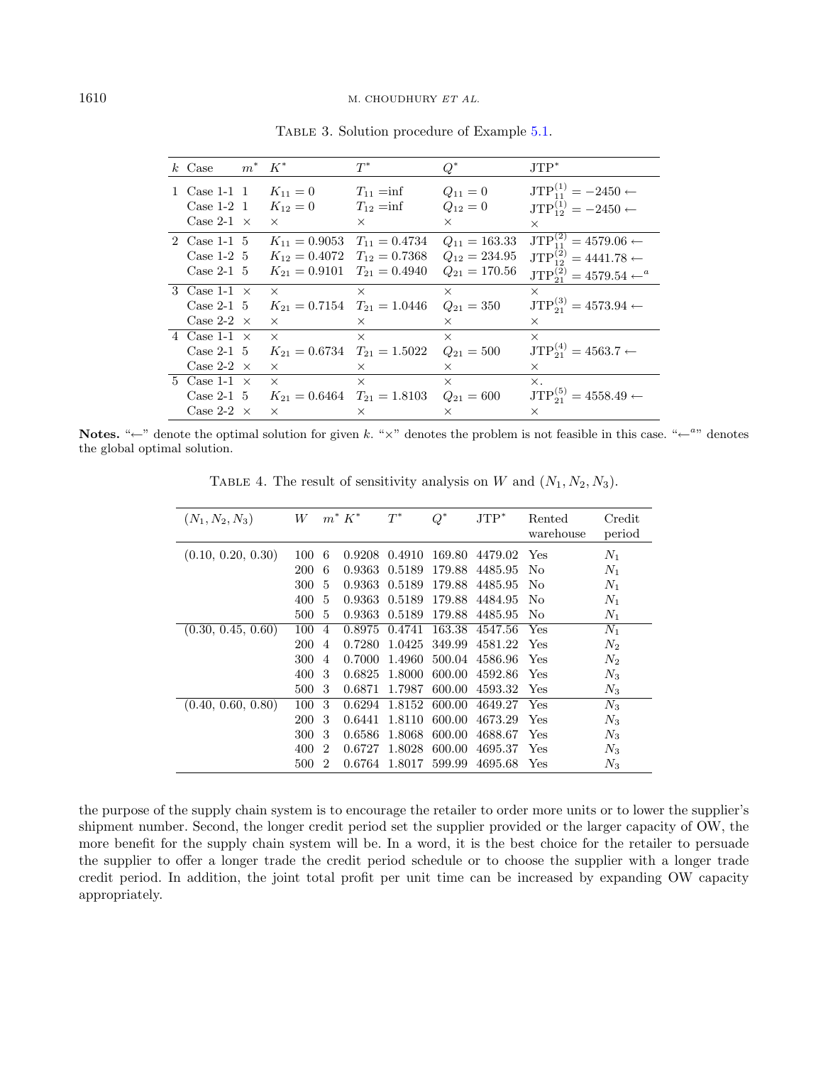Table 3. Solution procedure of Example 5.1.

| $k$ | Case | $m^*$ | $K^*$ | $T^*$ | $Q^*$ | JTP$^*$ |
|---|---|---|---|---|---|---|
| 1 | Case 1-1 | 1 | $K_{11} = 0$ | $T_{11} =$inf | $Q_{11} = 0$ | $\mathrm{JTP}_{11}^{(1)} = -2450 \leftarrow$ |
| | Case 1-2 | 1 | $K_{12} = 0$ | $T_{12} =$inf | $Q_{12} = 0$ | $\mathrm{JTP}_{12}^{(1)} = -2450 \leftarrow$ |
| | Case 2-1 | $\times$ | $\times$ | $\times$ | $\times$ | $\times$ |
| 2 | Case 1-1 | 5 | $K_{11} = 0.9053$ | $T_{11} = 0.4734$ | $Q_{11} = 163.33$ | $\mathrm{JTP}_{11}^{(2)} = 4579.06 \leftarrow$ |
| | Case 1-2 | 5 | $K_{12} = 0.4072$ | $T_{12} = 0.7368$ | $Q_{12} = 234.95$ | $\mathrm{JTP}_{12}^{(2)} = 4441.78 \leftarrow$ |
| | Case 2-1 | 5 | $K_{21} = 0.9101$ | $T_{21} = 0.4940$ | $Q_{21} = 170.56$ | $\mathrm{JTP}_{21}^{(2)} = 4579.54 \leftarrow^{a}$ |
| 3 | Case 1-1 | $\times$ | $\times$ | $\times$ | $\times$ | $\times$ |
| | Case 2-1 | 5 | $K_{21} = 0.7154$ | $T_{21} = 1.0446$ | $Q_{21} = 350$ | $\mathrm{JTP}_{21}^{(3)} = 4573.94 \leftarrow$ |
| | Case 2-2 | $\times$ | $\times$ | $\times$ | $\times$ | $\times$ |
| 4 | Case 1-1 | $\times$ | $\times$ | $\times$ | $\times$ | $\times$ |
| | Case 2-1 | 5 | $K_{21} = 0.6734$ | $T_{21} = 1.5022$ | $Q_{21} = 500$ | $\mathrm{JTP}_{21}^{(4)} = 4563.7 \leftarrow$ |
| | Case 2-2 | $\times$ | $\times$ | $\times$ | $\times$ | $\times$ |
| 5 | Case 1-1 | $\times$ | $\times$ | $\times$ | $\times$ | $\times$. |
| | Case 2-1 | 5 | $K_{21} = 0.6464$ | $T_{21} = 1.8103$ | $Q_{21} = 600$ | $\mathrm{JTP}_{21}^{(5)} = 4558.49 \leftarrow$ |
| | Case 2-2 | $\times$ | $\times$ | $\times$ | $\times$ | $\times$ |

**Notes.** "$\leftarrow$" denote the optimal solution for given $k$. "$\times$" denotes the problem is not feasible in this case. "$\leftarrow^{a}$" denotes the global optimal solution.

Table 4. The result of sensitivity analysis on $W$ and $(N_1, N_2, N_3)$.

| $(N_1, N_2, N_3)$ | $W$ | $m^*$ | $K^*$ | $T^*$ | $Q^*$ | JTP$^*$ | Rented warehouse | Credit period |
|---|---|---|---|---|---|---|---|---|
| (0.10, 0.20, 0.30) | 100 | 6 | 0.9208 | 0.4910 | 169.80 | 4479.02 | Yes | $N_1$ |
| | 200 | 6 | 0.9363 | 0.5189 | 179.88 | 4485.95 | No | $N_1$ |
| | 300 | 5 | 0.9363 | 0.5189 | 179.88 | 4485.95 | No | $N_1$ |
| | 400 | 5 | 0.9363 | 0.5189 | 179.88 | 4484.95 | No | $N_1$ |
| | 500 | 5 | 0.9363 | 0.5189 | 179.88 | 4485.95 | No | $N_1$ |
| (0.30, 0.45, 0.60) | 100 | 4 | 0.8975 | 0.4741 | 163.38 | 4547.56 | Yes | $N_1$ |
| | 200 | 4 | 0.7280 | 1.0425 | 349.99 | 4581.22 | Yes | $N_2$ |
| | 300 | 4 | 0.7000 | 1.4960 | 500.04 | 4586.96 | Yes | $N_2$ |
| | 400 | 3 | 0.6825 | 1.8000 | 600.00 | 4592.86 | Yes | $N_3$ |
| | 500 | 3 | 0.6871 | 1.7987 | 600.00 | 4593.32 | Yes | $N_3$ |
| (0.40, 0.60, 0.80) | 100 | 3 | 0.6294 | 1.8152 | 600.00 | 4649.27 | Yes | $N_3$ |
| | 200 | 3 | 0.6441 | 1.8110 | 600.00 | 4673.29 | Yes | $N_3$ |
| | 300 | 3 | 0.6586 | 1.8068 | 600.00 | 4688.67 | Yes | $N_3$ |
| | 400 | 2 | 0.6727 | 1.8028 | 600.00 | 4695.37 | Yes | $N_3$ |
| | 500 | 2 | 0.6764 | 1.8017 | 599.99 | 4695.68 | Yes | $N_3$ |

the purpose of the supply chain system is to encourage the retailer to order more units or to lower the supplier's shipment number. Second, the longer credit period set the supplier provided or the larger capacity of OW, the more benefit for the supply chain system will be. In a word, it is the best choice for the retailer to persuade the supplier to offer a longer trade the credit period schedule or to choose the supplier with a longer trade credit period. In addition, the joint total profit per unit time can be increased by expanding OW capacity appropriately.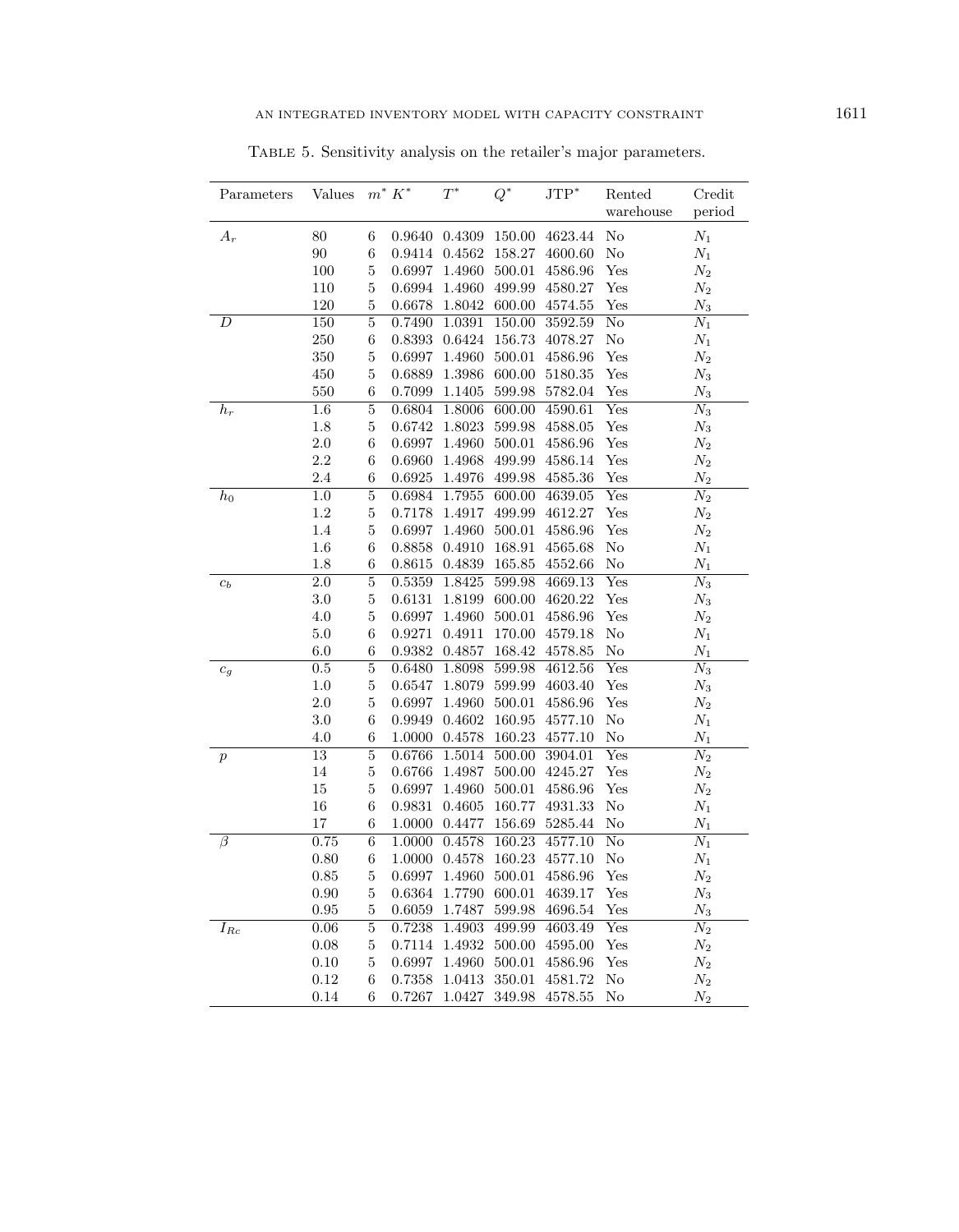Table 5. Sensitivity analysis on the retailer's major parameters.

| Parameters | Values | $m^*$ | $K^*$ | $T^*$ | $Q^*$ | $\text{JTP}^*$ | Rented warehouse | Credit period |
|---|---|---|---|---|---|---|---|---|
| $A_r$ | 80 | 6 | 0.9640 | 0.4309 | 150.00 | 4623.44 | No | $N_1$ |
| | 90 | 6 | 0.9414 | 0.4562 | 158.27 | 4600.60 | No | $N_1$ |
| | 100 | 5 | 0.6997 | 1.4960 | 500.01 | 4586.96 | Yes | $N_2$ |
| | 110 | 5 | 0.6994 | 1.4960 | 499.99 | 4580.27 | Yes | $N_2$ |
| | 120 | 5 | 0.6678 | 1.8042 | 600.00 | 4574.55 | Yes | $N_3$ |
| $D$ | 150 | 5 | 0.7490 | 1.0391 | 150.00 | 3592.59 | No | $N_1$ |
| | 250 | 6 | 0.8393 | 0.6424 | 156.73 | 4078.27 | No | $N_1$ |
| | 350 | 5 | 0.6997 | 1.4960 | 500.01 | 4586.96 | Yes | $N_2$ |
| | 450 | 5 | 0.6889 | 1.3986 | 600.00 | 5180.35 | Yes | $N_3$ |
| | 550 | 6 | 0.7099 | 1.1405 | 599.98 | 5782.04 | Yes | $N_3$ |
| $h_r$ | 1.6 | 5 | 0.6804 | 1.8006 | 600.00 | 4590.61 | Yes | $N_3$ |
| | 1.8 | 5 | 0.6742 | 1.8023 | 599.98 | 4588.05 | Yes | $N_3$ |
| | 2.0 | 6 | 0.6997 | 1.4960 | 500.01 | 4586.96 | Yes | $N_2$ |
| | 2.2 | 6 | 0.6960 | 1.4968 | 499.99 | 4586.14 | Yes | $N_2$ |
| | 2.4 | 6 | 0.6925 | 1.4976 | 499.98 | 4585.36 | Yes | $N_2$ |
| $h_0$ | 1.0 | 5 | 0.6984 | 1.7955 | 600.00 | 4639.05 | Yes | $N_2$ |
| | 1.2 | 5 | 0.7178 | 1.4917 | 499.99 | 4612.27 | Yes | $N_2$ |
| | 1.4 | 5 | 0.6997 | 1.4960 | 500.01 | 4586.96 | Yes | $N_2$ |
| | 1.6 | 6 | 0.8858 | 0.4910 | 168.91 | 4565.68 | No | $N_1$ |
| | 1.8 | 6 | 0.8615 | 0.4839 | 165.85 | 4552.66 | No | $N_1$ |
| $c_b$ | 2.0 | 5 | 0.5359 | 1.8425 | 599.98 | 4669.13 | Yes | $N_3$ |
| | 3.0 | 5 | 0.6131 | 1.8199 | 600.00 | 4620.22 | Yes | $N_3$ |
| | 4.0 | 5 | 0.6997 | 1.4960 | 500.01 | 4586.96 | Yes | $N_2$ |
| | 5.0 | 6 | 0.9271 | 0.4911 | 170.00 | 4579.18 | No | $N_1$ |
| | 6.0 | 6 | 0.9382 | 0.4857 | 168.42 | 4578.85 | No | $N_1$ |
| $c_g$ | 0.5 | 5 | 0.6480 | 1.8098 | 599.98 | 4612.56 | Yes | $N_3$ |
| | 1.0 | 5 | 0.6547 | 1.8079 | 599.99 | 4603.40 | Yes | $N_3$ |
| | 2.0 | 5 | 0.6997 | 1.4960 | 500.01 | 4586.96 | Yes | $N_2$ |
| | 3.0 | 6 | 0.9949 | 0.4602 | 160.95 | 4577.10 | No | $N_1$ |
| | 4.0 | 6 | 1.0000 | 0.4578 | 160.23 | 4577.10 | No | $N_1$ |
| $p$ | 13 | 5 | 0.6766 | 1.5014 | 500.00 | 3904.01 | Yes | $N_2$ |
| | 14 | 5 | 0.6766 | 1.4987 | 500.00 | 4245.27 | Yes | $N_2$ |
| | 15 | 5 | 0.6997 | 1.4960 | 500.01 | 4586.96 | Yes | $N_2$ |
| | 16 | 6 | 0.9831 | 0.4605 | 160.77 | 4931.33 | No | $N_1$ |
| | 17 | 6 | 1.0000 | 0.4477 | 156.69 | 5285.44 | No | $N_1$ |
| $\beta$ | 0.75 | 6 | 1.0000 | 0.4578 | 160.23 | 4577.10 | No | $N_1$ |
| | 0.80 | 6 | 1.0000 | 0.4578 | 160.23 | 4577.10 | No | $N_1$ |
| | 0.85 | 5 | 0.6997 | 1.4960 | 500.01 | 4586.96 | Yes | $N_2$ |
| | 0.90 | 5 | 0.6364 | 1.7790 | 600.01 | 4639.17 | Yes | $N_3$ |
| | 0.95 | 5 | 0.6059 | 1.7487 | 599.98 | 4696.54 | Yes | $N_3$ |
| $I_{Rc}$ | 0.06 | 5 | 0.7238 | 1.4903 | 499.99 | 4603.49 | Yes | $N_2$ |
| | 0.08 | 5 | 0.7114 | 1.4932 | 500.00 | 4595.00 | Yes | $N_2$ |
| | 0.10 | 5 | 0.6997 | 1.4960 | 500.01 | 4586.96 | Yes | $N_2$ |
| | 0.12 | 6 | 0.7358 | 1.0413 | 350.01 | 4581.72 | No | $N_2$ |
| | 0.14 | 6 | 0.7267 | 1.0427 | 349.98 | 4578.55 | No | $N_2$ |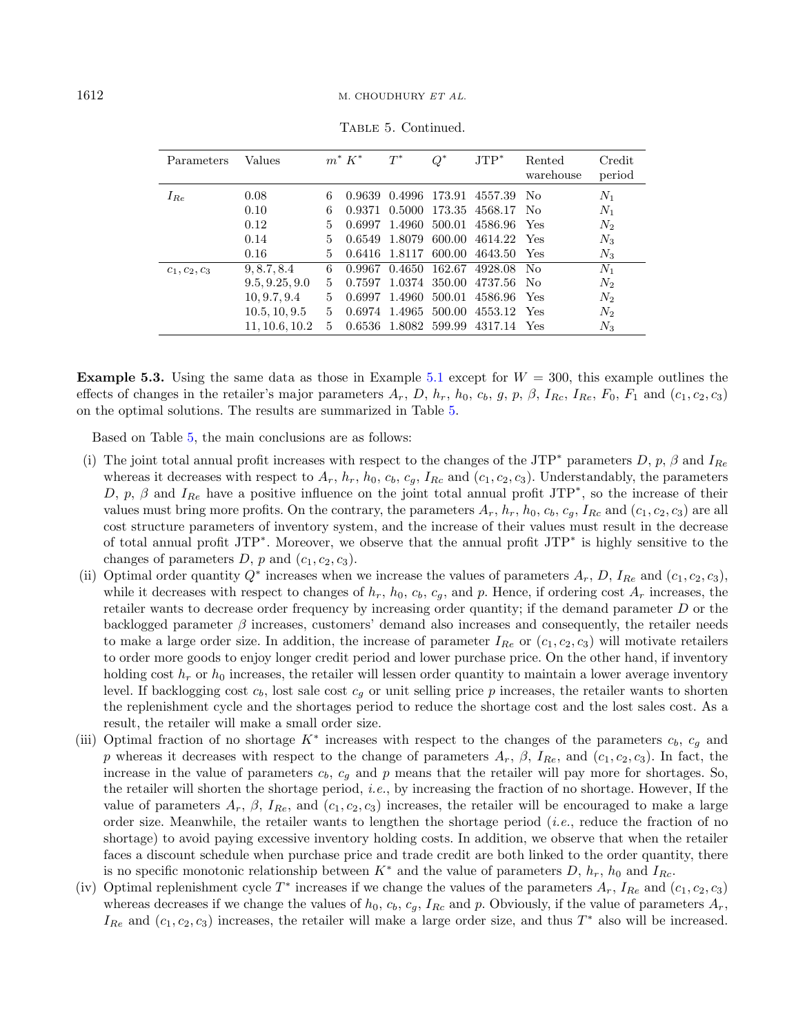Table 5. Continued.

| Parameters | Values | $m^*$ | $K^*$ | $T^*$ | $Q^*$ | JTP$^*$ | Rented warehouse | Credit period |
|---|---|---|---|---|---|---|---|---|
| $I_{Re}$ | 0.08 | 6 | 0.9639 | 0.4996 | 173.91 | 4557.39 | No | $N_1$ |
| | 0.10 | 6 | 0.9371 | 0.5000 | 173.35 | 4568.17 | No | $N_1$ |
| | 0.12 | 5 | 0.6997 | 1.4960 | 500.01 | 4586.96 | Yes | $N_2$ |
| | 0.14 | 5 | 0.6549 | 1.8079 | 600.00 | 4614.22 | Yes | $N_3$ |
| | 0.16 | 5 | 0.6416 | 1.8117 | 600.00 | 4643.50 | Yes | $N_3$ |
| $c_1, c_2, c_3$ | 9, 8.7, 8.4 | 6 | 0.9967 | 0.4650 | 162.67 | 4928.08 | No | $N_1$ |
| | 9.5, 9.25, 9.0 | 5 | 0.7597 | 1.0374 | 350.00 | 4737.56 | No | $N_2$ |
| | 10, 9.7, 9.4 | 5 | 0.6997 | 1.4960 | 500.01 | 4586.96 | Yes | $N_2$ |
| | 10.5, 10, 9.5 | 5 | 0.6974 | 1.4965 | 500.00 | 4553.12 | Yes | $N_2$ |
| | 11, 10.6, 10.2 | 5 | 0.6536 | 1.8082 | 599.99 | 4317.14 | Yes | $N_3$ |

**Example 5.3.** Using the same data as those in Example 5.1 except for $W = 300$, this example outlines the effects of changes in the retailer's major parameters $A_r$, $D$, $h_r$, $h_0$, $c_b$, $g$, $p$, $\beta$, $I_{Rc}$, $I_{Re}$, $F_0$, $F_1$ and $(c_1, c_2, c_3)$ on the optimal solutions. The results are summarized in Table 5.

Based on Table 5, the main conclusions are as follows:

(i) The joint total annual profit increases with respect to the changes of the JTP$^*$ parameters $D$, $p$, $\beta$ and $I_{Re}$ whereas it decreases with respect to $A_r$, $h_r$, $h_0$, $c_b$, $c_g$, $I_{Rc}$ and $(c_1, c_2, c_3)$. Understandably, the parameters $D$, $p$, $\beta$ and $I_{Re}$ have a positive influence on the joint total annual profit JTP$^*$, so the increase of their values must bring more profits. On the contrary, the parameters $A_r$, $h_r$, $h_0$, $c_b$, $c_g$, $I_{Rc}$ and $(c_1, c_2, c_3)$ are all cost structure parameters of inventory system, and the increase of their values must result in the decrease of total annual profit JTP$^*$. Moreover, we observe that the annual profit JTP$^*$ is highly sensitive to the changes of parameters $D$, $p$ and $(c_1, c_2, c_3)$.

(ii) Optimal order quantity $Q^*$ increases when we increase the values of parameters $A_r$, $D$, $I_{Re}$ and $(c_1, c_2, c_3)$, while it decreases with respect to changes of $h_r$, $h_0$, $c_b$, $c_g$, and $p$. Hence, if ordering cost $A_r$ increases, the retailer wants to decrease order frequency by increasing order quantity; if the demand parameter $D$ or the backlogged parameter $\beta$ increases, customers' demand also increases and consequently, the retailer needs to make a large order size. In addition, the increase of parameter $I_{Re}$ or $(c_1, c_2, c_3)$ will motivate retailers to order more goods to enjoy longer credit period and lower purchase price. On the other hand, if inventory holding cost $h_r$ or $h_0$ increases, the retailer will lessen order quantity to maintain a lower average inventory level. If backlogging cost $c_b$, lost sale cost $c_g$ or unit selling price $p$ increases, the retailer wants to shorten the replenishment cycle and the shortages period to reduce the shortage cost and the lost sales cost. As a result, the retailer will make a small order size.

(iii) Optimal fraction of no shortage $K^*$ increases with respect to the changes of the parameters $c_b$, $c_g$ and $p$ whereas it decreases with respect to the change of parameters $A_r$, $\beta$, $I_{Re}$, and $(c_1, c_2, c_3)$. In fact, the increase in the value of parameters $c_b$, $c_g$ and $p$ means that the retailer will pay more for shortages. So, the retailer will shorten the shortage period, *i.e.*, by increasing the fraction of no shortage. However, If the value of parameters $A_r$, $\beta$, $I_{Re}$, and $(c_1, c_2, c_3)$ increases, the retailer will be encouraged to make a large order size. Meanwhile, the retailer wants to lengthen the shortage period (*i.e.*, reduce the fraction of no shortage) to avoid paying excessive inventory holding costs. In addition, we observe that when the retailer faces a discount schedule when purchase price and trade credit are both linked to the order quantity, there is no specific monotonic relationship between $K^*$ and the value of parameters $D$, $h_r$, $h_0$ and $I_{Rc}$.

(iv) Optimal replenishment cycle $T^*$ increases if we change the values of the parameters $A_r$, $I_{Re}$ and $(c_1, c_2, c_3)$ whereas decreases if we change the values of $h_0$, $c_b$, $c_g$, $I_{Rc}$ and $p$. Obviously, if the value of parameters $A_r$, $I_{Re}$ and $(c_1, c_2, c_3)$ increases, the retailer will make a large order size, and thus $T^*$ also will be increased.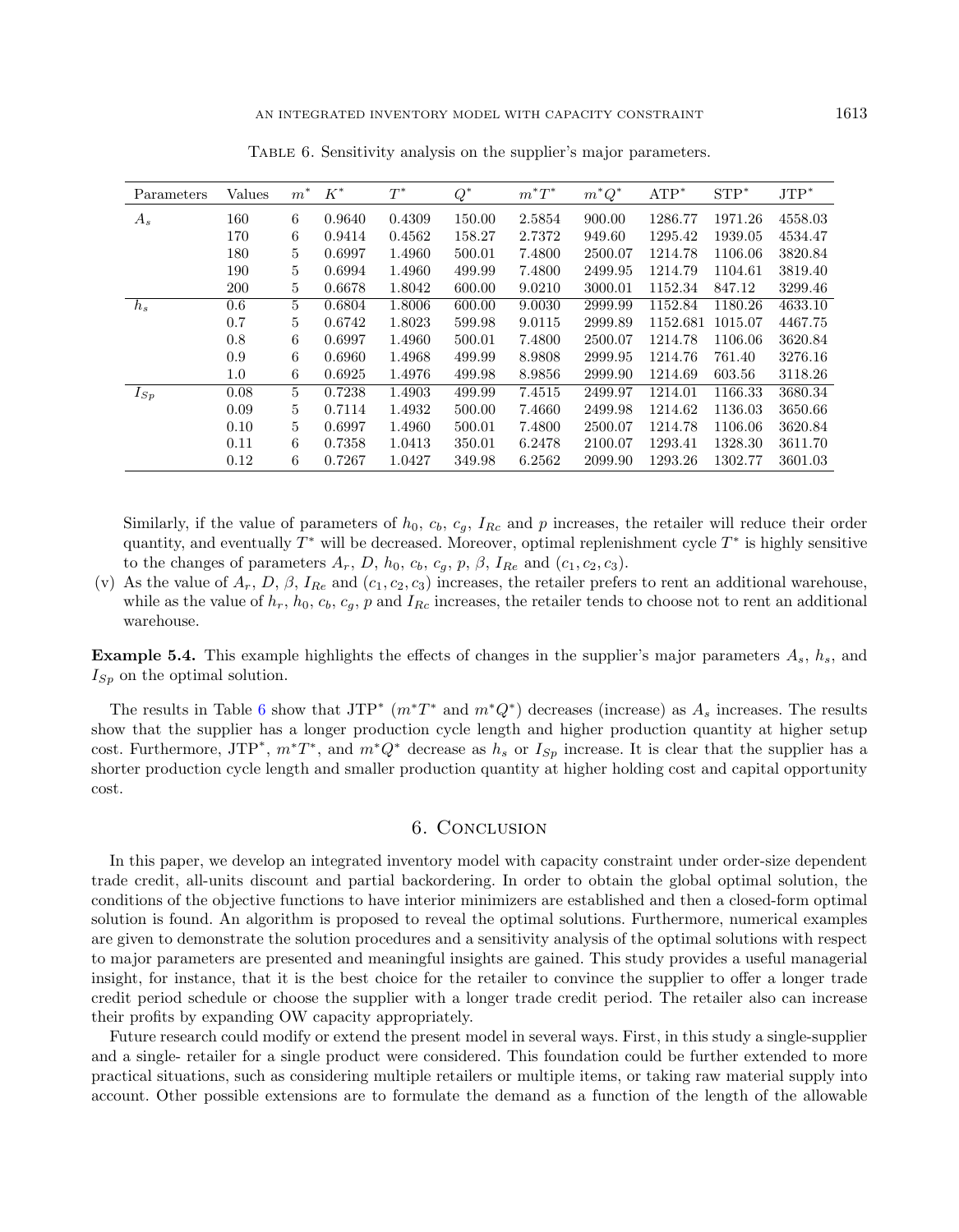Table 6. Sensitivity analysis on the supplier's major parameters.

| Parameters | Values | $m^*$ | $K^*$ | $T^*$ | $Q^*$ | $m^*T^*$ | $m^*Q^*$ | ATP* | STP* | JTP* |
|---|---|---|---|---|---|---|---|---|---|---|
| $A_s$ | 160 | 6 | 0.9640 | 0.4309 | 150.00 | 2.5854 | 900.00 | 1286.77 | 1971.26 | 4558.03 |
| | 170 | 6 | 0.9414 | 0.4562 | 158.27 | 2.7372 | 949.60 | 1295.42 | 1939.05 | 4534.47 |
| | 180 | 5 | 0.6997 | 1.4960 | 500.01 | 7.4800 | 2500.07 | 1214.78 | 1106.06 | 3820.84 |
| | 190 | 5 | 0.6994 | 1.4960 | 499.99 | 7.4800 | 2499.95 | 1214.79 | 1104.61 | 3819.40 |
| | 200 | 5 | 0.6678 | 1.8042 | 600.00 | 9.0210 | 3000.01 | 1152.34 | 847.12 | 3299.46 |
| $h_s$ | 0.6 | 5 | 0.6804 | 1.8006 | 600.00 | 9.0030 | 2999.99 | 1152.84 | 1180.26 | 4633.10 |
| | 0.7 | 5 | 0.6742 | 1.8023 | 599.98 | 9.0115 | 2999.89 | 1152.681 | 1015.07 | 4467.75 |
| | 0.8 | 6 | 0.6997 | 1.4960 | 500.01 | 7.4800 | 2500.07 | 1214.78 | 1106.06 | 3620.84 |
| | 0.9 | 6 | 0.6960 | 1.4968 | 499.99 | 8.9808 | 2999.95 | 1214.76 | 761.40 | 3276.16 |
| | 1.0 | 6 | 0.6925 | 1.4976 | 499.98 | 8.9856 | 2999.90 | 1214.69 | 603.56 | 3118.26 |
| $I_{Sp}$ | 0.08 | 5 | 0.7238 | 1.4903 | 499.99 | 7.4515 | 2499.97 | 1214.01 | 1166.33 | 3680.34 |
| | 0.09 | 5 | 0.7114 | 1.4932 | 500.00 | 7.4660 | 2499.98 | 1214.62 | 1136.03 | 3650.66 |
| | 0.10 | 5 | 0.6997 | 1.4960 | 500.01 | 7.4800 | 2500.07 | 1214.78 | 1106.06 | 3620.84 |
| | 0.11 | 6 | 0.7358 | 1.0413 | 350.01 | 6.2478 | 2100.07 | 1293.41 | 1328.30 | 3611.70 |
| | 0.12 | 6 | 0.7267 | 1.0427 | 349.98 | 6.2562 | 2099.90 | 1293.26 | 1302.77 | 3601.03 |

Similarly, if the value of parameters of $h_0$, $c_b$, $c_g$, $I_{Rc}$ and $p$ increases, the retailer will reduce their order quantity, and eventually $T^*$ will be decreased. Moreover, optimal replenishment cycle $T^*$ is highly sensitive to the changes of parameters $A_r$, $D$, $h_0$, $c_b$, $c_g$, $p$, $\beta$, $I_{Re}$ and $(c_1, c_2, c_3)$.

(v) As the value of $A_r$, $D$, $\beta$, $I_{Re}$ and $(c_1, c_2, c_3)$ increases, the retailer prefers to rent an additional warehouse, while as the value of $h_r$, $h_0$, $c_b$, $c_g$, $p$ and $I_{Rc}$ increases, the retailer tends to choose not to rent an additional warehouse.

**Example 5.4.** This example highlights the effects of changes in the supplier's major parameters $A_s$, $h_s$, and $I_{Sp}$ on the optimal solution.

The results in Table 6 show that JTP* ($m^*T^*$ and $m^*Q^*$) decreases (increase) as $A_s$ increases. The results show that the supplier has a longer production cycle length and higher production quantity at higher setup cost. Furthermore, JTP*, $m^*T^*$, and $m^*Q^*$ decrease as $h_s$ or $I_{Sp}$ increase. It is clear that the supplier has a shorter production cycle length and smaller production quantity at higher holding cost and capital opportunity cost.

## 6. Conclusion

In this paper, we develop an integrated inventory model with capacity constraint under order-size dependent trade credit, all-units discount and partial backordering. In order to obtain the global optimal solution, the conditions of the objective functions to have interior minimizers are established and then a closed-form optimal solution is found. An algorithm is proposed to reveal the optimal solutions. Furthermore, numerical examples are given to demonstrate the solution procedures and a sensitivity analysis of the optimal solutions with respect to major parameters are presented and meaningful insights are gained. This study provides a useful managerial insight, for instance, that it is the best choice for the retailer to convince the supplier to offer a longer trade credit period schedule or choose the supplier with a longer trade credit period. The retailer also can increase their profits by expanding OW capacity appropriately.

Future research could modify or extend the present model in several ways. First, in this study a single-supplier and a single- retailer for a single product were considered. This foundation could be further extended to more practical situations, such as considering multiple retailers or multiple items, or taking raw material supply into account. Other possible extensions are to formulate the demand as a function of the length of the allowable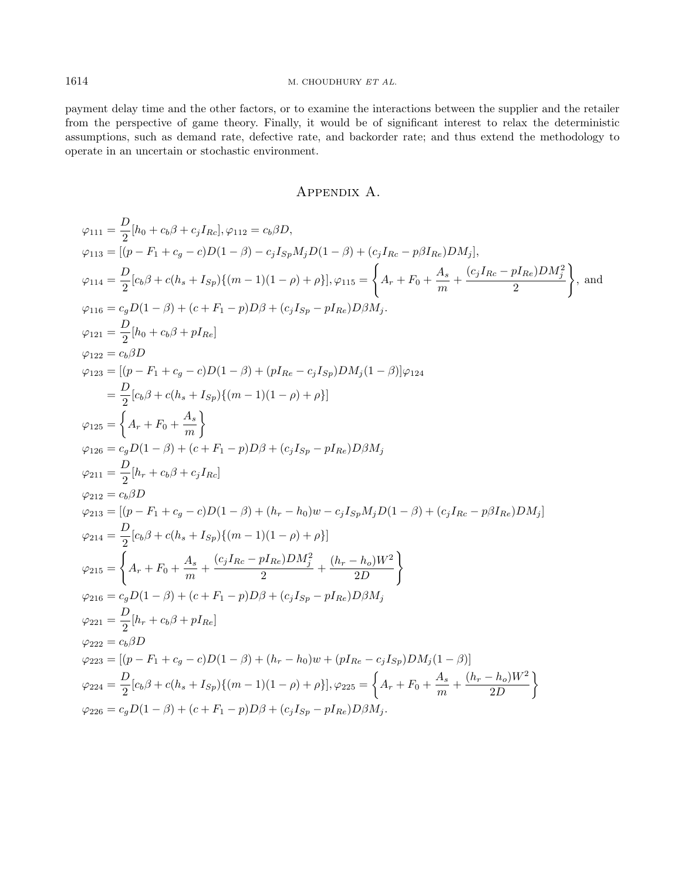payment delay time and the other factors, or to examine the interactions between the supplier and the retailer from the perspective of game theory. Finally, it would be of significant interest to relax the deterministic assumptions, such as demand rate, defective rate, and backorder rate; and thus extend the methodology to operate in an uncertain or stochastic environment.

# Appendix A.

$$\varphi_{111} = \frac{D}{2}[h_0 + c_b\beta + c_j I_{Rc}], \varphi_{112} = c_b\beta D,$$

$$\varphi_{113} = [(p - F_1 + c_g - c)D(1-\beta) - c_j I_{Sp} M_j D(1-\beta) + (c_j I_{Rc} - p\beta I_{Re})DM_j],$$

$$\varphi_{114} = \frac{D}{2}[c_b\beta + c(h_s + I_{Sp})\{(m-1)(1-\rho)+\rho\}], \varphi_{115} = \left\{A_r + F_0 + \frac{A_s}{m} + \frac{(c_j I_{Rc} - pI_{Re})DM_j^2}{2}\right\}, \text{ and}$$

$$\varphi_{116} = c_g D(1-\beta) + (c + F_1 - p)D\beta + (c_j I_{Sp} - pI_{Re})D\beta M_j.$$

$$\varphi_{121} = \frac{D}{2}[h_0 + c_b\beta + pI_{Re}]$$

$$\varphi_{122} = c_b\beta D$$

$$\varphi_{123} = [(p - F_1 + c_g - c)D(1-\beta) + (pI_{Re} - c_j I_{Sp})DM_j(1-\beta)]\varphi_{124}$$

$$= \frac{D}{2}[c_b\beta + c(h_s + I_{Sp})\{(m-1)(1-\rho)+\rho\}]$$

$$\varphi_{125} = \left\{A_r + F_0 + \frac{A_s}{m}\right\}$$

$$\varphi_{126} = c_g D(1-\beta) + (c + F_1 - p)D\beta + (c_j I_{Sp} - pI_{Re})D\beta M_j$$

$$\varphi_{211} = \frac{D}{2}[h_r + c_b\beta + c_j I_{Rc}]$$

$$\varphi_{212} = c_b\beta D$$

$$\varphi_{213} = [(p - F_1 + c_g - c)D(1-\beta) + (h_r - h_0)w - c_j I_{Sp} M_j D(1-\beta) + (c_j I_{Rc} - p\beta I_{Re})DM_j]$$

$$\varphi_{214} = \frac{D}{2}[c_b\beta + c(h_s + I_{Sp})\{(m-1)(1-\rho)+\rho\}]$$

$$\varphi_{215} = \left\{A_r + F_0 + \frac{A_s}{m} + \frac{(c_j I_{Rc} - pI_{Re})DM_j^2}{2} + \frac{(h_r - h_o)W^2}{2D}\right\}$$

$$\varphi_{216} = c_g D(1-\beta) + (c + F_1 - p)D\beta + (c_j I_{Sp} - pI_{Re})D\beta M_j$$

$$\varphi_{221} = \frac{D}{2}[h_r + c_b\beta + pI_{Re}]$$

$$\varphi_{222} = c_b\beta D$$

$$\varphi_{223} = [(p - F_1 + c_g - c)D(1-\beta) + (h_r - h_0)w + (pI_{Re} - c_j I_{Sp})DM_j(1-\beta)]$$

$$\varphi_{224} = \frac{D}{2}[c_b\beta + c(h_s + I_{Sp})\{(m-1)(1-\rho)+\rho\}], \varphi_{225} = \left\{A_r + F_0 + \frac{A_s}{m} + \frac{(h_r - h_o)W^2}{2D}\right\}$$

$$\varphi_{226} = c_g D(1-\beta) + (c + F_1 - p)D\beta + (c_j I_{Sp} - pI_{Re})D\beta M_j.$$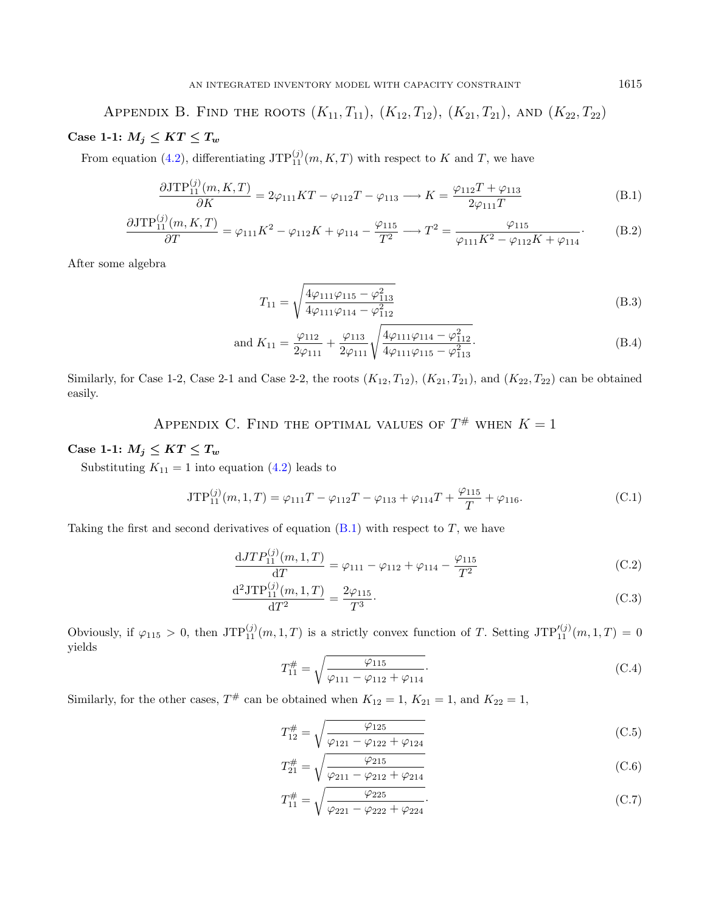## Appendix B. Find the roots $(K_{11}, T_{11})$, $(K_{12}, T_{12})$, $(K_{21}, T_{21})$, and $(K_{22}, T_{22})$

**Case 1-1: $M_j \le KT \le T_w$**

From equation (4.2), differentiating $\mathrm{JTP}_{11}^{(j)}(m, K, T)$ with respect to $K$ and $T$, we have

$$\frac{\partial \mathrm{JTP}_{11}^{(j)}(m, K, T)}{\partial K} = 2\varphi_{111}KT - \varphi_{112}T - \varphi_{113} \longrightarrow K = \frac{\varphi_{112}T + \varphi_{113}}{2\varphi_{111}T} \tag{B.1}$$

$$\frac{\partial \mathrm{JTP}_{11}^{(j)}(m, K, T)}{\partial T} = \varphi_{111}K^2 - \varphi_{112}K + \varphi_{114} - \frac{\varphi_{115}}{T^2} \longrightarrow T^2 = \frac{\varphi_{115}}{\varphi_{111}K^2 - \varphi_{112}K + \varphi_{114}}. \tag{B.2}$$

After some algebra

$$T_{11} = \sqrt{\frac{4\varphi_{111}\varphi_{115} - \varphi_{113}^2}{4\varphi_{111}\varphi_{114} - \varphi_{112}^2}} \tag{B.3}$$

$$\text{and } K_{11} = \frac{\varphi_{112}}{2\varphi_{111}} + \frac{\varphi_{113}}{2\varphi_{111}}\sqrt{\frac{4\varphi_{111}\varphi_{114} - \varphi_{112}^2}{4\varphi_{111}\varphi_{115} - \varphi_{113}^2}}. \tag{B.4}$$

Similarly, for Case 1-2, Case 2-1 and Case 2-2, the roots $(K_{12}, T_{12})$, $(K_{21}, T_{21})$, and $(K_{22}, T_{22})$ can be obtained easily.

## Appendix C. Find the optimal values of $T^{\#}$ when $K = 1$

**Case 1-1: $M_j \le KT \le T_w$**

Substituting $K_{11} = 1$ into equation (4.2) leads to

$$\mathrm{JTP}_{11}^{(j)}(m, 1, T) = \varphi_{111}T - \varphi_{112}T - \varphi_{113} + \varphi_{114}T + \frac{\varphi_{115}}{T} + \varphi_{116}. \tag{C.1}$$

Taking the first and second derivatives of equation (B.1) with respect to $T$, we have

$$\frac{\mathrm{d}JTP_{11}^{(j)}(m, 1, T)}{\mathrm{d}T} = \varphi_{111} - \varphi_{112} + \varphi_{114} - \frac{\varphi_{115}}{T^2} \tag{C.2}$$

$$\frac{\mathrm{d}^2\mathrm{JTP}_{11}^{(j)}(m, 1, T)}{\mathrm{d}T^2} = \frac{2\varphi_{115}}{T^3}. \tag{C.3}$$

Obviously, if $\varphi_{115} > 0$, then $\mathrm{JTP}_{11}^{(j)}(m, 1, T)$ is a strictly convex function of $T$. Setting $\mathrm{JTP}_{11}^{\prime(j)}(m, 1, T) = 0$ yields

$$T_{11}^{\#} = \sqrt{\frac{\varphi_{115}}{\varphi_{111} - \varphi_{112} + \varphi_{114}}}. \tag{C.4}$$

Similarly, for the other cases, $T^{\#}$ can be obtained when $K_{12} = 1$, $K_{21} = 1$, and $K_{22} = 1$,

$$T_{12}^{\#} = \sqrt{\frac{\varphi_{125}}{\varphi_{121} - \varphi_{122} + \varphi_{124}}} \tag{C.5}$$

$$T_{21}^{\#} = \sqrt{\frac{\varphi_{215}}{\varphi_{211} - \varphi_{212} + \varphi_{214}}} \tag{C.6}$$

$$T_{11}^{\#} = \sqrt{\frac{\varphi_{225}}{\varphi_{221} - \varphi_{222} + \varphi_{224}}}. \tag{C.7}$$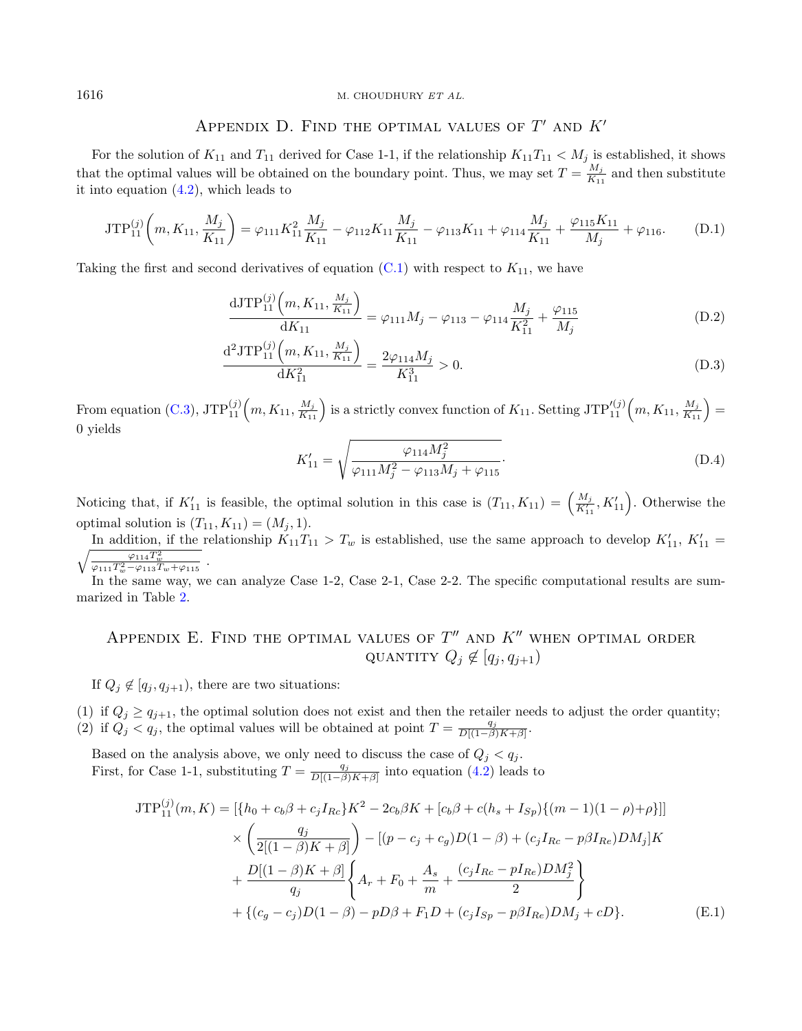## Appendix D. Find the optimal values of $T'$ and $K'$

For the solution of $K_{11}$ and $T_{11}$ derived for Case 1-1, if the relationship $K_{11}T_{11} < M_j$ is established, it shows that the optimal values will be obtained on the boundary point. Thus, we may set $T = \frac{M_j}{K_{11}}$ and then substitute it into equation (4.2), which leads to

$$\mathrm{JTP}_{11}^{(j)}\left(m, K_{11}, \frac{M_j}{K_{11}}\right) = \varphi_{111}K_{11}^2\frac{M_j}{K_{11}} - \varphi_{112}K_{11}\frac{M_j}{K_{11}} - \varphi_{113}K_{11} + \varphi_{114}\frac{M_j}{K_{11}} + \frac{\varphi_{115}K_{11}}{M_j} + \varphi_{116}. \tag{D.1}$$

Taking the first and second derivatives of equation (C.1) with respect to $K_{11}$, we have

$$\frac{\mathrm{dJTP}_{11}^{(j)}\left(m, K_{11}, \frac{M_j}{K_{11}}\right)}{\mathrm{d}K_{11}} = \varphi_{111}M_j - \varphi_{113} - \varphi_{114}\frac{M_j}{K_{11}^2} + \frac{\varphi_{115}}{M_j} \tag{D.2}$$

$$\frac{\mathrm{d^2JTP}_{11}^{(j)}\left(m, K_{11}, \frac{M_j}{K_{11}}\right)}{\mathrm{d}K_{11}^2} = \frac{2\varphi_{114}M_j}{K_{11}^3} > 0. \tag{D.3}$$

From equation (C.3), $\mathrm{JTP}_{11}^{(j)}\left(m, K_{11}, \frac{M_j}{K_{11}}\right)$ is a strictly convex function of $K_{11}$. Setting $\mathrm{JTP}_{11}^{\prime(j)}\left(m, K_{11}, \frac{M_j}{K_{11}}\right) = 0$ yields

$$K'_{11} = \sqrt{\frac{\varphi_{114}M_j^2}{\varphi_{111}M_j^2 - \varphi_{113}M_j + \varphi_{115}}}. \tag{D.4}$$

Noticing that, if $K'_{11}$ is feasible, the optimal solution in this case is $(T_{11}, K_{11}) = \left(\frac{M_j}{K'_{11}}, K'_{11}\right)$. Otherwise the optimal solution is $(T_{11}, K_{11}) = (M_j, 1)$.

In addition, if the relationship $K_{11}T_{11} > T_w$ is established, use the same approach to develop $K'_{11}$, $K'_{11} = \sqrt{\frac{\varphi_{114}T_w^2}{\varphi_{111}T_w^2 - \varphi_{113}T_w + \varphi_{115}}}$.

In the same way, we can analyze Case 1-2, Case 2-1, Case 2-2. The specific computational results are summarized in Table 2.

## Appendix E. Find the optimal values of $T''$ and $K''$ when optimal order quantity $Q_j \notin [q_j, q_{j+1})$

If $Q_j \notin [q_j, q_{j+1})$, there are two situations:

(1) if $Q_j \geq q_{j+1}$, the optimal solution does not exist and then the retailer needs to adjust the order quantity;
(2) if $Q_j < q_j$, the optimal values will be obtained at point $T = \frac{q_j}{D[(1-\beta)K+\beta]}$.

Based on the analysis above, we only need to discuss the case of $Q_j < q_j$.

First, for Case 1-1, substituting $T = \frac{q_j}{D[(1-\beta)K+\beta]}$ into equation (4.2) leads to

$$\begin{aligned}
\mathrm{JTP}_{11}^{(j)}(m, K) = {} & [\{h_0 + c_b\beta + c_jI_{Rc}\}K^2 - 2c_b\beta K + [c_b\beta + c(h_s + I_{Sp})\{(m-1)(1-\rho)+\rho\}]] \\
& \times \left(\frac{q_j}{2[(1-\beta)K+\beta]}\right) - [(p - c_j + c_g)D(1-\beta) + (c_jI_{Rc} - p\beta I_{Re})DM_j]K \\
& + \frac{D[(1-\beta)K+\beta]}{q_j}\left\{A_r + F_0 + \frac{A_s}{m} + \frac{(c_jI_{Rc} - pI_{Re})DM_j^2}{2}\right\} \\
& + \{(c_g - c_j)D(1-\beta) - pD\beta + F_1D + (c_jI_{Sp} - p\beta I_{Re})DM_j + cD\}.
\end{aligned} \tag{E.1}$$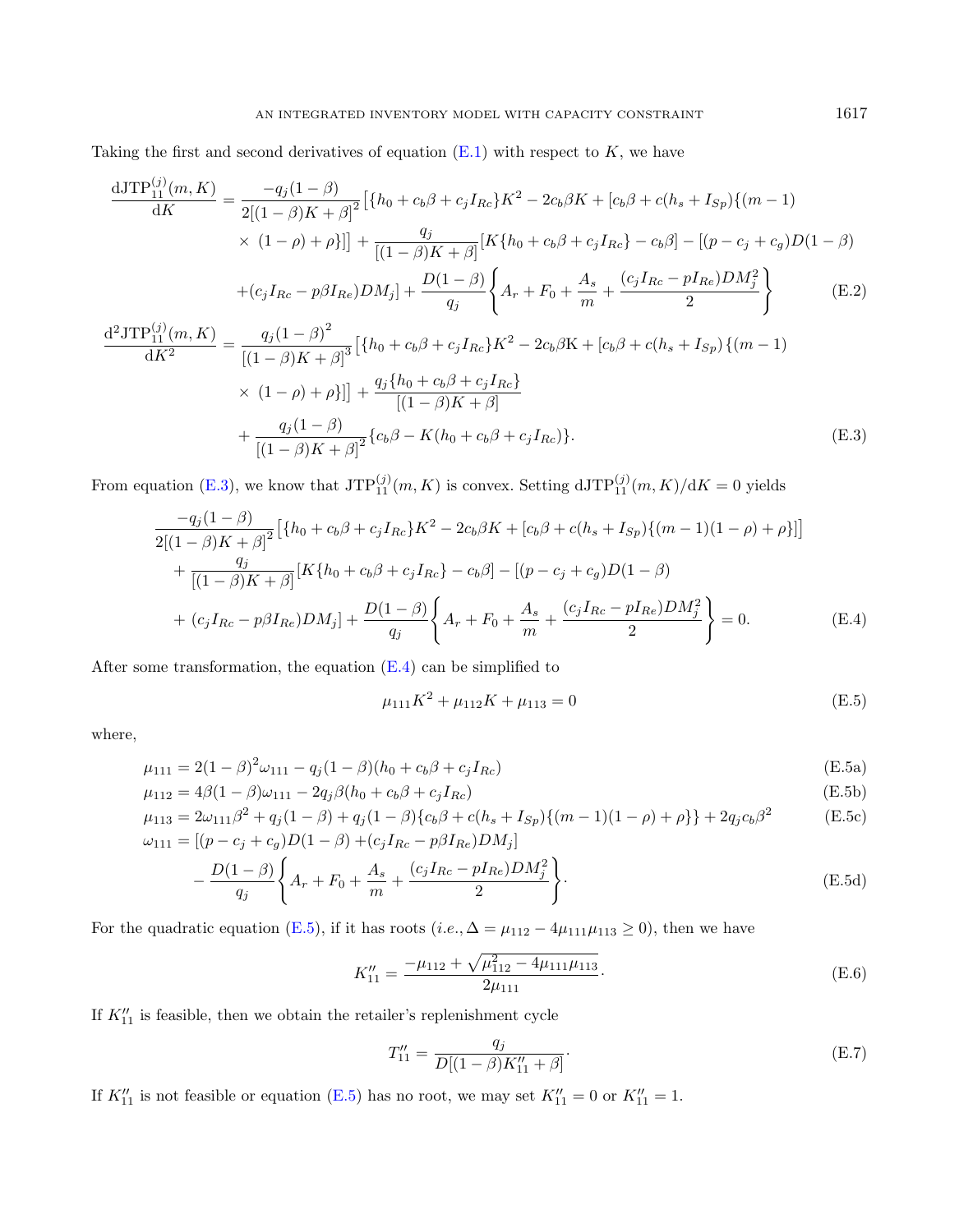Taking the first and second derivatives of equation (E.1) with respect to $K$, we have

$$
\begin{aligned}
\frac{\mathrm{dJTP}_{11}^{(j)}(m,K)}{\mathrm{d}K} = & \frac{-q_j(1-\beta)}{2[(1-\beta)K+\beta]^2}\left[\{h_0+c_b\beta+c_jI_{Rc}\}K^2-2c_b\beta K+[c_b\beta+c(h_s+I_{Sp})\{(m-1)\right.\\
& \left.\times\ (1-\rho)+\rho\}]\right] + \frac{q_j}{[(1-\beta)K+\beta]}[K\{h_0+c_b\beta+c_jI_{Rc}\}-c_b\beta] - [(p-c_j+c_g)D(1-\beta)\\
& +(c_jI_{Rc}-p\beta I_{Re})DM_j] + \frac{D(1-\beta)}{q_j}\left\{A_r+F_0+\frac{A_s}{m}+\frac{(c_jI_{Rc}-pI_{Re})DM_j^2}{2}\right\}
\end{aligned} \tag{E.2}
$$

$$
\begin{aligned}
\frac{\mathrm{d}^2\mathrm{JTP}_{11}^{(j)}(m,K)}{\mathrm{d}K^2} = & \frac{q_j(1-\beta)^2}{[(1-\beta)K+\beta]^3}\left[\{h_0+c_b\beta+c_jI_{Rc}\}K^2-2c_b\beta \mathrm{K}+[c_b\beta+c(h_s+I_{Sp})\{(m-1)\right.\\
& \left.\times\ (1-\rho)+\rho\}]\right] + \frac{q_j\{h_0+c_b\beta+c_jI_{Rc}\}}{[(1-\beta)K+\beta]}\\
& + \frac{q_j(1-\beta)}{[(1-\beta)K+\beta]^2}\{c_b\beta-K(h_0+c_b\beta+c_jI_{Rc})\}.
\end{aligned} \tag{E.3}
$$

From equation (E.3), we know that $\mathrm{JTP}_{11}^{(j)}(m,K)$ is convex. Setting $\mathrm{dJTP}_{11}^{(j)}(m,K)/\mathrm{d}K=0$ yields

$$
\begin{aligned}
& \frac{-q_j(1-\beta)}{2[(1-\beta)K+\beta]^2}\left[\{h_0+c_b\beta+c_jI_{Rc}\}K^2-2c_b\beta K+[c_b\beta+c(h_s+I_{Sp})\{(m-1)(1-\rho)+\rho\}]\right]\\
& + \frac{q_j}{[(1-\beta)K+\beta]}[K\{h_0+c_b\beta+c_jI_{Rc}\}-c_b\beta] - [(p-c_j+c_g)D(1-\beta)\\
& + (c_jI_{Rc}-p\beta I_{Re})DM_j] + \frac{D(1-\beta)}{q_j}\left\{A_r+F_0+\frac{A_s}{m}+\frac{(c_jI_{Rc}-pI_{Re})DM_j^2}{2}\right\} = 0.
\end{aligned} \tag{E.4}
$$

After some transformation, the equation (E.4) can be simplified to

$$
\mu_{111}K^2+\mu_{112}K+\mu_{113}=0 \tag{E.5}
$$

where,

$$
\mu_{111} = 2(1-\beta)^2\omega_{111} - q_j(1-\beta)(h_0+c_b\beta+c_jI_{Rc}) \tag{E.5a}
$$

$$
\mu_{112} = 4\beta(1-\beta)\omega_{111} - 2q_j\beta(h_0+c_b\beta+c_jI_{Rc}) \tag{E.5b}
$$

$$
\mu_{113} = 2\omega_{111}\beta^2 + q_j(1-\beta) + q_j(1-\beta)\{c_b\beta+c(h_s+I_{Sp})\{(m-1)(1-\rho)+\rho\}\} + 2q_jc_b\beta^2 \tag{E.5c}
$$

$$
\begin{aligned}
\omega_{111} = & [(p-c_j+c_g)D(1-\beta) + (c_jI_{Rc}-p\beta I_{Re})DM_j]\\
& - \frac{D(1-\beta)}{q_j}\left\{A_r+F_0+\frac{A_s}{m}+\frac{(c_jI_{Rc}-pI_{Re})DM_j^2}{2}\right\}.
\end{aligned} \tag{E.5d}
$$

For the quadratic equation (E.5), if it has roots (*i.e.*, $\Delta=\mu_{112}-4\mu_{111}\mu_{113}\geq 0$), then we have

$$
K_{11}'' = \frac{-\mu_{112}+\sqrt{\mu_{112}^2-4\mu_{111}\mu_{113}}}{2\mu_{111}}. \tag{E.6}
$$

If $K_{11}''$ is feasible, then we obtain the retailer's replenishment cycle

$$
T_{11}'' = \frac{q_j}{D[(1-\beta)K_{11}''+\beta]}. \tag{E.7}
$$

If $K_{11}''$ is not feasible or equation (E.5) has no root, we may set $K_{11}''=0$ or $K_{11}''=1$.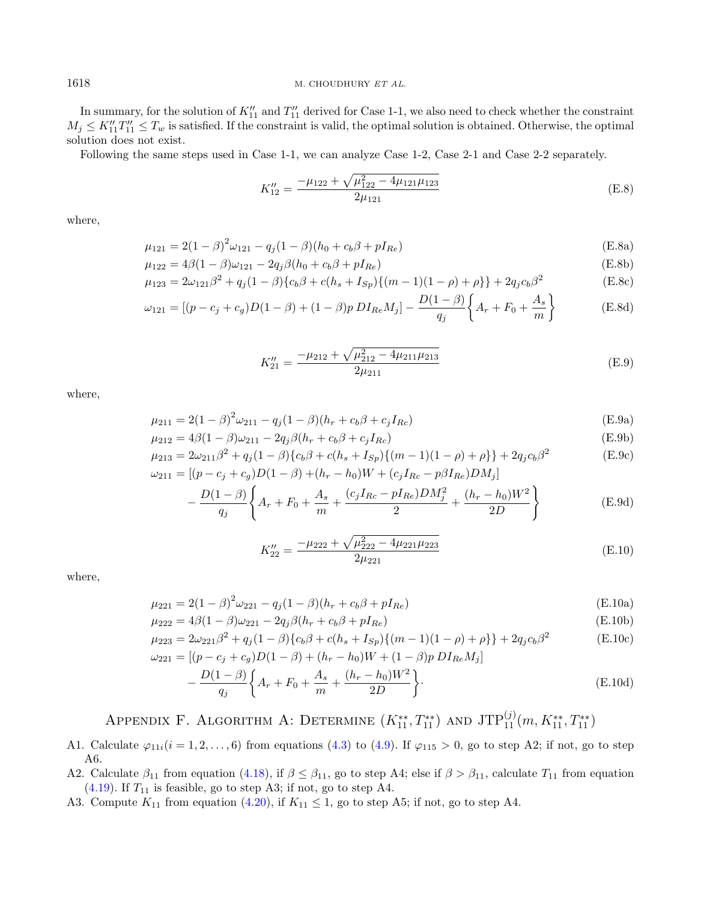In summary, for the solution of $K''_{11}$ and $T''_{11}$ derived for Case 1-1, we also need to check whether the constraint $M_j \le K''_{11}T''_{11} \le T_w$ is satisfied. If the constraint is valid, the optimal solution is obtained. Otherwise, the optimal solution does not exist.

Following the same steps used in Case 1-1, we can analyze Case 1-2, Case 2-1 and Case 2-2 separately.

$$K''_{12} = \frac{-\mu_{122} + \sqrt{\mu_{122}^2 - 4\mu_{121}\mu_{123}}}{2\mu_{121}} \tag{E.8}$$

where,

$$\mu_{121} = 2(1-\beta)^2\omega_{121} - q_j(1-\beta)(h_0 + c_b\beta + pI_{Re}) \tag{E.8a}$$

$$\mu_{122} = 4\beta(1-\beta)\omega_{121} - 2q_j\beta(h_0 + c_b\beta + pI_{Re}) \tag{E.8b}$$

$$\mu_{123} = 2\omega_{121}\beta^2 + q_j(1-\beta)\{c_b\beta + c(h_s + I_{Sp})\{(m-1)(1-\rho) + \rho\}\} + 2q_jc_b\beta^2 \tag{E.8c}$$

$$\omega_{121} = [(p - c_j + c_g)D(1-\beta) + (1-\beta)p\, DI_{Re}M_j] - \frac{D(1-\beta)}{q_j}\left\{A_r + F_0 + \frac{A_s}{m}\right\} \tag{E.8d}$$

$$K''_{21} = \frac{-\mu_{212} + \sqrt{\mu_{212}^2 - 4\mu_{211}\mu_{213}}}{2\mu_{211}} \tag{E.9}$$

where,

$$\mu_{211} = 2(1-\beta)^2\omega_{211} - q_j(1-\beta)(h_r + c_b\beta + c_jI_{Rc}) \tag{E.9a}$$

$$\mu_{212} = 4\beta(1-\beta)\omega_{211} - 2q_j\beta(h_r + c_b\beta + c_jI_{Rc}) \tag{E.9b}$$

$$\mu_{213} = 2\omega_{211}\beta^2 + q_j(1-\beta)\{c_b\beta + c(h_s + I_{Sp})\{(m-1)(1-\rho) + \rho\}\} + 2q_jc_b\beta^2 \tag{E.9c}$$

$$\omega_{211} = [(p - c_j + c_g)D(1-\beta) + (h_r - h_0)W + (c_jI_{Rc} - p\beta I_{Re})DM_j] - \frac{D(1-\beta)}{q_j}\left\{A_r + F_0 + \frac{A_s}{m} + \frac{(c_jI_{Rc} - pI_{Re})DM_j^2}{2} + \frac{(h_r - h_0)W^2}{2D}\right\} \tag{E.9d}$$

$$K''_{22} = \frac{-\mu_{222} + \sqrt{\mu_{222}^2 - 4\mu_{221}\mu_{223}}}{2\mu_{221}} \tag{E.10}$$

where,

$$\mu_{221} = 2(1-\beta)^2\omega_{221} - q_j(1-\beta)(h_r + c_b\beta + pI_{Re}) \tag{E.10a}$$

$$\mu_{222} = 4\beta(1-\beta)\omega_{221} - 2q_j\beta(h_r + c_b\beta + pI_{Re}) \tag{E.10b}$$

$$\mu_{223} = 2\omega_{221}\beta^2 + q_j(1-\beta)\{c_b\beta + c(h_s + I_{Sp})\{(m-1)(1-\rho) + \rho\}\} + 2q_jc_b\beta^2 \tag{E.10c}$$

$$\omega_{221} = [(p - c_j + c_g)D(1-\beta) + (h_r - h_0)W + (1-\beta)p\, DI_{Re}M_j] - \frac{D(1-\beta)}{q_j}\left\{A_r + F_0 + \frac{A_s}{m} + \frac{(h_r - h_0)W^2}{2D}\right\}. \tag{E.10d}$$

## Appendix F. Algorithm A: Determine $(K_{11}^{**}, T_{11}^{**})$ and $\mathrm{JTP}_{11}^{(j)}(m, K_{11}^{**}, T_{11}^{**})$

A1. Calculate $\varphi_{11i} (i = 1, 2, \ldots, 6)$ from equations (4.3) to (4.9). If $\varphi_{115} > 0$, go to step A2; if not, go to step A6.

A2. Calculate $\beta_{11}$ from equation (4.18), if $\beta \le \beta_{11}$, go to step A4; else if $\beta > \beta_{11}$, calculate $T_{11}$ from equation (4.19). If $T_{11}$ is feasible, go to step A3; if not, go to step A4.

A3. Compute $K_{11}$ from equation (4.20), if $K_{11} \le 1$, go to step A5; if not, go to step A4.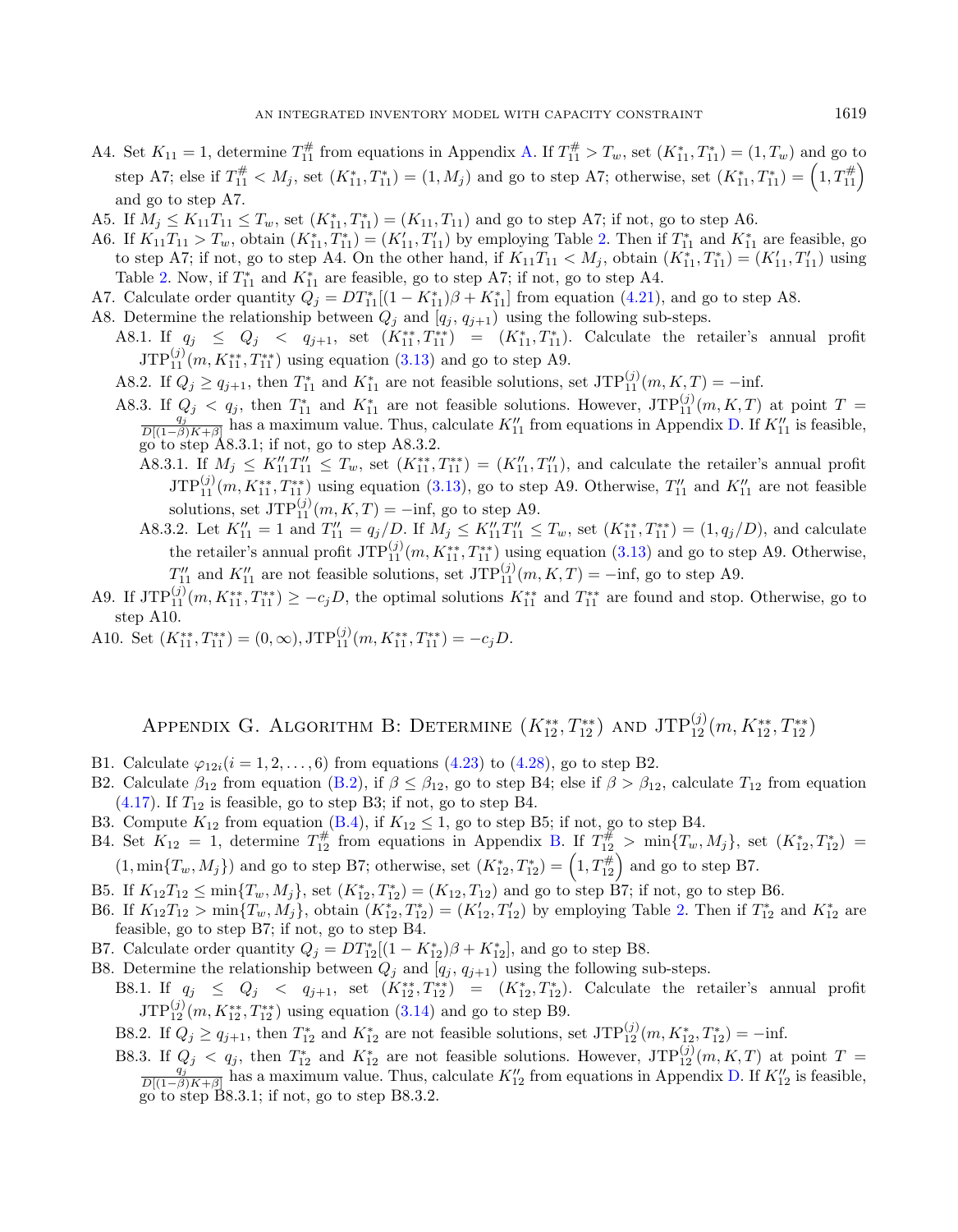A4. Set $K_{11} = 1$, determine $T_{11}^{\#}$ from equations in Appendix A. If $T_{11}^{\#} > T_w$, set $(K_{11}^{*}, T_{11}^{*}) = (1, T_w)$ and go to step A7; else if $T_{11}^{\#} < M_j$, set $(K_{11}^{*}, T_{11}^{*}) = (1, M_j)$ and go to step A7; otherwise, set $(K_{11}^{*}, T_{11}^{*}) = \left(1, T_{11}^{\#}\right)$ and go to step A7.

A5. If $M_j \le K_{11}T_{11} \le T_w$, set $(K_{11}^{*}, T_{11}^{*}) = (K_{11}, T_{11})$ and go to step A7; if not, go to step A6.

A6. If $K_{11}T_{11} > T_w$, obtain $(K_{11}^{*}, T_{11}^{*}) = (K_{11}', T_{11}')$ by employing Table 2. Then if $T_{11}^{*}$ and $K_{11}^{*}$ are feasible, go to step A7; if not, go to step A4. On the other hand, if $K_{11}T_{11} < M_j$, obtain $(K_{11}^{*}, T_{11}^{*}) = (K_{11}', T_{11}')$ using Table 2. Now, if $T_{11}^{*}$ and $K_{11}^{*}$ are feasible, go to step A7; if not, go to step A4.

A7. Calculate order quantity $Q_j = DT_{11}^{*}[(1 - K_{11}^{*})\beta + K_{11}^{*}]$ from equation (4.21), and go to step A8.

A8. Determine the relationship between $Q_j$ and $[q_j, q_{j+1})$ using the following sub-steps.

- A8.1. If $q_j \le Q_j < q_{j+1}$, set $(K_{11}^{**}, T_{11}^{**}) = (K_{11}^{*}, T_{11}^{*})$. Calculate the retailer's annual profit $\mathrm{JTP}_{11}^{(j)}(m, K_{11}^{**}, T_{11}^{**})$ using equation (3.13) and go to step A9.
- A8.2. If $Q_j \ge q_{j+1}$, then $T_{11}^{*}$ and $K_{11}^{*}$ are not feasible solutions, set $\mathrm{JTP}_{11}^{(j)}(m, K, T) = -\mathrm{inf}$.
- A8.3. If $Q_j < q_j$, then $T_{11}^{*}$ and $K_{11}^{*}$ are not feasible solutions. However, $\mathrm{JTP}_{11}^{(j)}(m, K, T)$ at point $T = \frac{q_j}{D[(1-\beta)K+\beta]}$ has a maximum value. Thus, calculate $K_{11}''$ from equations in Appendix D. If $K_{11}''$ is feasible, go to step A8.3.1; if not, go to step A8.3.2.
  - A8.3.1. If $M_j \le K_{11}''T_{11}'' \le T_w$, set $(K_{11}^{**}, T_{11}^{**}) = (K_{11}'', T_{11}'')$, and calculate the retailer's annual profit $\mathrm{JTP}_{11}^{(j)}(m, K_{11}^{**}, T_{11}^{**})$ using equation (3.13), go to step A9. Otherwise, $T_{11}''$ and $K_{11}''$ are not feasible solutions, set $\mathrm{JTP}_{11}^{(j)}(m, K, T) = -\mathrm{inf}$, go to step A9.
  - A8.3.2. Let $K_{11}'' = 1$ and $T_{11}'' = q_j/D$. If $M_j \le K_{11}''T_{11}'' \le T_w$, set $(K_{11}^{**}, T_{11}^{**}) = (1, q_j/D)$, and calculate the retailer's annual profit $\mathrm{JTP}_{11}^{(j)}(m, K_{11}^{**}, T_{11}^{**})$ using equation (3.13) and go to step A9. Otherwise, $T_{11}''$ and $K_{11}''$ are not feasible solutions, set $\mathrm{JTP}_{11}^{(j)}(m, K, T) = -\mathrm{inf}$, go to step A9.

A9. If $\mathrm{JTP}_{11}^{(j)}(m, K_{11}^{**}, T_{11}^{**}) \ge -c_jD$, the optimal solutions $K_{11}^{**}$ and $T_{11}^{**}$ are found and stop. Otherwise, go to step A10.

A10. Set $(K_{11}^{**}, T_{11}^{**}) = (0, \infty), \mathrm{JTP}_{11}^{(j)}(m, K_{11}^{**}, T_{11}^{**}) = -c_jD$.

## Appendix G. Algorithm B: Determine $(K_{12}^{**}, T_{12}^{**})$ and $\mathrm{JTP}_{12}^{(j)}(m, K_{12}^{**}, T_{12}^{**})$

B1. Calculate $\varphi_{12i}(i = 1, 2, \ldots, 6)$ from equations (4.23) to (4.28), go to step B2.

B2. Calculate $\beta_{12}$ from equation (B.2), if $\beta \le \beta_{12}$, go to step B4; else if $\beta > \beta_{12}$, calculate $T_{12}$ from equation (4.17). If $T_{12}$ is feasible, go to step B3; if not, go to step B4.

B3. Compute $K_{12}$ from equation (B.4), if $K_{12} \le 1$, go to step B5; if not, go to step B4.

B4. Set $K_{12} = 1$, determine $T_{12}^{\#}$ from equations in Appendix B. If $T_{12}^{\#} > \min\{T_w, M_j\}$, set $(K_{12}^{*}, T_{12}^{*}) = (1, \min\{T_w, M_j\})$ and go to step B7; otherwise, set $(K_{12}^{*}, T_{12}^{*}) = \left(1, T_{12}^{\#}\right)$ and go to step B7.

B5. If $K_{12}T_{12} \le \min\{T_w, M_j\}$, set $(K_{12}^{*}, T_{12}^{*}) = (K_{12}, T_{12})$ and go to step B7; if not, go to step B6.

B6. If $K_{12}T_{12} > \min\{T_w, M_j\}$, obtain $(K_{12}^{*}, T_{12}^{*}) = (K_{12}', T_{12}')$ by employing Table 2. Then if $T_{12}^{*}$ and $K_{12}^{*}$ are feasible, go to step B7; if not, go to step B4.

B7. Calculate order quantity $Q_j = DT_{12}^{*}[(1 - K_{12}^{*})\beta + K_{12}^{*}]$, and go to step B8.

B8. Determine the relationship between $Q_j$ and $[q_j, q_{j+1})$ using the following sub-steps.

- B8.1. If $q_j \le Q_j < q_{j+1}$, set $(K_{12}^{**}, T_{12}^{**}) = (K_{12}^{*}, T_{12}^{*})$. Calculate the retailer's annual profit $\mathrm{JTP}_{12}^{(j)}(m, K_{12}^{**}, T_{12}^{**})$ using equation (3.14) and go to step B9.
- B8.2. If $Q_j \ge q_{j+1}$, then $T_{12}^{*}$ and $K_{12}^{*}$ are not feasible solutions, set $\mathrm{JTP}_{12}^{(j)}(m, K_{12}^{*}, T_{12}^{*}) = -\mathrm{inf}$.
- B8.3. If $Q_j < q_j$, then $T_{12}^{*}$ and $K_{12}^{*}$ are not feasible solutions. However, $\mathrm{JTP}_{12}^{(j)}(m, K, T)$ at point $T = \frac{q_j}{D[(1-\beta)K+\beta]}$ has a maximum value. Thus, calculate $K_{12}''$ from equations in Appendix D. If $K_{12}''$ is feasible, go to step B8.3.1; if not, go to step B8.3.2.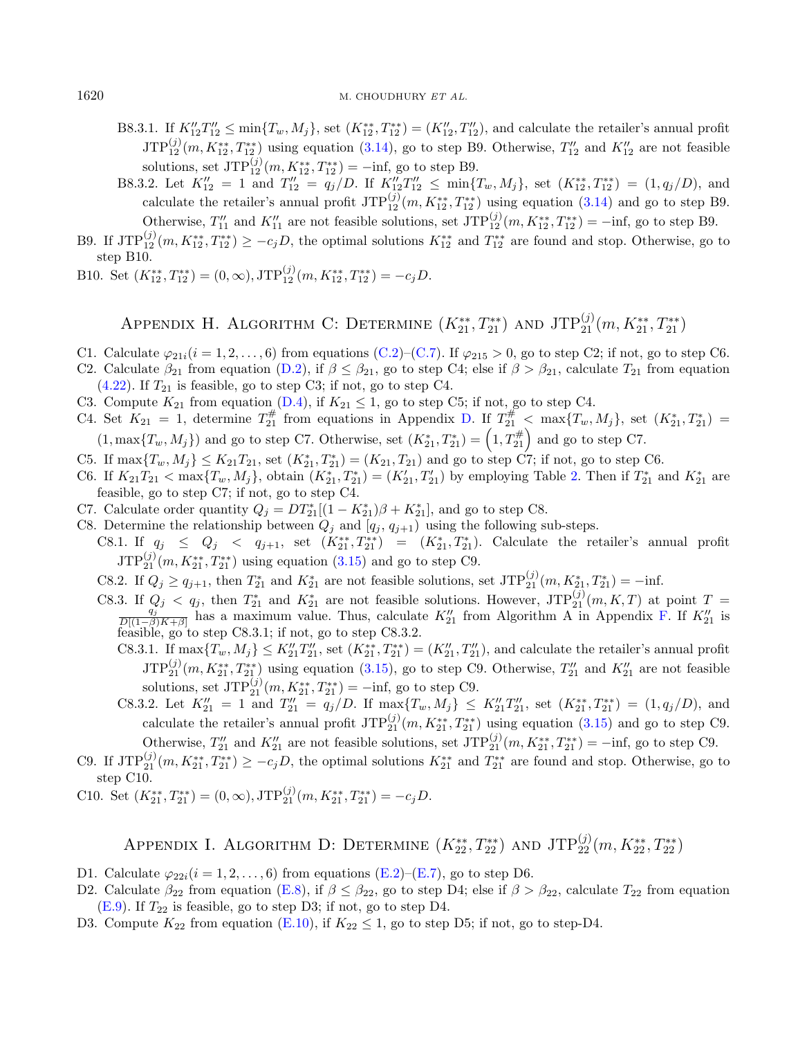B8.3.1. If $K''_{12}T''_{12} \leq \min\{T_w, M_j\}$, set $(K^{**}_{12}, T^{**}_{12}) = (K''_{12}, T''_{12})$, and calculate the retailer's annual profit $\text{JTP}^{(j)}_{12}(m, K^{**}_{12}, T^{**}_{12})$ using equation (3.14), go to step B9. Otherwise, $T''_{12}$ and $K''_{12}$ are not feasible solutions, set $\text{JTP}^{(j)}_{12}(m, K^{**}_{12}, T^{**}_{12}) = -\text{inf}$, go to step B9.

B8.3.2. Let $K''_{12} = 1$ and $T''_{12} = q_j/D$. If $K''_{12}T''_{12} \leq \min\{T_w, M_j\}$, set $(K^{**}_{12}, T^{**}_{12}) = (1, q_j/D)$, and calculate the retailer's annual profit $\text{JTP}^{(j)}_{12}(m, K^{**}_{12}, T^{**}_{12})$ using equation (3.14) and go to step B9. Otherwise, $T''_{11}$ and $K''_{11}$ are not feasible solutions, set $\text{JTP}^{(j)}_{12}(m, K^{**}_{12}, T^{**}_{12}) = -\text{inf}$, go to step B9.

B9. If $\text{JTP}^{(j)}_{12}(m, K^{**}_{12}, T^{**}_{12}) \geq -c_j D$, the optimal solutions $K^{**}_{12}$ and $T^{**}_{12}$ are found and stop. Otherwise, go to step B10.

B10. Set $(K^{**}_{12}, T^{**}_{12}) = (0, \infty), \text{JTP}^{(j)}_{12}(m, K^{**}_{12}, T^{**}_{12}) = -c_j D$.

## Appendix H. Algorithm C: Determine $(K^{**}_{21}, T^{**}_{21})$ and $\text{JTP}^{(j)}_{21}(m, K^{**}_{21}, T^{**}_{21})$

C1. Calculate $\varphi_{21i}(i = 1, 2, \ldots, 6)$ from equations (C.2)–(C.7). If $\varphi_{215} > 0$, go to step C2; if not, go to step C6.

C2. Calculate $\beta_{21}$ from equation (D.2), if $\beta \leq \beta_{21}$, go to step C4; else if $\beta > \beta_{21}$, calculate $T_{21}$ from equation (4.22). If $T_{21}$ is feasible, go to step C3; if not, go to step C4.

C3. Compute $K_{21}$ from equation (D.4), if $K_{21} \leq 1$, go to step C5; if not, go to step C4.

C4. Set $K_{21} = 1$, determine $T^{\#}_{21}$ from equations in Appendix D. If $T^{\#}_{21} < \max\{T_w, M_j\}$, set $(K^{*}_{21}, T^{*}_{21}) = (1, \max\{T_w, M_j\})$ and go to step C7. Otherwise, set $(K^{*}_{21}, T^{*}_{21}) = \left(1, T^{\#}_{21}\right)$ and go to step C7.

C5. If $\max\{T_w, M_j\} \leq K_{21}T_{21}$, set $(K^{*}_{21}, T^{*}_{21}) = (K_{21}, T_{21})$ and go to step C7; if not, go to step C6.

C6. If $K_{21}T_{21} < \max\{T_w, M_j\}$, obtain $(K^{*}_{21}, T^{*}_{21}) = (K'_{21}, T'_{21})$ by employing Table 2. Then if $T^{*}_{21}$ and $K^{*}_{21}$ are feasible, go to step C7; if not, go to step C4.

C7. Calculate order quantity $Q_j = DT^{*}_{21}[(1 - K^{*}_{21})\beta + K^{*}_{21}]$, and go to step C8.

C8. Determine the relationship between $Q_j$ and $[q_j, q_{j+1})$ using the following sub-steps.

C8.1. If $q_j \leq Q_j < q_{j+1}$, set $(K^{**}_{21}, T^{**}_{21}) = (K^{*}_{21}, T^{*}_{21})$. Calculate the retailer's annual profit $\text{JTP}^{(j)}_{21}(m, K^{**}_{21}, T^{**}_{21})$ using equation (3.15) and go to step C9.

C8.2. If $Q_j \geq q_{j+1}$, then $T^{*}_{21}$ and $K^{*}_{21}$ are not feasible solutions, set $\text{JTP}^{(j)}_{21}(m, K^{*}_{21}, T^{*}_{21}) = -\text{inf}$.

C8.3. If $Q_j < q_j$, then $T^{*}_{21}$ and $K^{*}_{21}$ are not feasible solutions. However, $\text{JTP}^{(j)}_{21}(m, K, T)$ at point $T = \frac{q_j}{D[(1-\beta)K+\beta]}$ has a maximum value. Thus, calculate $K''_{21}$ from Algorithm A in Appendix F. If $K''_{21}$ is feasible, go to step C8.3.1; if not, go to step C8.3.2.

C8.3.1. If $\max\{T_w, M_j\} \leq K''_{21}T''_{21}$, set $(K^{**}_{21}, T^{**}_{21}) = (K''_{21}, T''_{21})$, and calculate the retailer's annual profit $\text{JTP}^{(j)}_{21}(m, K^{**}_{21}, T^{**}_{21})$ using equation (3.15), go to step C9. Otherwise, $T''_{21}$ and $K''_{21}$ are not feasible solutions, set $\text{JTP}^{(j)}_{21}(m, K^{**}_{21}, T^{**}_{21}) = -\text{inf}$, go to step C9.

C8.3.2. Let $K''_{21} = 1$ and $T''_{21} = q_j/D$. If $\max\{T_w, M_j\} \leq K''_{21}T''_{21}$, set $(K^{**}_{21}, T^{**}_{21}) = (1, q_j/D)$, and calculate the retailer's annual profit $\text{JTP}^{(j)}_{21}(m, K^{**}_{21}, T^{**}_{21})$ using equation (3.15) and go to step C9. Otherwise, $T''_{21}$ and $K''_{21}$ are not feasible solutions, set $\text{JTP}^{(j)}_{21}(m, K^{**}_{21}, T^{**}_{21}) = -\text{inf}$, go to step C9.

C9. If $\text{JTP}^{(j)}_{21}(m, K^{**}_{21}, T^{**}_{21}) \geq -c_j D$, the optimal solutions $K^{**}_{21}$ and $T^{**}_{21}$ are found and stop. Otherwise, go to step C10.

C10. Set $(K^{**}_{21}, T^{**}_{21}) = (0, \infty), \text{JTP}^{(j)}_{21}(m, K^{**}_{21}, T^{**}_{21}) = -c_j D$.

## Appendix I. Algorithm D: Determine $(K^{**}_{22}, T^{**}_{22})$ and $\text{JTP}^{(j)}_{22}(m, K^{**}_{22}, T^{**}_{22})$

D1. Calculate $\varphi_{22i}(i = 1, 2, \ldots, 6)$ from equations (E.2)–(E.7), go to step D6.

D2. Calculate $\beta_{22}$ from equation (E.8), if $\beta \leq \beta_{22}$, go to step D4; else if $\beta > \beta_{22}$, calculate $T_{22}$ from equation (E.9). If $T_{22}$ is feasible, go to step D3; if not, go to step D4.

D3. Compute $K_{22}$ from equation (E.10), if $K_{22} \leq 1$, go to step D5; if not, go to step-D4.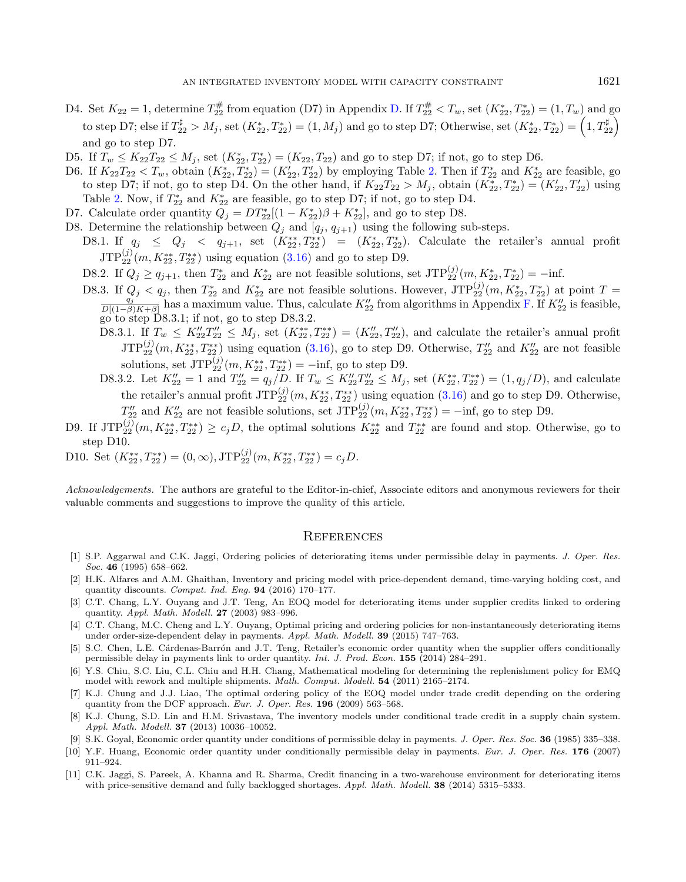D4. Set $K_{22} = 1$, determine $T_{22}^{\#}$ from equation (D7) in Appendix D. If $T_{22}^{\#} < T_w$, set $(K_{22}^*, T_{22}^*) = (1, T_w)$ and go to step D7; else if $T_{22}^{\sharp} > M_j$, set $(K_{22}^*, T_{22}^*) = (1, M_j)$ and go to step D7; Otherwise, set $(K_{22}^*, T_{22}^*) = \left(1, T_{22}^{\sharp}\right)$ and go to step D7.

D5. If $T_w \leq K_{22}T_{22} \leq M_j$, set $(K_{22}^*, T_{22}^*) = (K_{22}, T_{22})$ and go to step D7; if not, go to step D6.

D6. If $K_{22}T_{22} < T_w$, obtain $(K_{22}^*, T_{22}^*) = (K_{22}', T_{22}')$ by employing Table 2. Then if $T_{22}^*$ and $K_{22}^*$ are feasible, go to step D7; if not, go to step D4. On the other hand, if $K_{22}T_{22} > M_j$, obtain $(K_{22}^*, T_{22}^*) = (K_{22}', T_{22}')$ using Table 2. Now, if $T_{22}^*$ and $K_{22}^*$ are feasible, go to step D7; if not, go to step D4.

D7. Calculate order quantity $Q_j = DT_{22}^*[(1 - K_{22}^*)\beta + K_{22}^*]$, and go to step D8.

D8. Determine the relationship between $Q_j$ and $[q_j, q_{j+1})$ using the following sub-steps.

D8.1. If $q_j \leq Q_j < q_{j+1}$, set $(K_{22}^{**}, T_{22}^{**}) = (K_{22}^*, T_{22}^*)$. Calculate the retailer's annual profit $\mathrm{JTP}_{22}^{(j)}(m, K_{22}^{**}, T_{22}^{**})$ using equation (3.16) and go to step D9.

D8.2. If $Q_j \geq q_{j+1}$, then $T_{22}^*$ and $K_{22}^*$ are not feasible solutions, set $\mathrm{JTP}_{22}^{(j)}(m, K_{22}^*, T_{22}^*) = -\mathrm{inf}$.

D8.3. If $Q_j < q_j$, then $T_{22}^*$ and $K_{22}^*$ are not feasible solutions. However, $\mathrm{JTP}_{22}^{(j)}(m, K_{22}^*, T_{22}^*)$ at point $T = \frac{q_j}{D[(1-\beta)K+\beta]}$ has a maximum value. Thus, calculate $K_{22}''$ from algorithms in Appendix F. If $K_{22}''$ is feasible, go to step D8.3.1; if not, go to step D8.3.2.

D8.3.1. If $T_w \leq K_{22}''T_{22}'' \leq M_j$, set $(K_{22}^{**}, T_{22}^{**}) = (K_{22}'', T_{22}'')$, and calculate the retailer's annual profit $\mathrm{JTP}_{22}^{(j)}(m, K_{22}^{**}, T_{22}^{**})$ using equation (3.16), go to step D9. Otherwise, $T_{22}''$ and $K_{22}''$ are not feasible solutions, set $\mathrm{JTP}_{22}^{(j)}(m, K_{22}^{**}, T_{22}^{**}) = -\mathrm{inf}$, go to step D9.

D8.3.2. Let $K_{22}'' = 1$ and $T_{22}'' = q_j/D$. If $T_w \leq K_{22}''T_{22}'' \leq M_j$, set $(K_{22}^{**}, T_{22}^{**}) = (1, q_j/D)$, and calculate the retailer's annual profit $\mathrm{JTP}_{22}^{(j)}(m, K_{22}^{**}, T_{22}^{**})$ using equation (3.16) and go to step D9. Otherwise, $T_{22}''$ and $K_{22}''$ are not feasible solutions, set $\mathrm{JTP}_{22}^{(j)}(m, K_{22}^{**}, T_{22}^{**}) = -\mathrm{inf}$, go to step D9.

D9. If $\mathrm{JTP}_{22}^{(j)}(m, K_{22}^{**}, T_{22}^{**}) \geq c_j D$, the optimal solutions $K_{22}^{**}$ and $T_{22}^{**}$ are found and stop. Otherwise, go to step D10.

D10. Set $(K_{22}^{**}, T_{22}^{**}) = (0, \infty), \mathrm{JTP}_{22}^{(j)}(m, K_{22}^{**}, T_{22}^{**}) = c_j D$.

*Acknowledgements.* The authors are grateful to the Editor-in-chief, Associate editors and anonymous reviewers for their valuable comments and suggestions to improve the quality of this article.

## References

[1] S.P. Aggarwal and C.K. Jaggi, Ordering policies of deteriorating items under permissible delay in payments. *J. Oper. Res. Soc.* **46** (1995) 658–662.

[2] H.K. Alfares and A.M. Ghaithan, Inventory and pricing model with price-dependent demand, time-varying holding cost, and quantity discounts. *Comput. Ind. Eng.* **94** (2016) 170–177.

[3] C.T. Chang, L.Y. Ouyang and J.T. Teng, An EOQ model for deteriorating items under supplier credits linked to ordering quantity. *Appl. Math. Modell.* **27** (2003) 983–996.

[4] C.T. Chang, M.C. Cheng and L.Y. Ouyang, Optimal pricing and ordering policies for non-instantaneously deteriorating items under order-size-dependent delay in payments. *Appl. Math. Modell.* **39** (2015) 747–763.

[5] S.C. Chen, L.E. Cárdenas-Barrón and J.T. Teng, Retailer's economic order quantity when the supplier offers conditionally permissible delay in payments link to order quantity. *Int. J. Prod. Econ.* **155** (2014) 284–291.

[6] Y.S. Chiu, S.C. Liu, C.L. Chiu and H.H. Chang, Mathematical modeling for determining the replenishment policy for EMQ model with rework and multiple shipments. *Math. Comput. Modell.* **54** (2011) 2165–2174.

[7] K.J. Chung and J.J. Liao, The optimal ordering policy of the EOQ model under trade credit depending on the ordering quantity from the DCF approach. *Eur. J. Oper. Res.* **196** (2009) 563–568.

[8] K.J. Chung, S.D. Lin and H.M. Srivastava, The inventory models under conditional trade credit in a supply chain system. *Appl. Math. Modell.* **37** (2013) 10036–10052.

[9] S.K. Goyal, Economic order quantity under conditions of permissible delay in payments. *J. Oper. Res. Soc.* **36** (1985) 335–338.

[10] Y.F. Huang, Economic order quantity under conditionally permissible delay in payments. *Eur. J. Oper. Res.* **176** (2007) 911–924.

[11] C.K. Jaggi, S. Pareek, A. Khanna and R. Sharma, Credit financing in a two-warehouse environment for deteriorating items with price-sensitive demand and fully backlogged shortages. *Appl. Math. Modell.* **38** (2014) 5315–5333.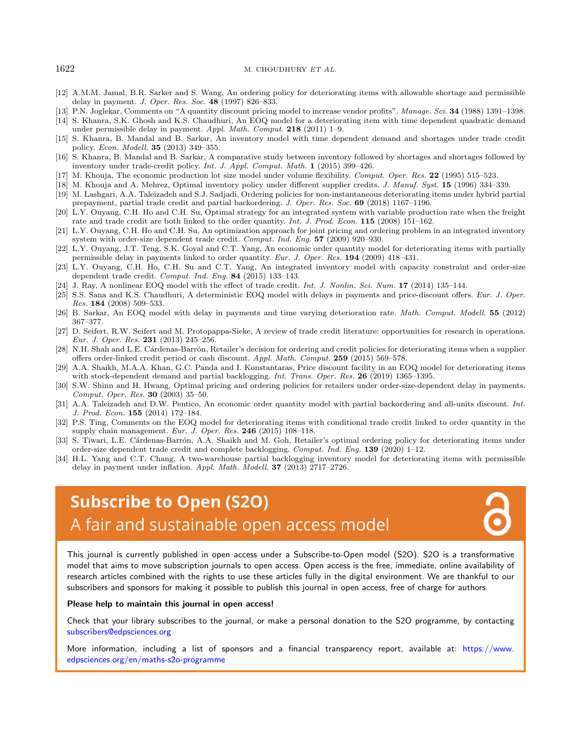[12] A.M.M. Jamal, B.R. Sarker and S. Wang, An ordering policy for deteriorating items with allowable shortage and permissible delay in payment. *J. Oper. Res. Soc.* **48** (1997) 826–833.

[13] P.N. Joglekar, Comments on "A quantity discount pricing model to increase vendor profits". *Manage. Sci.* **34** (1988) 1391–1398.

[14] S. Khanra, S.K. Ghosh and K.S. Chaudhuri, An EOQ model for a deteriorating item with time dependent quadratic demand under permissible delay in payment. *Appl. Math. Comput.* **218** (2011) 1–9.

[15] S. Khanra, B. Mandal and B. Sarkar, An inventory model with time dependent demand and shortages under trade credit policy. *Econ. Modell.* **35** (2013) 349–355.

[16] S. Khanra, B. Mandal and B. Sarkar, A comparative study between inventory followed by shortages and shortages followed by inventory under trade-credit policy. *Int. J. Appl. Comput. Math.* **1** (2015) 399–426.

[17] M. Khouja, The economic production lot size model under volume flexibility. *Comput. Oper. Res.* **22** (1995) 515–523.

[18] M. Khouja and A. Mehrez, Optimal inventory policy under different supplier credits. *J. Manuf. Syst.* **15** (1996) 334–339.

[19] M. Lashgari, A.A. Taleizadeh and S.J. Sadjadi, Ordering policies for non-instantaneous deteriorating items under hybrid partial prepayment, partial trade credit and partial backordering. *J. Oper. Res. Soc.* **69** (2018) 1167–1196.

[20] L.Y. Ouyang, C.H. Ho and C.H. Su, Optimal strategy for an integrated system with variable production rate when the freight rate and trade credit are both linked to the order quantity. *Int. J. Prod. Econ.* **115** (2008) 151–162.

[21] L.Y. Ouyang, C.H. Ho and C.H. Su, An optimization approach for joint pricing and ordering problem in an integrated inventory system with order-size dependent trade credit. *Comput. Ind. Eng.* **57** (2009) 920–930.

[22] L.Y. Ouyang, J.T. Teng, S.K. Goyal and C.T. Yang, An economic order quantity model for deteriorating items with partially permissible delay in payments linked to order quantity. *Eur. J. Oper. Res.* **194** (2009) 418–431.

[23] L.Y. Ouyang, C.H. Ho, C.H. Su and C.T. Yang, An integrated inventory model with capacity constraint and order-size dependent trade credit. *Comput. Ind. Eng.* **84** (2015) 133–143.

[24] J. Ray, A nonlinear EOQ model with the effect of trade credit. *Int. J. Nonlin. Sci. Num.* **17** (2014) 135–144.

[25] S.S. Sana and K.S. Chaudhuri, A deterministic EOQ model with delays in payments and price-discount offers. *Eur. J. Oper. Res.* **184** (2008) 509–533.

[26] B. Sarkar, An EOQ model with delay in payments and time varying deterioration rate. *Math. Comput. Modell.* **55** (2012) 367–377.

[27] D. Seifert, R.W. Seifert and M. Protopappa-Sieke, A review of trade credit literature: opportunities for research in operations. *Eur. J. Oper. Res.* **231** (2013) 245–256.

[28] N.H. Shah and L.E. Cárdenas-Barrón, Retailer's decision for ordering and credit policies for deteriorating items when a supplier offers order-linked credit period or cash discount. *Appl. Math. Comput.* **259** (2015) 569–578.

[29] A.A. Shaikh, M.A.A. Khan, G.C. Panda and I. Konstantaras, Price discount facility in an EOQ model for deteriorating items with stock-dependent demand and partial backlogging. *Int. Trans. Oper. Res.* **26** (2019) 1365–1395.

[30] S.W. Shinn and H. Hwang, Optimal pricing and ordering policies for retailers under order-size-dependent delay in payments. *Comput. Oper. Res.* **30** (2003) 35–50.

[31] A.A. Taleizadeh and D.W. Pentico, An economic order quantity model with partial backordering and all-units discount. *Int. J. Prod. Econ.* **155** (2014) 172–184.

[32] P.S. Ting, Comments on the EOQ model for deteriorating items with conditional trade credit linked to order quantity in the supply chain management. *Eur. J. Oper. Res.* **246** (2015) 108–118.

[33] S. Tiwari, L.E. Cárdenas-Barrón, A.A. Shaikh and M. Goh, Retailer's optimal ordering policy for deteriorating items under order-size dependent trade credit and complete backlogging. *Comput. Ind. Eng.* **139** (2020) 1–12.

[34] H.L. Yang and C.T. Chang, A two-warehouse partial backlogging inventory model for deteriorating items with permissible delay in payment under inflation. *Appl. Math. Modell.* **37** (2013) 2717–2726.

## Subscribe to Open (S2O)

A fair and sustainable open access model

This journal is currently published in open access under a Subscribe-to-Open model (S2O). S2O is a transformative model that aims to move subscription journals to open access. Open access is the free, immediate, online availability of research articles combined with the rights to use these articles fully in the digital environment. We are thankful to our subscribers and sponsors for making it possible to publish this journal in open access, free of charge for authors.

**Please help to maintain this journal in open access!**

Check that your library subscribes to the journal, or make a personal donation to the S2O programme, by contacting subscribers@edpsciences.org

More information, including a list of sponsors and a financial transparency report, available at: https://www.edpsciences.org/en/maths-s2o-programme